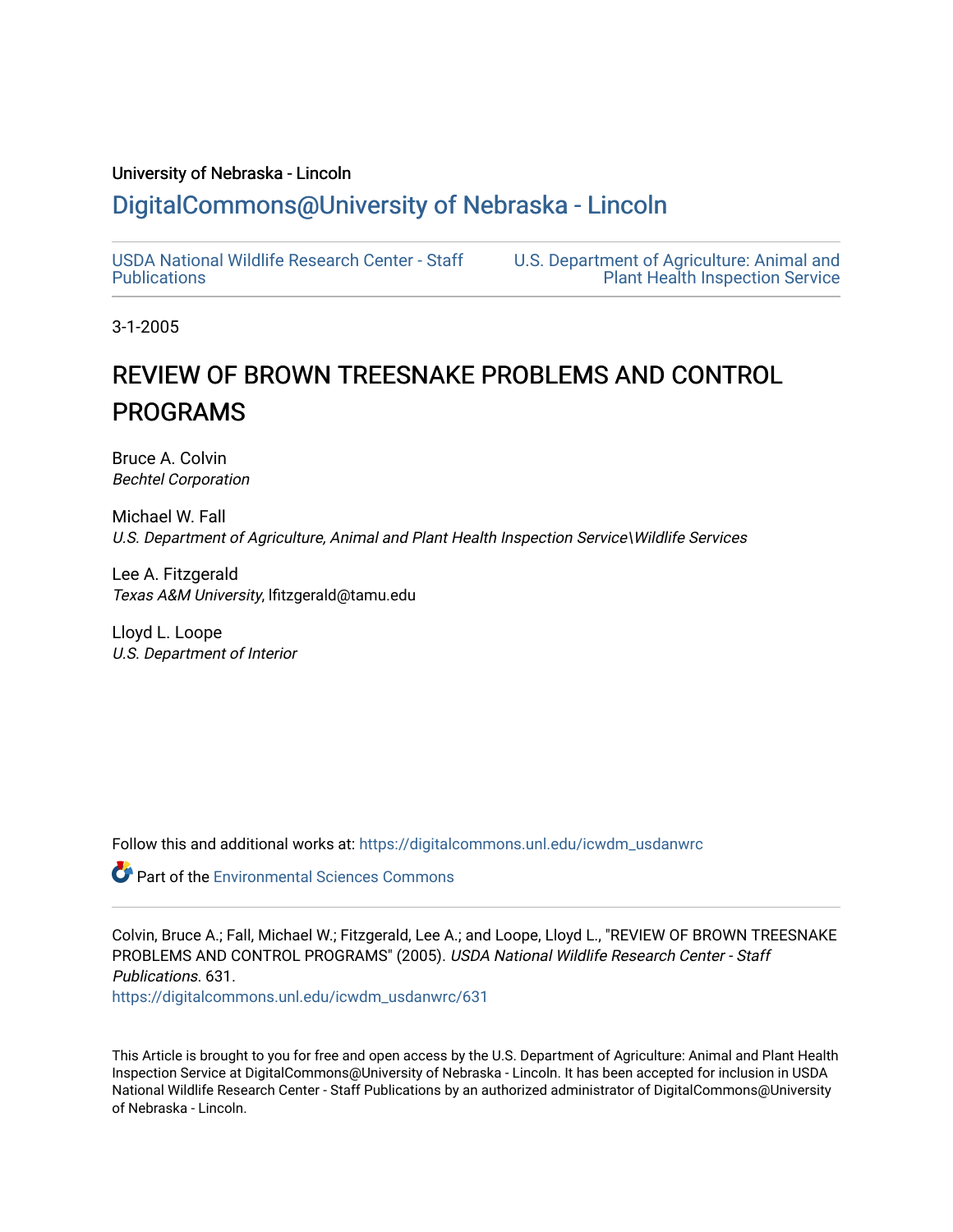University of Nebraska - Lincoln

## DigitalCommons@University of Nebraska - Lincoln

USDA National Wildlife Research Center - Staff Publications

U.S. Department of Agriculture: Animal and Plant Health Inspection Service

3-1-2005

# REVIEW OF BROWN TREESNAKE PROBLEMS AND CONTROL PROGRAMS

Bruce A. Colvin
*Bechtel Corporation*

Michael W. Fall
*U.S. Department of Agriculture, Animal and Plant Health Inspection Service\Wildlife Services*

Lee A. Fitzgerald
*Texas A&M University*, lfitzgerald@tamu.edu

Lloyd L. Loope
*U.S. Department of Interior*

Follow this and additional works at: https://digitalcommons.unl.edu/icwdm_usdanwrc

Part of the Environmental Sciences Commons

Colvin, Bruce A.; Fall, Michael W.; Fitzgerald, Lee A.; and Loope, Lloyd L., "REVIEW OF BROWN TREESNAKE PROBLEMS AND CONTROL PROGRAMS" (2005). *USDA National Wildlife Research Center - Staff Publications*. 631.
https://digitalcommons.unl.edu/icwdm_usdanwrc/631

This Article is brought to you for free and open access by the U.S. Department of Agriculture: Animal and Plant Health Inspection Service at DigitalCommons@University of Nebraska - Lincoln. It has been accepted for inclusion in USDA National Wildlife Research Center - Staff Publications by an authorized administrator of DigitalCommons@University of Nebraska - Lincoln.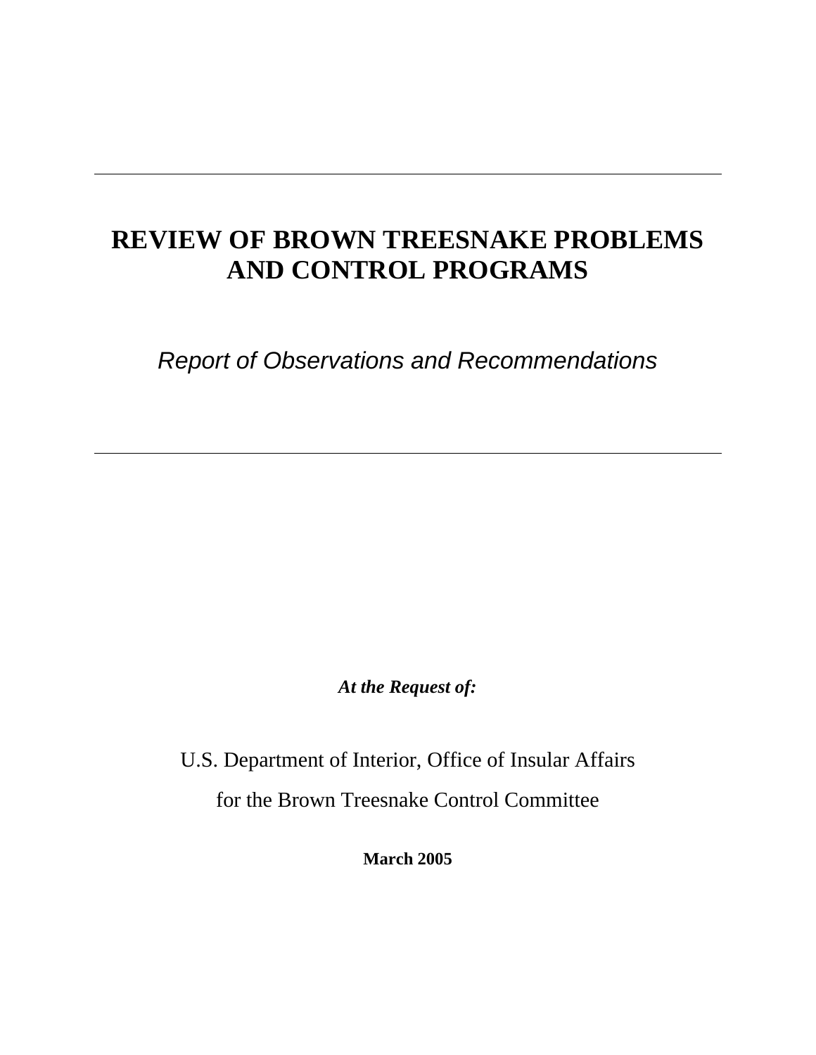# REVIEW OF BROWN TREESNAKE PROBLEMS AND CONTROL PROGRAMS

*Report of Observations and Recommendations*

***At the Request of:***

U.S. Department of Interior, Office of Insular Affairs

for the Brown Treesnake Control Committee

**March 2005**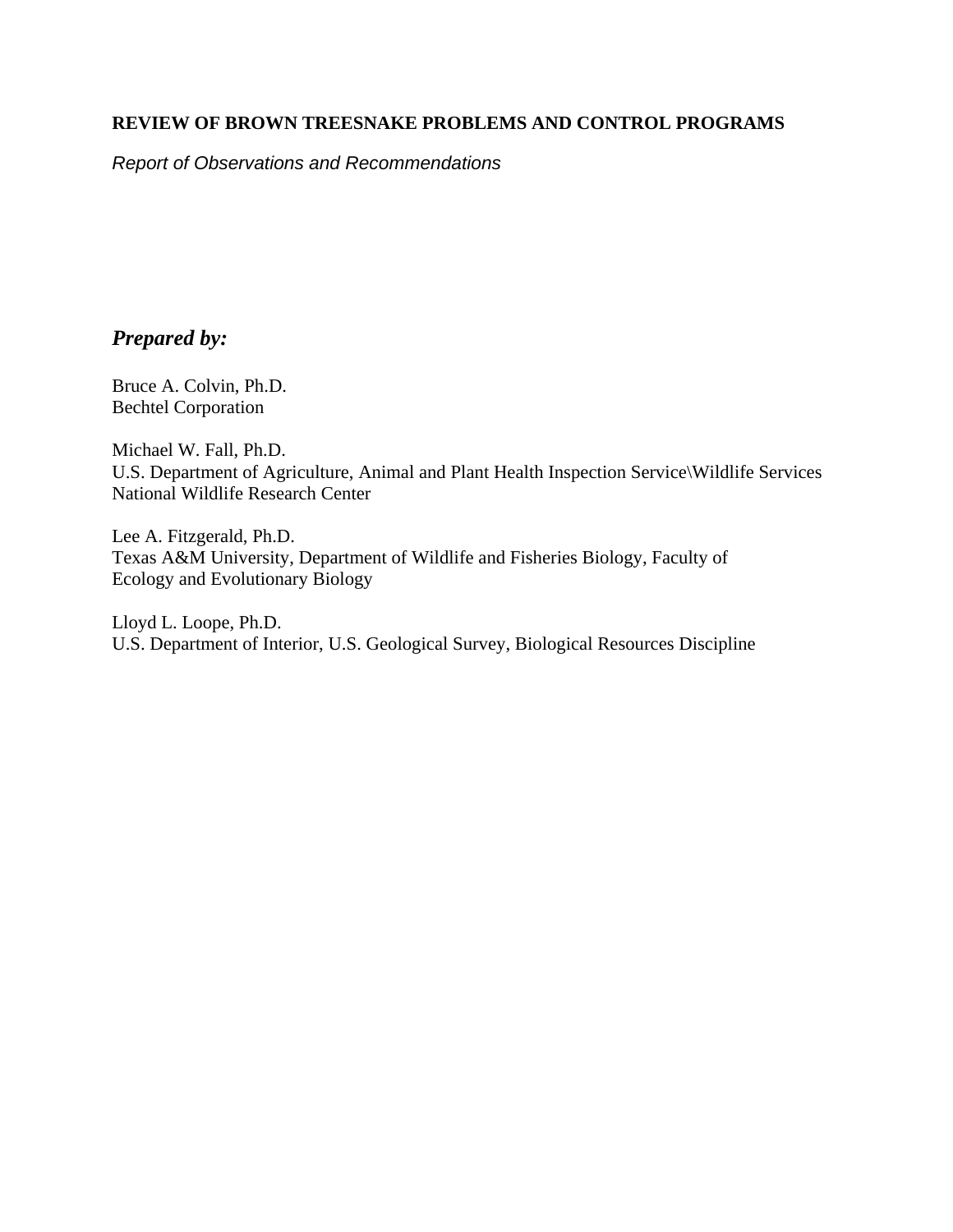# REVIEW OF BROWN TREESNAKE PROBLEMS AND CONTROL PROGRAMS

*Report of Observations and Recommendations*

***Prepared by:***

Bruce A. Colvin, Ph.D.
Bechtel Corporation

Michael W. Fall, Ph.D.
U.S. Department of Agriculture, Animal and Plant Health Inspection Service\Wildlife Services
National Wildlife Research Center

Lee A. Fitzgerald, Ph.D.
Texas A&M University, Department of Wildlife and Fisheries Biology, Faculty of Ecology and Evolutionary Biology

Lloyd L. Loope, Ph.D.
U.S. Department of Interior, U.S. Geological Survey, Biological Resources Discipline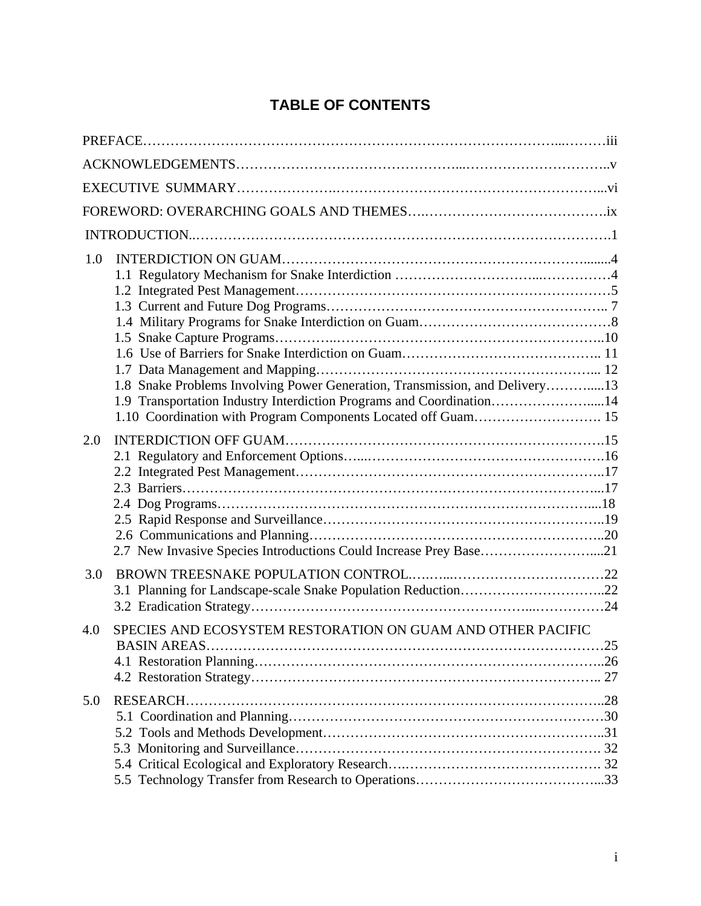# TABLE OF CONTENTS

PREFACE………………………………………………………………………………...………iii

ACKNOWLEDGEMENTS………………………………………...…………………………..v

EXECUTIVE SUMMARY…………………..…………………………………………………...vi

FOREWORD: OVERARCHING GOALS AND THEMES…..………………………………..ix

INTRODUCTION..……………………………………………………………………………….1

1.0 INTERDICTION ON GUAM………………………………………………………........4
- 1.1 Regulatory Mechanism for Snake Interdiction …………………………...……………4
- 1.2 Integrated Pest Management…………………………………………………………5
- 1.3 Current and Future Dog Programs…………….……………………….…………….. 7
- 1.4 Military Programs for Snake Interdiction on Guam……………………………………8
- 1.5 Snake Capture Programs…………..………………………………………………..10
- 1.6 Use of Barriers for Snake Interdiction on Guam…………………………………….. 11
- 1.7 Data Management and Mapping………………………………………………….... 12
- 1.8 Snake Problems Involving Power Generation, Transmission, and Delivery……….....13
- 1.9 Transportation Industry Interdiction Programs and Coordination…………………......14
- 1.10 Coordination with Program Components Located off Guam………………………. 15

2.0 INTERDICTION OFF GUAM……………………………………………………….15
- 2.1 Regulatory and Enforcement Options…...…………………………………………….16
- 2.2 Integrated Pest Management…………………………………………………………..17
- 2.3 Barriers…………………………………………………………………………...17
- 2.4 Dog Programs………………………………………………………………….....18
- 2.5 Rapid Response and Surveillance…………………………………………………..19
- 2.6 Communications and Planning……………………………………………………..20
- 2.7 New Invasive Species Introductions Could Increase Prey Base…………………….....21

3.0 BROWN TREESNAKE POPULATION CONTROL.…..…...……………………………22
- 3.1 Planning for Landscape-scale Snake Population Reduction…………………………..22
- 3.2 Eradication Strategy…………………………………………………...……………24

4.0 SPECIES AND ECOSYSTEM RESTORATION ON GUAM AND OTHER PACIFIC BASIN AREAS………………………………………………………………………….25
- 4.1 Restoration Planning……………………………………………………………….26
- 4.2 Restoration Strategy……………………………………………………………….. 27

5.0 RESEARCH……………………………………………………………………………..28
- 5.1 Coordination and Planning……………………………………………………………30
- 5.2 Tools and Methods Development……………………………………………………..31
- 5.3 Monitoring and Surveillance………………………………………………………. 32
- 5.4 Critical Ecological and Exploratory Research….…………………………………… 32
- 5.5 Technology Transfer from Research to Operations………………………………...33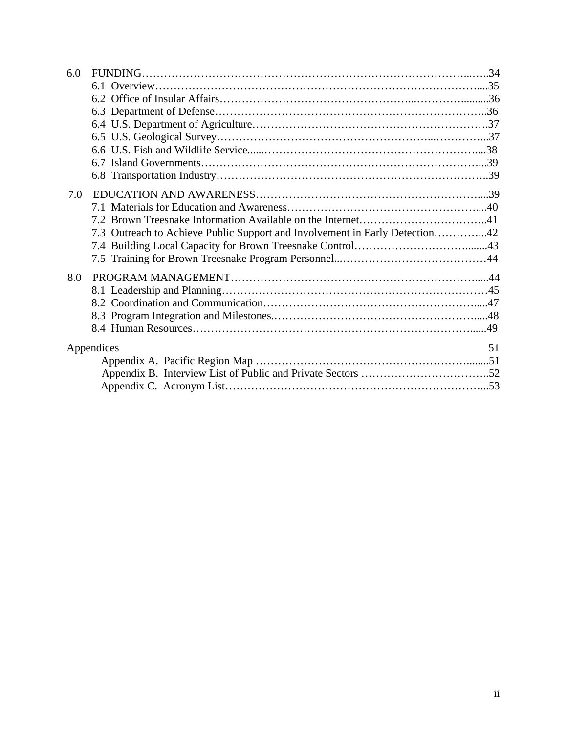6.0 FUNDING........................................................................................34
  6.1 Overview......................................................................................35
  6.2 Office of Insular Affairs...............................................................36
  6.3 Department of Defense...................................................................36
  6.4 U.S. Department of Agriculture.....................................................37
  6.5 U.S. Geological Survey..................................................................37
  6.6 U.S. Fish and Wildlife Service.......................................................38
  6.7 Island Governments.......................................................................39
  6.8 Transportation Industry..................................................................39

7.0 EDUCATION AND AWARENESS.................................................................39
  7.1 Materials for Education and Awareness...........................................40
  7.2 Brown Treesnake Information Available on the Internet.......................41
  7.3 Outreach to Achieve Public Support and Involvement in Early Detection..........42
  7.4 Building Local Capacity for Brown Treesnake Control.........................43
  7.5 Training for Brown Treesnake Program Personnel..............................44

8.0 PROGRAM MANAGEMENT.....................................................................44
  8.1 Leadership and Planning.................................................................45
  8.2 Coordination and Communication.....................................................47
  8.3 Program Integration and Milestones.................................................48
  8.4 Human Resources..........................................................................49

Appendices 51
  Appendix A. Pacific Region Map ..........................................................51
  Appendix B. Interview List of Public and Private Sectors ...........................52
  Appendix C. Acronym List.....................................................................53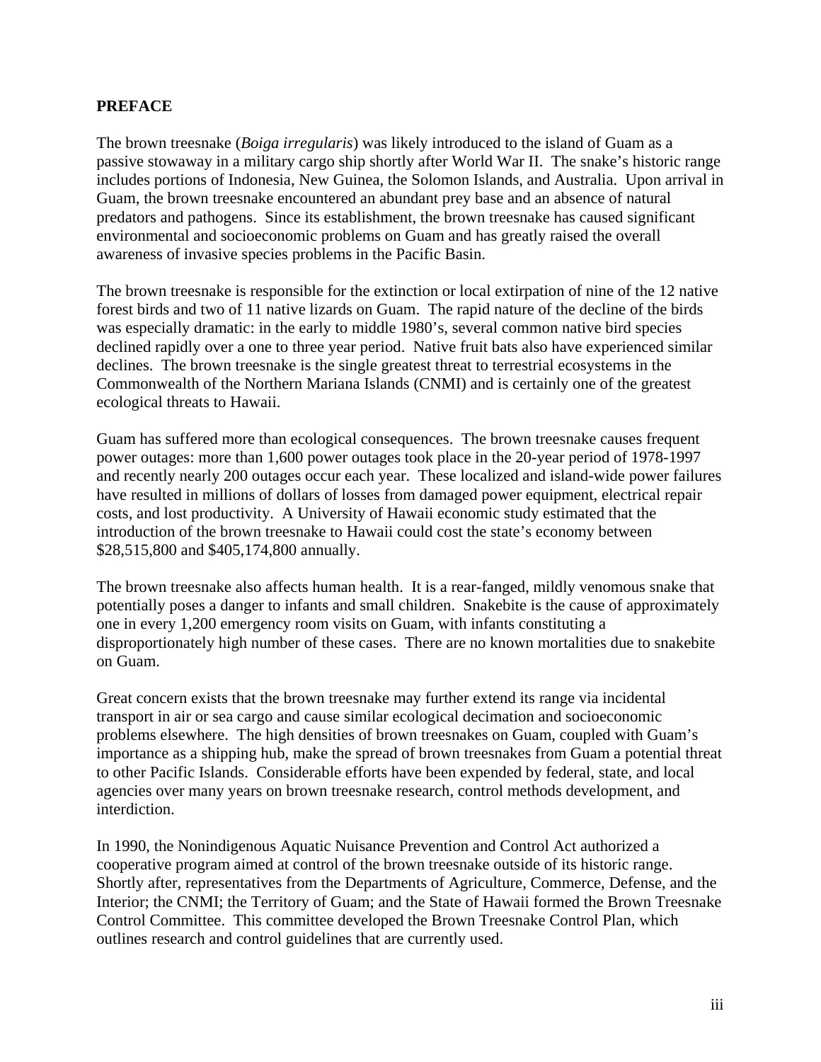## PREFACE

The brown treesnake (*Boiga irregularis*) was likely introduced to the island of Guam as a passive stowaway in a military cargo ship shortly after World War II. The snake's historic range includes portions of Indonesia, New Guinea, the Solomon Islands, and Australia. Upon arrival in Guam, the brown treesnake encountered an abundant prey base and an absence of natural predators and pathogens. Since its establishment, the brown treesnake has caused significant environmental and socioeconomic problems on Guam and has greatly raised the overall awareness of invasive species problems in the Pacific Basin.

The brown treesnake is responsible for the extinction or local extirpation of nine of the 12 native forest birds and two of 11 native lizards on Guam. The rapid nature of the decline of the birds was especially dramatic: in the early to middle 1980's, several common native bird species declined rapidly over a one to three year period. Native fruit bats also have experienced similar declines. The brown treesnake is the single greatest threat to terrestrial ecosystems in the Commonwealth of the Northern Mariana Islands (CNMI) and is certainly one of the greatest ecological threats to Hawaii.

Guam has suffered more than ecological consequences. The brown treesnake causes frequent power outages: more than 1,600 power outages took place in the 20-year period of 1978-1997 and recently nearly 200 outages occur each year. These localized and island-wide power failures have resulted in millions of dollars of losses from damaged power equipment, electrical repair costs, and lost productivity. A University of Hawaii economic study estimated that the introduction of the brown treesnake to Hawaii could cost the state's economy between $28,515,800 and $405,174,800 annually.

The brown treesnake also affects human health. It is a rear-fanged, mildly venomous snake that potentially poses a danger to infants and small children. Snakebite is the cause of approximately one in every 1,200 emergency room visits on Guam, with infants constituting a disproportionately high number of these cases. There are no known mortalities due to snakebite on Guam.

Great concern exists that the brown treesnake may further extend its range via incidental transport in air or sea cargo and cause similar ecological decimation and socioeconomic problems elsewhere. The high densities of brown treesnakes on Guam, coupled with Guam's importance as a shipping hub, make the spread of brown treesnakes from Guam a potential threat to other Pacific Islands. Considerable efforts have been expended by federal, state, and local agencies over many years on brown treesnake research, control methods development, and interdiction.

In 1990, the Nonindigenous Aquatic Nuisance Prevention and Control Act authorized a cooperative program aimed at control of the brown treesnake outside of its historic range. Shortly after, representatives from the Departments of Agriculture, Commerce, Defense, and the Interior; the CNMI; the Territory of Guam; and the State of Hawaii formed the Brown Treesnake Control Committee. This committee developed the Brown Treesnake Control Plan, which outlines research and control guidelines that are currently used.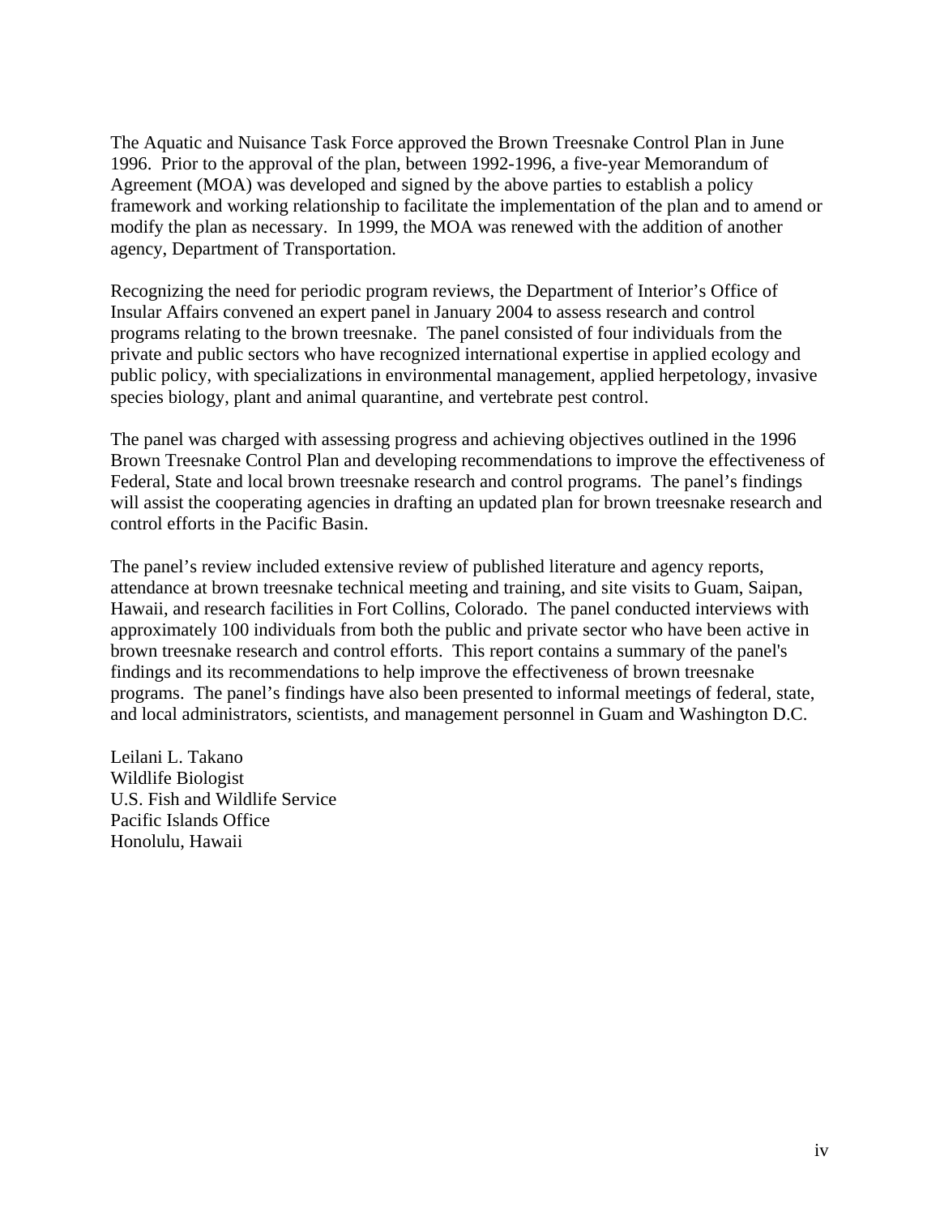The Aquatic and Nuisance Task Force approved the Brown Treesnake Control Plan in June 1996. Prior to the approval of the plan, between 1992-1996, a five-year Memorandum of Agreement (MOA) was developed and signed by the above parties to establish a policy framework and working relationship to facilitate the implementation of the plan and to amend or modify the plan as necessary. In 1999, the MOA was renewed with the addition of another agency, Department of Transportation.

Recognizing the need for periodic program reviews, the Department of Interior's Office of Insular Affairs convened an expert panel in January 2004 to assess research and control programs relating to the brown treesnake. The panel consisted of four individuals from the private and public sectors who have recognized international expertise in applied ecology and public policy, with specializations in environmental management, applied herpetology, invasive species biology, plant and animal quarantine, and vertebrate pest control.

The panel was charged with assessing progress and achieving objectives outlined in the 1996 Brown Treesnake Control Plan and developing recommendations to improve the effectiveness of Federal, State and local brown treesnake research and control programs. The panel's findings will assist the cooperating agencies in drafting an updated plan for brown treesnake research and control efforts in the Pacific Basin.

The panel's review included extensive review of published literature and agency reports, attendance at brown treesnake technical meeting and training, and site visits to Guam, Saipan, Hawaii, and research facilities in Fort Collins, Colorado. The panel conducted interviews with approximately 100 individuals from both the public and private sector who have been active in brown treesnake research and control efforts. This report contains a summary of the panel's findings and its recommendations to help improve the effectiveness of brown treesnake programs. The panel's findings have also been presented to informal meetings of federal, state, and local administrators, scientists, and management personnel in Guam and Washington D.C.

Leilani L. Takano  
Wildlife Biologist  
U.S. Fish and Wildlife Service  
Pacific Islands Office  
Honolulu, Hawaii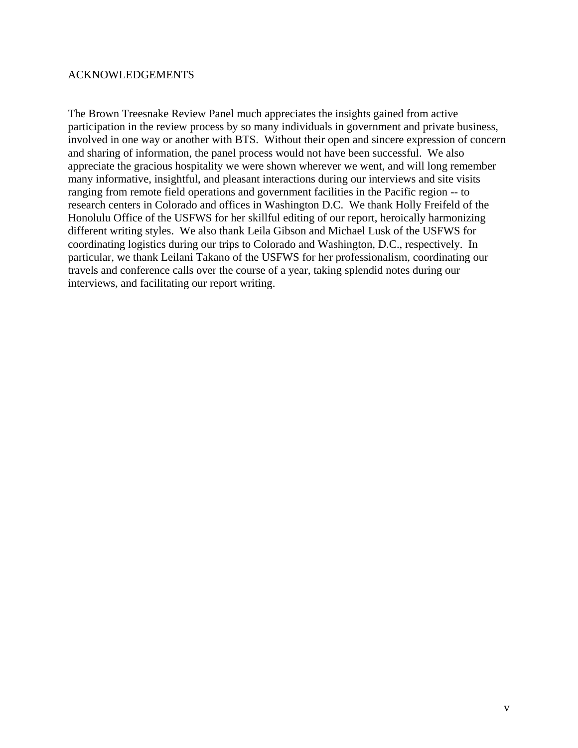## ACKNOWLEDGEMENTS

The Brown Treesnake Review Panel much appreciates the insights gained from active participation in the review process by so many individuals in government and private business, involved in one way or another with BTS. Without their open and sincere expression of concern and sharing of information, the panel process would not have been successful. We also appreciate the gracious hospitality we were shown wherever we went, and will long remember many informative, insightful, and pleasant interactions during our interviews and site visits ranging from remote field operations and government facilities in the Pacific region -- to research centers in Colorado and offices in Washington D.C. We thank Holly Freifeld of the Honolulu Office of the USFWS for her skillful editing of our report, heroically harmonizing different writing styles. We also thank Leila Gibson and Michael Lusk of the USFWS for coordinating logistics during our trips to Colorado and Washington, D.C., respectively. In particular, we thank Leilani Takano of the USFWS for her professionalism, coordinating our travels and conference calls over the course of a year, taking splendid notes during our interviews, and facilitating our report writing.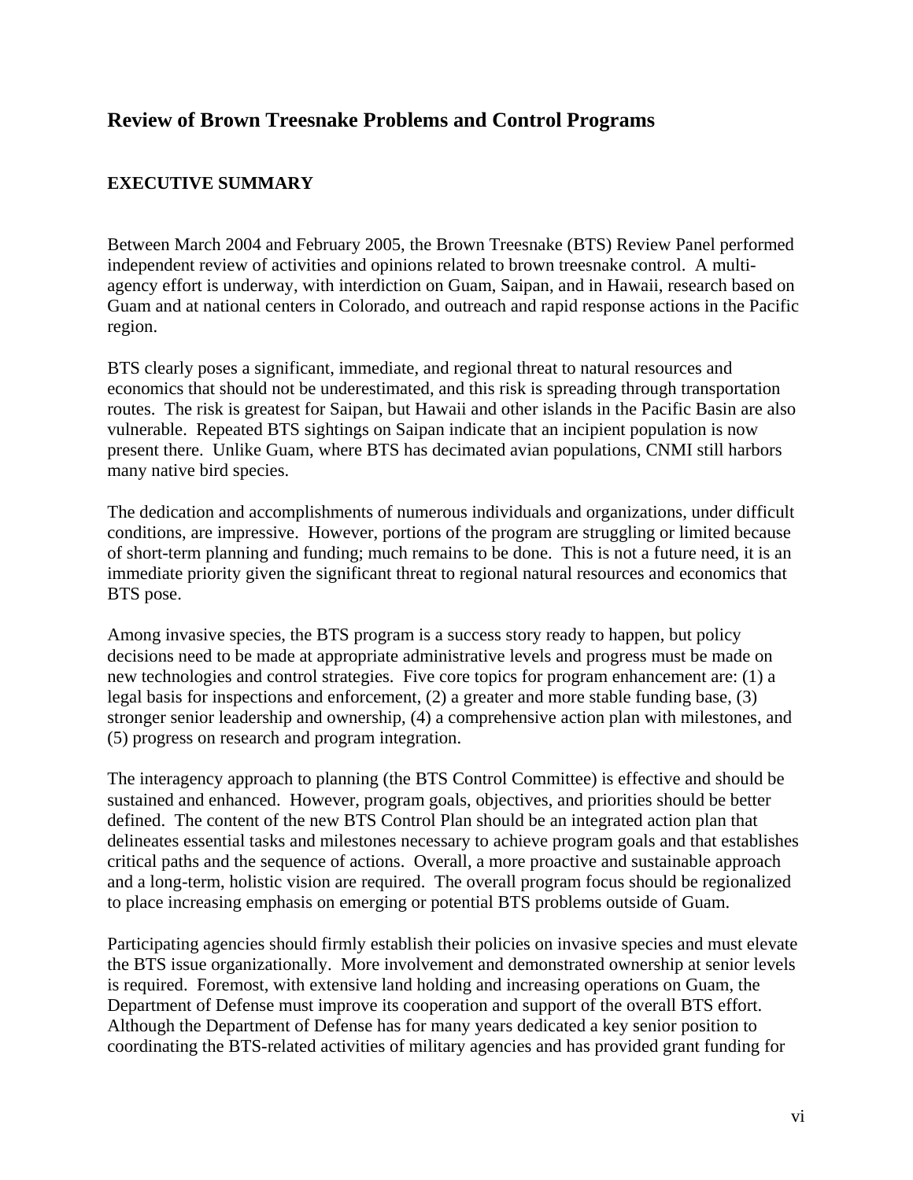## Review of Brown Treesnake Problems and Control Programs

### EXECUTIVE SUMMARY

Between March 2004 and February 2005, the Brown Treesnake (BTS) Review Panel performed independent review of activities and opinions related to brown treesnake control. A multi-agency effort is underway, with interdiction on Guam, Saipan, and in Hawaii, research based on Guam and at national centers in Colorado, and outreach and rapid response actions in the Pacific region.

BTS clearly poses a significant, immediate, and regional threat to natural resources and economics that should not be underestimated, and this risk is spreading through transportation routes. The risk is greatest for Saipan, but Hawaii and other islands in the Pacific Basin are also vulnerable. Repeated BTS sightings on Saipan indicate that an incipient population is now present there. Unlike Guam, where BTS has decimated avian populations, CNMI still harbors many native bird species.

The dedication and accomplishments of numerous individuals and organizations, under difficult conditions, are impressive. However, portions of the program are struggling or limited because of short-term planning and funding; much remains to be done. This is not a future need, it is an immediate priority given the significant threat to regional natural resources and economics that BTS pose.

Among invasive species, the BTS program is a success story ready to happen, but policy decisions need to be made at appropriate administrative levels and progress must be made on new technologies and control strategies. Five core topics for program enhancement are: (1) a legal basis for inspections and enforcement, (2) a greater and more stable funding base, (3) stronger senior leadership and ownership, (4) a comprehensive action plan with milestones, and (5) progress on research and program integration.

The interagency approach to planning (the BTS Control Committee) is effective and should be sustained and enhanced. However, program goals, objectives, and priorities should be better defined. The content of the new BTS Control Plan should be an integrated action plan that delineates essential tasks and milestones necessary to achieve program goals and that establishes critical paths and the sequence of actions. Overall, a more proactive and sustainable approach and a long-term, holistic vision are required. The overall program focus should be regionalized to place increasing emphasis on emerging or potential BTS problems outside of Guam.

Participating agencies should firmly establish their policies on invasive species and must elevate the BTS issue organizationally. More involvement and demonstrated ownership at senior levels is required. Foremost, with extensive land holding and increasing operations on Guam, the Department of Defense must improve its cooperation and support of the overall BTS effort. Although the Department of Defense has for many years dedicated a key senior position to coordinating the BTS-related activities of military agencies and has provided grant funding for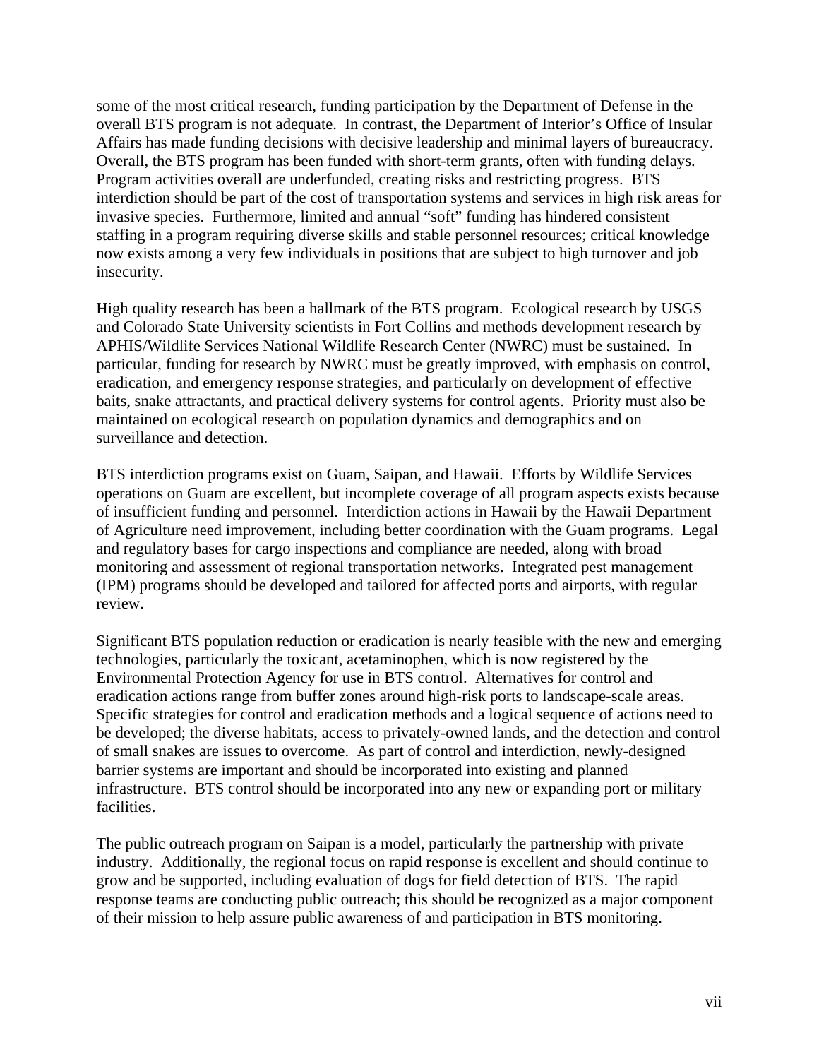some of the most critical research, funding participation by the Department of Defense in the overall BTS program is not adequate. In contrast, the Department of Interior's Office of Insular Affairs has made funding decisions with decisive leadership and minimal layers of bureaucracy. Overall, the BTS program has been funded with short-term grants, often with funding delays. Program activities overall are underfunded, creating risks and restricting progress. BTS interdiction should be part of the cost of transportation systems and services in high risk areas for invasive species. Furthermore, limited and annual "soft" funding has hindered consistent staffing in a program requiring diverse skills and stable personnel resources; critical knowledge now exists among a very few individuals in positions that are subject to high turnover and job insecurity.

High quality research has been a hallmark of the BTS program. Ecological research by USGS and Colorado State University scientists in Fort Collins and methods development research by APHIS/Wildlife Services National Wildlife Research Center (NWRC) must be sustained. In particular, funding for research by NWRC must be greatly improved, with emphasis on control, eradication, and emergency response strategies, and particularly on development of effective baits, snake attractants, and practical delivery systems for control agents. Priority must also be maintained on ecological research on population dynamics and demographics and on surveillance and detection.

BTS interdiction programs exist on Guam, Saipan, and Hawaii. Efforts by Wildlife Services operations on Guam are excellent, but incomplete coverage of all program aspects exists because of insufficient funding and personnel. Interdiction actions in Hawaii by the Hawaii Department of Agriculture need improvement, including better coordination with the Guam programs. Legal and regulatory bases for cargo inspections and compliance are needed, along with broad monitoring and assessment of regional transportation networks. Integrated pest management (IPM) programs should be developed and tailored for affected ports and airports, with regular review.

Significant BTS population reduction or eradication is nearly feasible with the new and emerging technologies, particularly the toxicant, acetaminophen, which is now registered by the Environmental Protection Agency for use in BTS control. Alternatives for control and eradication actions range from buffer zones around high-risk ports to landscape-scale areas. Specific strategies for control and eradication methods and a logical sequence of actions need to be developed; the diverse habitats, access to privately-owned lands, and the detection and control of small snakes are issues to overcome. As part of control and interdiction, newly-designed barrier systems are important and should be incorporated into existing and planned infrastructure. BTS control should be incorporated into any new or expanding port or military facilities.

The public outreach program on Saipan is a model, particularly the partnership with private industry. Additionally, the regional focus on rapid response is excellent and should continue to grow and be supported, including evaluation of dogs for field detection of BTS. The rapid response teams are conducting public outreach; this should be recognized as a major component of their mission to help assure public awareness of and participation in BTS monitoring.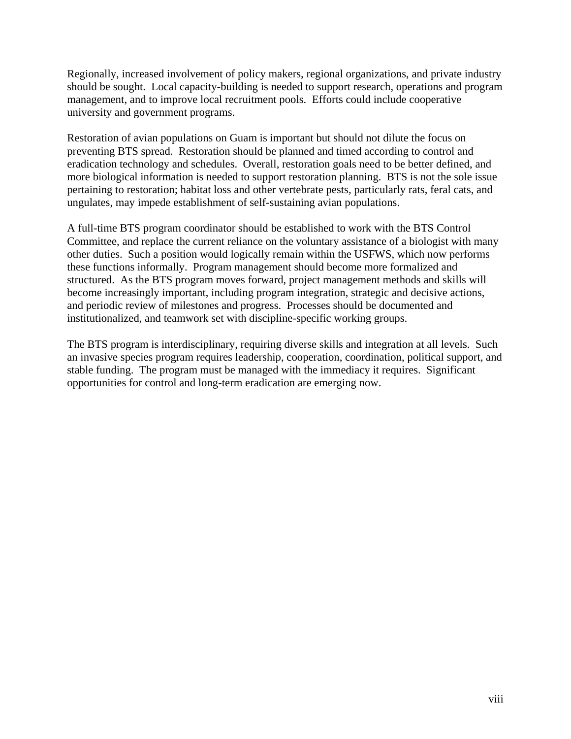Regionally, increased involvement of policy makers, regional organizations, and private industry should be sought. Local capacity-building is needed to support research, operations and program management, and to improve local recruitment pools. Efforts could include cooperative university and government programs.

Restoration of avian populations on Guam is important but should not dilute the focus on preventing BTS spread. Restoration should be planned and timed according to control and eradication technology and schedules. Overall, restoration goals need to be better defined, and more biological information is needed to support restoration planning. BTS is not the sole issue pertaining to restoration; habitat loss and other vertebrate pests, particularly rats, feral cats, and ungulates, may impede establishment of self-sustaining avian populations.

A full-time BTS program coordinator should be established to work with the BTS Control Committee, and replace the current reliance on the voluntary assistance of a biologist with many other duties. Such a position would logically remain within the USFWS, which now performs these functions informally. Program management should become more formalized and structured. As the BTS program moves forward, project management methods and skills will become increasingly important, including program integration, strategic and decisive actions, and periodic review of milestones and progress. Processes should be documented and institutionalized, and teamwork set with discipline-specific working groups.

The BTS program is interdisciplinary, requiring diverse skills and integration at all levels. Such an invasive species program requires leadership, cooperation, coordination, political support, and stable funding. The program must be managed with the immediacy it requires. Significant opportunities for control and long-term eradication are emerging now.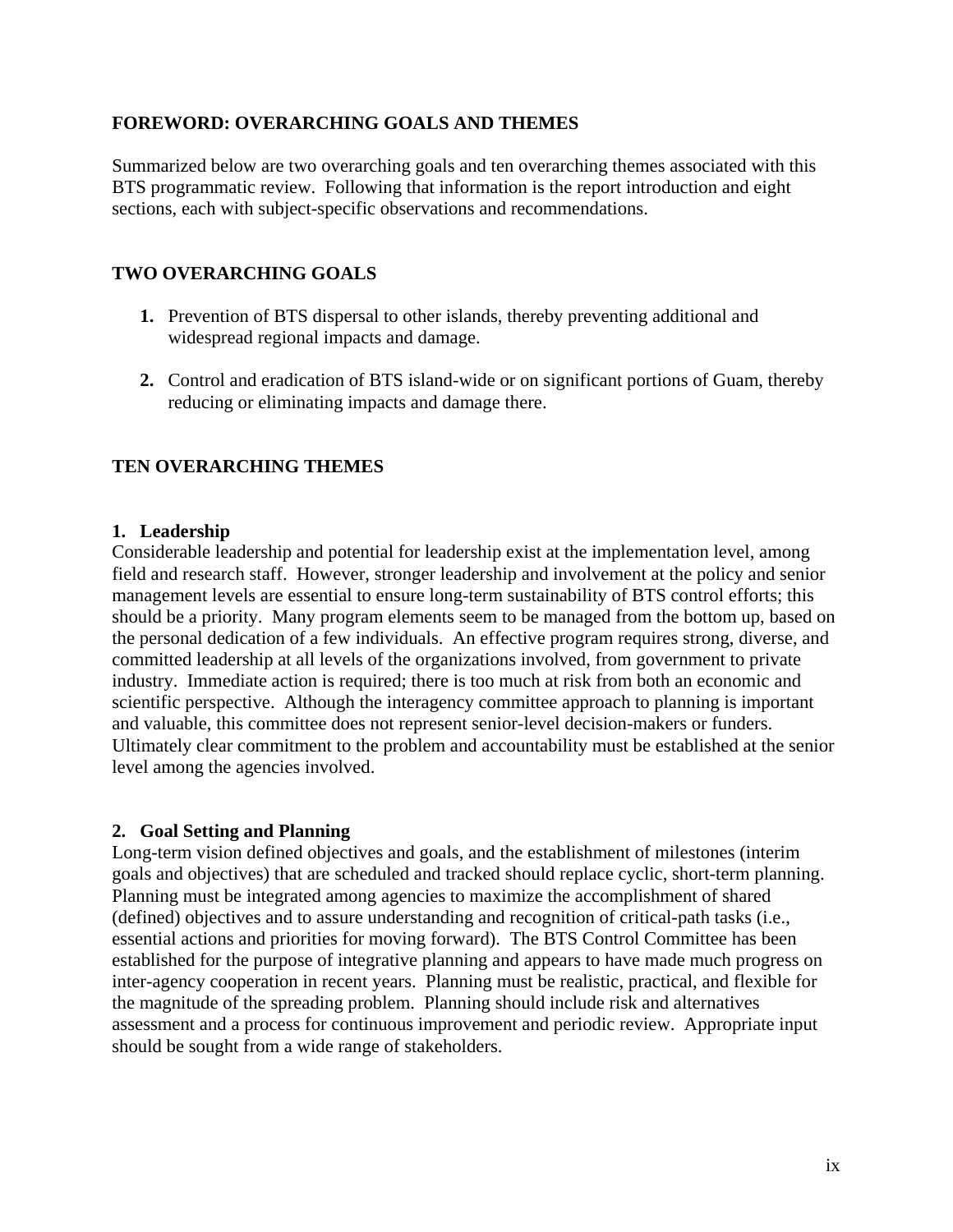## FOREWORD: OVERARCHING GOALS AND THEMES

Summarized below are two overarching goals and ten overarching themes associated with this BTS programmatic review. Following that information is the report introduction and eight sections, each with subject-specific observations and recommendations.

## TWO OVERARCHING GOALS

1. Prevention of BTS dispersal to other islands, thereby preventing additional and widespread regional impacts and damage.

2. Control and eradication of BTS island-wide or on significant portions of Guam, thereby reducing or eliminating impacts and damage there.

## TEN OVERARCHING THEMES

### 1. Leadership

Considerable leadership and potential for leadership exist at the implementation level, among field and research staff. However, stronger leadership and involvement at the policy and senior management levels are essential to ensure long-term sustainability of BTS control efforts; this should be a priority. Many program elements seem to be managed from the bottom up, based on the personal dedication of a few individuals. An effective program requires strong, diverse, and committed leadership at all levels of the organizations involved, from government to private industry. Immediate action is required; there is too much at risk from both an economic and scientific perspective. Although the interagency committee approach to planning is important and valuable, this committee does not represent senior-level decision-makers or funders. Ultimately clear commitment to the problem and accountability must be established at the senior level among the agencies involved.

### 2. Goal Setting and Planning

Long-term vision defined objectives and goals, and the establishment of milestones (interim goals and objectives) that are scheduled and tracked should replace cyclic, short-term planning. Planning must be integrated among agencies to maximize the accomplishment of shared (defined) objectives and to assure understanding and recognition of critical-path tasks (i.e., essential actions and priorities for moving forward). The BTS Control Committee has been established for the purpose of integrative planning and appears to have made much progress on inter-agency cooperation in recent years. Planning must be realistic, practical, and flexible for the magnitude of the spreading problem. Planning should include risk and alternatives assessment and a process for continuous improvement and periodic review. Appropriate input should be sought from a wide range of stakeholders.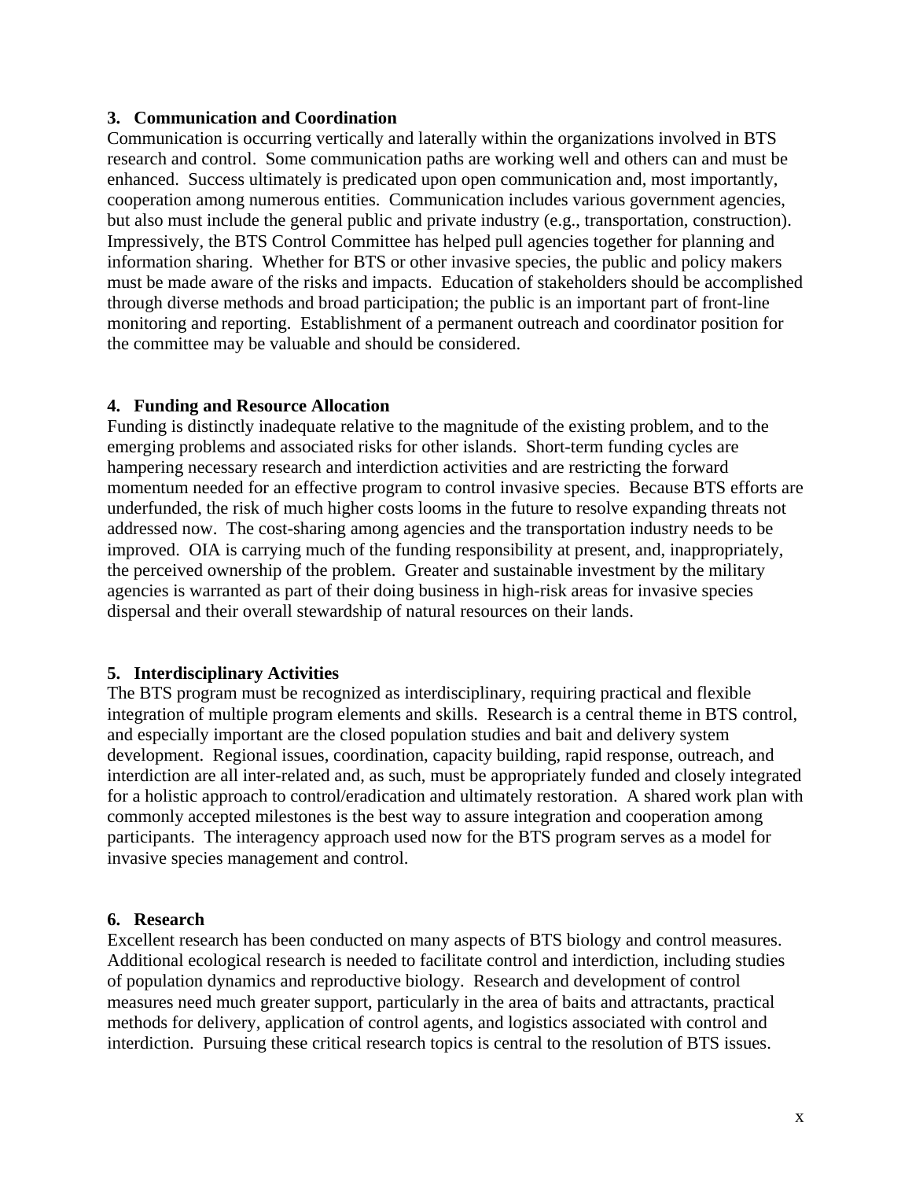### 3. Communication and Coordination

Communication is occurring vertically and laterally within the organizations involved in BTS research and control. Some communication paths are working well and others can and must be enhanced. Success ultimately is predicated upon open communication and, most importantly, cooperation among numerous entities. Communication includes various government agencies, but also must include the general public and private industry (e.g., transportation, construction). Impressively, the BTS Control Committee has helped pull agencies together for planning and information sharing. Whether for BTS or other invasive species, the public and policy makers must be made aware of the risks and impacts. Education of stakeholders should be accomplished through diverse methods and broad participation; the public is an important part of front-line monitoring and reporting. Establishment of a permanent outreach and coordinator position for the committee may be valuable and should be considered.

### 4. Funding and Resource Allocation

Funding is distinctly inadequate relative to the magnitude of the existing problem, and to the emerging problems and associated risks for other islands. Short-term funding cycles are hampering necessary research and interdiction activities and are restricting the forward momentum needed for an effective program to control invasive species. Because BTS efforts are underfunded, the risk of much higher costs looms in the future to resolve expanding threats not addressed now. The cost-sharing among agencies and the transportation industry needs to be improved. OIA is carrying much of the funding responsibility at present, and, inappropriately, the perceived ownership of the problem. Greater and sustainable investment by the military agencies is warranted as part of their doing business in high-risk areas for invasive species dispersal and their overall stewardship of natural resources on their lands.

### 5. Interdisciplinary Activities

The BTS program must be recognized as interdisciplinary, requiring practical and flexible integration of multiple program elements and skills. Research is a central theme in BTS control, and especially important are the closed population studies and bait and delivery system development. Regional issues, coordination, capacity building, rapid response, outreach, and interdiction are all inter-related and, as such, must be appropriately funded and closely integrated for a holistic approach to control/eradication and ultimately restoration. A shared work plan with commonly accepted milestones is the best way to assure integration and cooperation among participants. The interagency approach used now for the BTS program serves as a model for invasive species management and control.

### 6. Research

Excellent research has been conducted on many aspects of BTS biology and control measures. Additional ecological research is needed to facilitate control and interdiction, including studies of population dynamics and reproductive biology. Research and development of control measures need much greater support, particularly in the area of baits and attractants, practical methods for delivery, application of control agents, and logistics associated with control and interdiction. Pursuing these critical research topics is central to the resolution of BTS issues.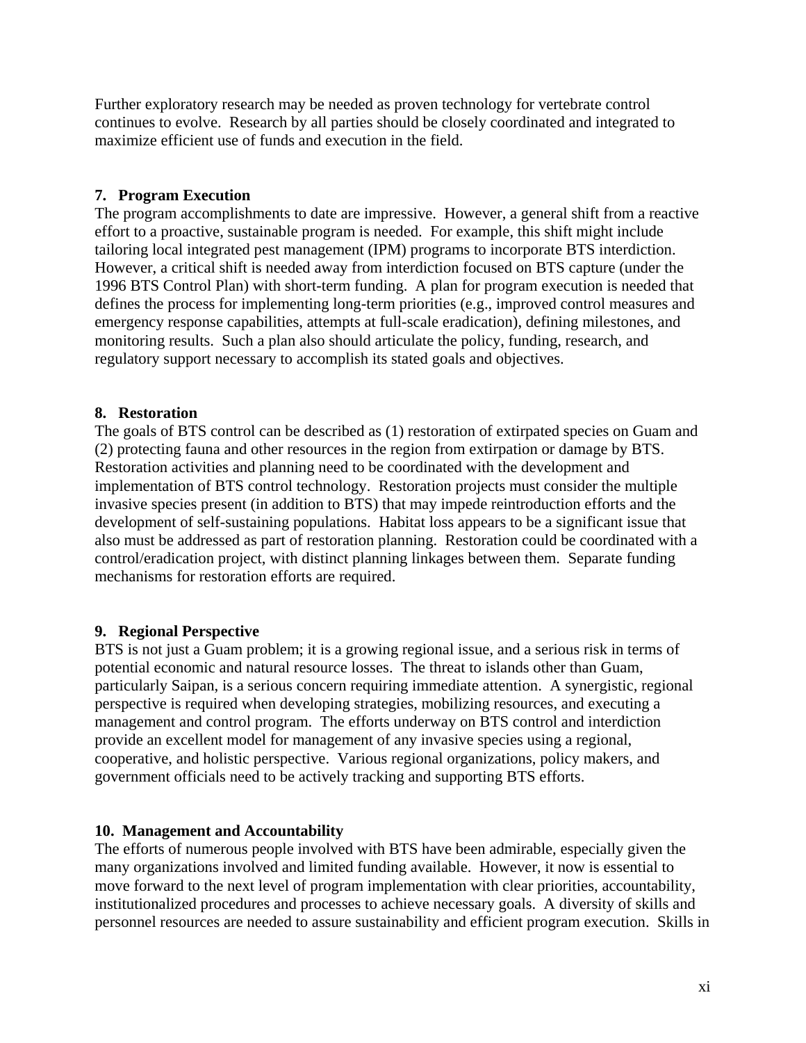Further exploratory research may be needed as proven technology for vertebrate control continues to evolve. Research by all parties should be closely coordinated and integrated to maximize efficient use of funds and execution in the field.

**7. Program Execution**

The program accomplishments to date are impressive. However, a general shift from a reactive effort to a proactive, sustainable program is needed. For example, this shift might include tailoring local integrated pest management (IPM) programs to incorporate BTS interdiction. However, a critical shift is needed away from interdiction focused on BTS capture (under the 1996 BTS Control Plan) with short-term funding. A plan for program execution is needed that defines the process for implementing long-term priorities (e.g., improved control measures and emergency response capabilities, attempts at full-scale eradication), defining milestones, and monitoring results. Such a plan also should articulate the policy, funding, research, and regulatory support necessary to accomplish its stated goals and objectives.

**8. Restoration**

The goals of BTS control can be described as (1) restoration of extirpated species on Guam and (2) protecting fauna and other resources in the region from extirpation or damage by BTS. Restoration activities and planning need to be coordinated with the development and implementation of BTS control technology. Restoration projects must consider the multiple invasive species present (in addition to BTS) that may impede reintroduction efforts and the development of self-sustaining populations. Habitat loss appears to be a significant issue that also must be addressed as part of restoration planning. Restoration could be coordinated with a control/eradication project, with distinct planning linkages between them. Separate funding mechanisms for restoration efforts are required.

**9. Regional Perspective**

BTS is not just a Guam problem; it is a growing regional issue, and a serious risk in terms of potential economic and natural resource losses. The threat to islands other than Guam, particularly Saipan, is a serious concern requiring immediate attention. A synergistic, regional perspective is required when developing strategies, mobilizing resources, and executing a management and control program. The efforts underway on BTS control and interdiction provide an excellent model for management of any invasive species using a regional, cooperative, and holistic perspective. Various regional organizations, policy makers, and government officials need to be actively tracking and supporting BTS efforts.

**10. Management and Accountability**

The efforts of numerous people involved with BTS have been admirable, especially given the many organizations involved and limited funding available. However, it now is essential to move forward to the next level of program implementation with clear priorities, accountability, institutionalized procedures and processes to achieve necessary goals. A diversity of skills and personnel resources are needed to assure sustainability and efficient program execution. Skills in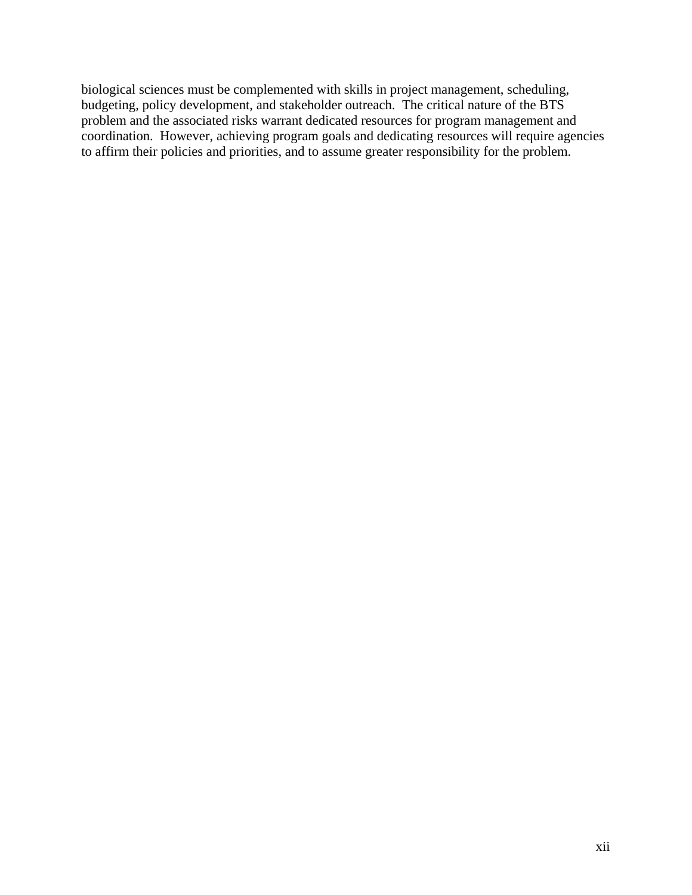biological sciences must be complemented with skills in project management, scheduling, budgeting, policy development, and stakeholder outreach. The critical nature of the BTS problem and the associated risks warrant dedicated resources for program management and coordination. However, achieving program goals and dedicating resources will require agencies to affirm their policies and priorities, and to assume greater responsibility for the problem.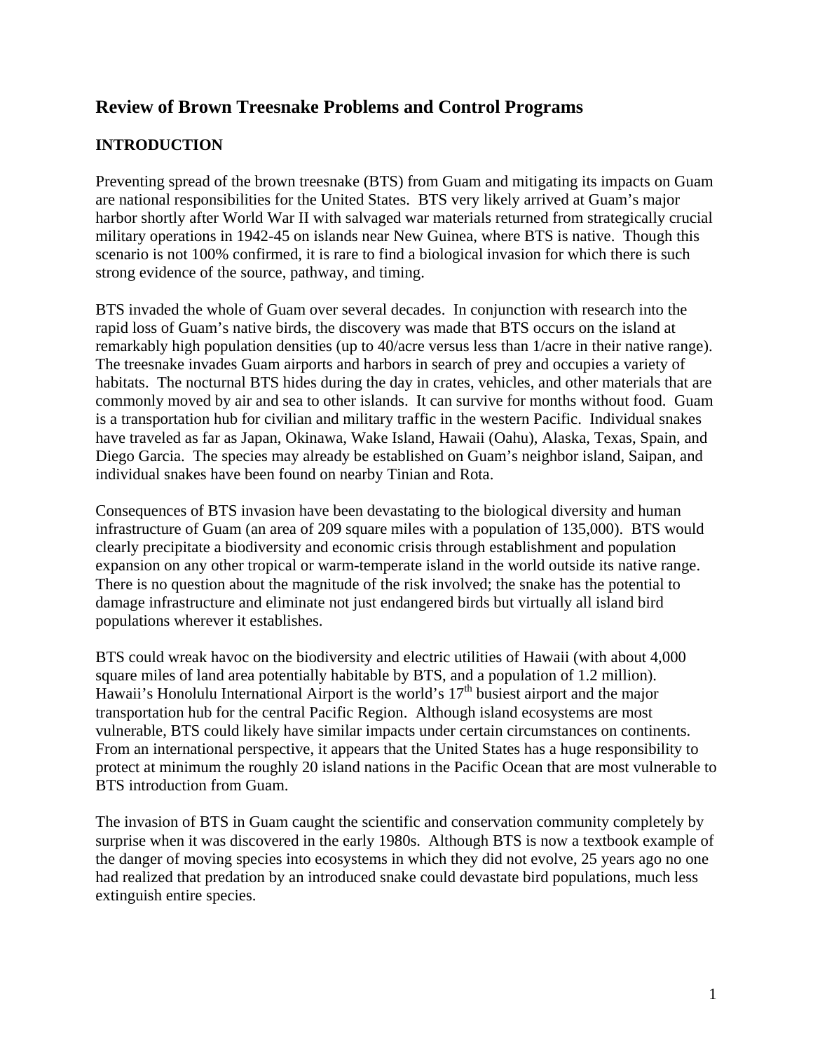## Review of Brown Treesnake Problems and Control Programs

### INTRODUCTION

Preventing spread of the brown treesnake (BTS) from Guam and mitigating its impacts on Guam are national responsibilities for the United States. BTS very likely arrived at Guam's major harbor shortly after World War II with salvaged war materials returned from strategically crucial military operations in 1942-45 on islands near New Guinea, where BTS is native. Though this scenario is not 100% confirmed, it is rare to find a biological invasion for which there is such strong evidence of the source, pathway, and timing.

BTS invaded the whole of Guam over several decades. In conjunction with research into the rapid loss of Guam's native birds, the discovery was made that BTS occurs on the island at remarkably high population densities (up to 40/acre versus less than 1/acre in their native range). The treesnake invades Guam airports and harbors in search of prey and occupies a variety of habitats. The nocturnal BTS hides during the day in crates, vehicles, and other materials that are commonly moved by air and sea to other islands. It can survive for months without food. Guam is a transportation hub for civilian and military traffic in the western Pacific. Individual snakes have traveled as far as Japan, Okinawa, Wake Island, Hawaii (Oahu), Alaska, Texas, Spain, and Diego Garcia. The species may already be established on Guam's neighbor island, Saipan, and individual snakes have been found on nearby Tinian and Rota.

Consequences of BTS invasion have been devastating to the biological diversity and human infrastructure of Guam (an area of 209 square miles with a population of 135,000). BTS would clearly precipitate a biodiversity and economic crisis through establishment and population expansion on any other tropical or warm-temperate island in the world outside its native range. There is no question about the magnitude of the risk involved; the snake has the potential to damage infrastructure and eliminate not just endangered birds but virtually all island bird populations wherever it establishes.

BTS could wreak havoc on the biodiversity and electric utilities of Hawaii (with about 4,000 square miles of land area potentially habitable by BTS, and a population of 1.2 million). Hawaii's Honolulu International Airport is the world's 17th busiest airport and the major transportation hub for the central Pacific Region. Although island ecosystems are most vulnerable, BTS could likely have similar impacts under certain circumstances on continents. From an international perspective, it appears that the United States has a huge responsibility to protect at minimum the roughly 20 island nations in the Pacific Ocean that are most vulnerable to BTS introduction from Guam.

The invasion of BTS in Guam caught the scientific and conservation community completely by surprise when it was discovered in the early 1980s. Although BTS is now a textbook example of the danger of moving species into ecosystems in which they did not evolve, 25 years ago no one had realized that predation by an introduced snake could devastate bird populations, much less extinguish entire species.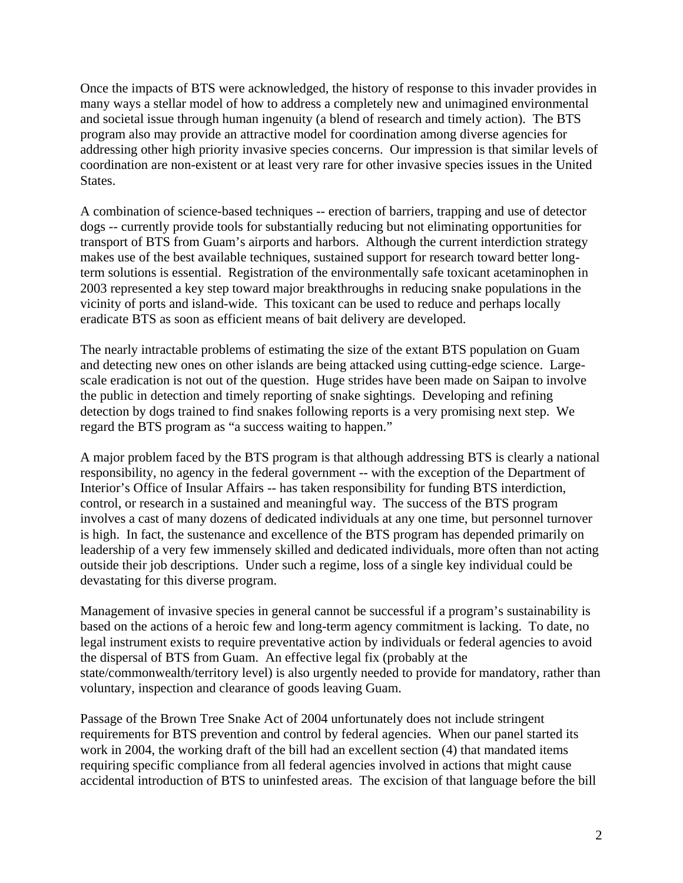Once the impacts of BTS were acknowledged, the history of response to this invader provides in many ways a stellar model of how to address a completely new and unimagined environmental and societal issue through human ingenuity (a blend of research and timely action). The BTS program also may provide an attractive model for coordination among diverse agencies for addressing other high priority invasive species concerns. Our impression is that similar levels of coordination are non-existent or at least very rare for other invasive species issues in the United States.

A combination of science-based techniques -- erection of barriers, trapping and use of detector dogs -- currently provide tools for substantially reducing but not eliminating opportunities for transport of BTS from Guam's airports and harbors. Although the current interdiction strategy makes use of the best available techniques, sustained support for research toward better long-term solutions is essential. Registration of the environmentally safe toxicant acetaminophen in 2003 represented a key step toward major breakthroughs in reducing snake populations in the vicinity of ports and island-wide. This toxicant can be used to reduce and perhaps locally eradicate BTS as soon as efficient means of bait delivery are developed.

The nearly intractable problems of estimating the size of the extant BTS population on Guam and detecting new ones on other islands are being attacked using cutting-edge science. Large-scale eradication is not out of the question. Huge strides have been made on Saipan to involve the public in detection and timely reporting of snake sightings. Developing and refining detection by dogs trained to find snakes following reports is a very promising next step. We regard the BTS program as "a success waiting to happen."

A major problem faced by the BTS program is that although addressing BTS is clearly a national responsibility, no agency in the federal government -- with the exception of the Department of Interior's Office of Insular Affairs -- has taken responsibility for funding BTS interdiction, control, or research in a sustained and meaningful way. The success of the BTS program involves a cast of many dozens of dedicated individuals at any one time, but personnel turnover is high. In fact, the sustenance and excellence of the BTS program has depended primarily on leadership of a very few immensely skilled and dedicated individuals, more often than not acting outside their job descriptions. Under such a regime, loss of a single key individual could be devastating for this diverse program.

Management of invasive species in general cannot be successful if a program's sustainability is based on the actions of a heroic few and long-term agency commitment is lacking. To date, no legal instrument exists to require preventative action by individuals or federal agencies to avoid the dispersal of BTS from Guam. An effective legal fix (probably at the state/commonwealth/territory level) is also urgently needed to provide for mandatory, rather than voluntary, inspection and clearance of goods leaving Guam.

Passage of the Brown Tree Snake Act of 2004 unfortunately does not include stringent requirements for BTS prevention and control by federal agencies. When our panel started its work in 2004, the working draft of the bill had an excellent section (4) that mandated items requiring specific compliance from all federal agencies involved in actions that might cause accidental introduction of BTS to uninfested areas. The excision of that language before the bill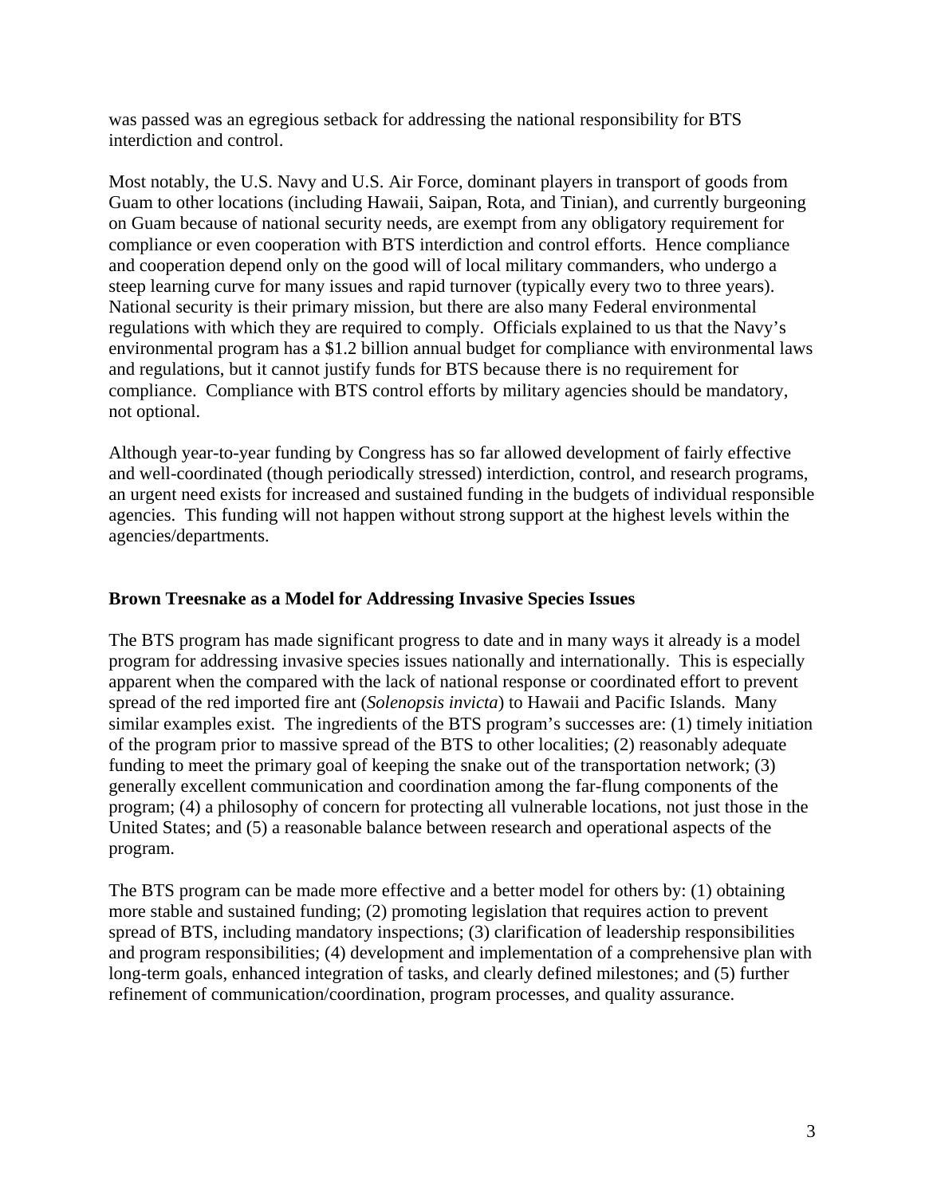was passed was an egregious setback for addressing the national responsibility for BTS interdiction and control.

Most notably, the U.S. Navy and U.S. Air Force, dominant players in transport of goods from Guam to other locations (including Hawaii, Saipan, Rota, and Tinian), and currently burgeoning on Guam because of national security needs, are exempt from any obligatory requirement for compliance or even cooperation with BTS interdiction and control efforts. Hence compliance and cooperation depend only on the good will of local military commanders, who undergo a steep learning curve for many issues and rapid turnover (typically every two to three years). National security is their primary mission, but there are also many Federal environmental regulations with which they are required to comply. Officials explained to us that the Navy's environmental program has a $1.2 billion annual budget for compliance with environmental laws and regulations, but it cannot justify funds for BTS because there is no requirement for compliance. Compliance with BTS control efforts by military agencies should be mandatory, not optional.

Although year-to-year funding by Congress has so far allowed development of fairly effective and well-coordinated (though periodically stressed) interdiction, control, and research programs, an urgent need exists for increased and sustained funding in the budgets of individual responsible agencies. This funding will not happen without strong support at the highest levels within the agencies/departments.

**Brown Treesnake as a Model for Addressing Invasive Species Issues**

The BTS program has made significant progress to date and in many ways it already is a model program for addressing invasive species issues nationally and internationally. This is especially apparent when the compared with the lack of national response or coordinated effort to prevent spread of the red imported fire ant (*Solenopsis invicta*) to Hawaii and Pacific Islands. Many similar examples exist. The ingredients of the BTS program's successes are: (1) timely initiation of the program prior to massive spread of the BTS to other localities; (2) reasonably adequate funding to meet the primary goal of keeping the snake out of the transportation network; (3) generally excellent communication and coordination among the far-flung components of the program; (4) a philosophy of concern for protecting all vulnerable locations, not just those in the United States; and (5) a reasonable balance between research and operational aspects of the program.

The BTS program can be made more effective and a better model for others by: (1) obtaining more stable and sustained funding; (2) promoting legislation that requires action to prevent spread of BTS, including mandatory inspections; (3) clarification of leadership responsibilities and program responsibilities; (4) development and implementation of a comprehensive plan with long-term goals, enhanced integration of tasks, and clearly defined milestones; and (5) further refinement of communication/coordination, program processes, and quality assurance.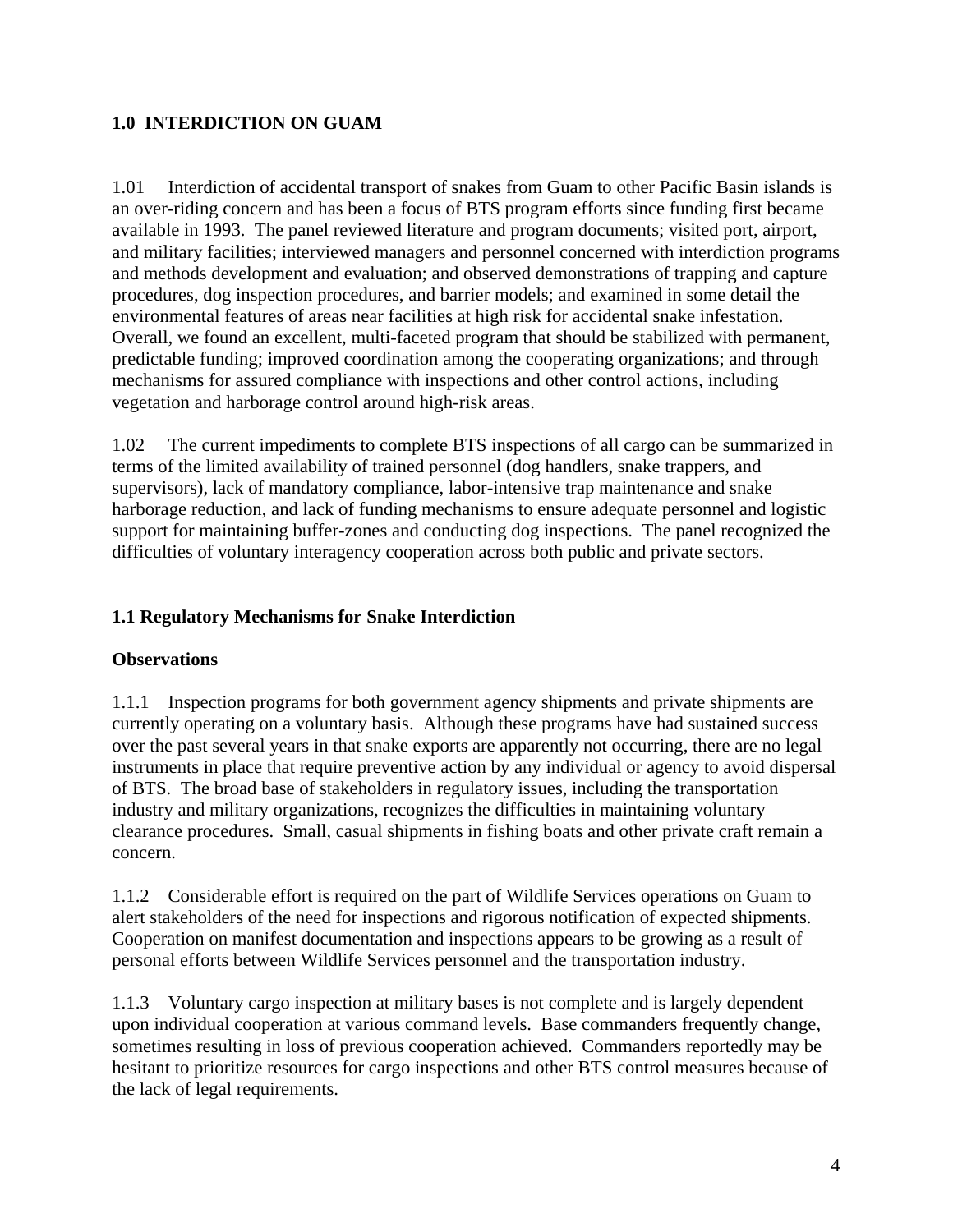## 1.0 INTERDICTION ON GUAM

1.01 Interdiction of accidental transport of snakes from Guam to other Pacific Basin islands is an over-riding concern and has been a focus of BTS program efforts since funding first became available in 1993. The panel reviewed literature and program documents; visited port, airport, and military facilities; interviewed managers and personnel concerned with interdiction programs and methods development and evaluation; and observed demonstrations of trapping and capture procedures, dog inspection procedures, and barrier models; and examined in some detail the environmental features of areas near facilities at high risk for accidental snake infestation. Overall, we found an excellent, multi-faceted program that should be stabilized with permanent, predictable funding; improved coordination among the cooperating organizations; and through mechanisms for assured compliance with inspections and other control actions, including vegetation and harborage control around high-risk areas.

1.02 The current impediments to complete BTS inspections of all cargo can be summarized in terms of the limited availability of trained personnel (dog handlers, snake trappers, and supervisors), lack of mandatory compliance, labor-intensive trap maintenance and snake harborage reduction, and lack of funding mechanisms to ensure adequate personnel and logistic support for maintaining buffer-zones and conducting dog inspections. The panel recognized the difficulties of voluntary interagency cooperation across both public and private sectors.

### 1.1 Regulatory Mechanisms for Snake Interdiction

**Observations**

1.1.1 Inspection programs for both government agency shipments and private shipments are currently operating on a voluntary basis. Although these programs have had sustained success over the past several years in that snake exports are apparently not occurring, there are no legal instruments in place that require preventive action by any individual or agency to avoid dispersal of BTS. The broad base of stakeholders in regulatory issues, including the transportation industry and military organizations, recognizes the difficulties in maintaining voluntary clearance procedures. Small, casual shipments in fishing boats and other private craft remain a concern.

1.1.2 Considerable effort is required on the part of Wildlife Services operations on Guam to alert stakeholders of the need for inspections and rigorous notification of expected shipments. Cooperation on manifest documentation and inspections appears to be growing as a result of personal efforts between Wildlife Services personnel and the transportation industry.

1.1.3 Voluntary cargo inspection at military bases is not complete and is largely dependent upon individual cooperation at various command levels. Base commanders frequently change, sometimes resulting in loss of previous cooperation achieved. Commanders reportedly may be hesitant to prioritize resources for cargo inspections and other BTS control measures because of the lack of legal requirements.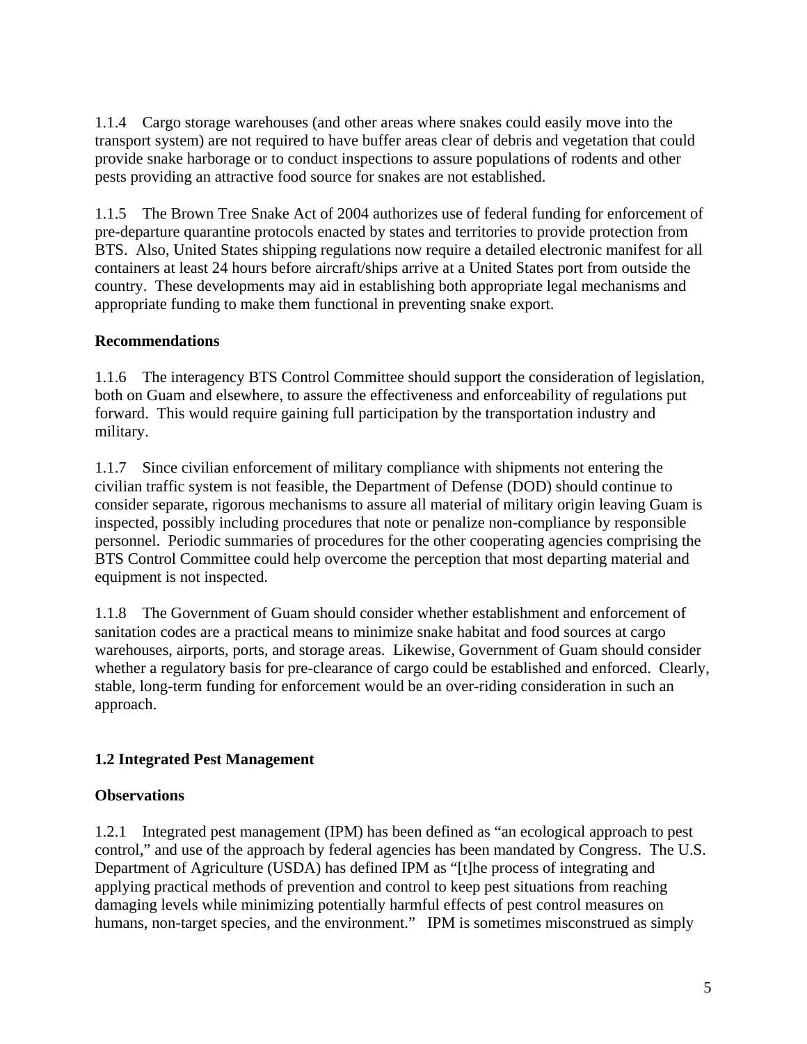1.1.4 Cargo storage warehouses (and other areas where snakes could easily move into the transport system) are not required to have buffer areas clear of debris and vegetation that could provide snake harborage or to conduct inspections to assure populations of rodents and other pests providing an attractive food source for snakes are not established.

1.1.5 The Brown Tree Snake Act of 2004 authorizes use of federal funding for enforcement of pre-departure quarantine protocols enacted by states and territories to provide protection from BTS. Also, United States shipping regulations now require a detailed electronic manifest for all containers at least 24 hours before aircraft/ships arrive at a United States port from outside the country. These developments may aid in establishing both appropriate legal mechanisms and appropriate funding to make them functional in preventing snake export.

**Recommendations**

1.1.6 The interagency BTS Control Committee should support the consideration of legislation, both on Guam and elsewhere, to assure the effectiveness and enforceability of regulations put forward. This would require gaining full participation by the transportation industry and military.

1.1.7 Since civilian enforcement of military compliance with shipments not entering the civilian traffic system is not feasible, the Department of Defense (DOD) should continue to consider separate, rigorous mechanisms to assure all material of military origin leaving Guam is inspected, possibly including procedures that note or penalize non-compliance by responsible personnel. Periodic summaries of procedures for the other cooperating agencies comprising the BTS Control Committee could help overcome the perception that most departing material and equipment is not inspected.

1.1.8 The Government of Guam should consider whether establishment and enforcement of sanitation codes are a practical means to minimize snake habitat and food sources at cargo warehouses, airports, ports, and storage areas. Likewise, Government of Guam should consider whether a regulatory basis for pre-clearance of cargo could be established and enforced. Clearly, stable, long-term funding for enforcement would be an over-riding consideration in such an approach.

## 1.2 Integrated Pest Management

**Observations**

1.2.1 Integrated pest management (IPM) has been defined as "an ecological approach to pest control," and use of the approach by federal agencies has been mandated by Congress. The U.S. Department of Agriculture (USDA) has defined IPM as "[t]he process of integrating and applying practical methods of prevention and control to keep pest situations from reaching damaging levels while minimizing potentially harmful effects of pest control measures on humans, non-target species, and the environment." IPM is sometimes misconstrued as simply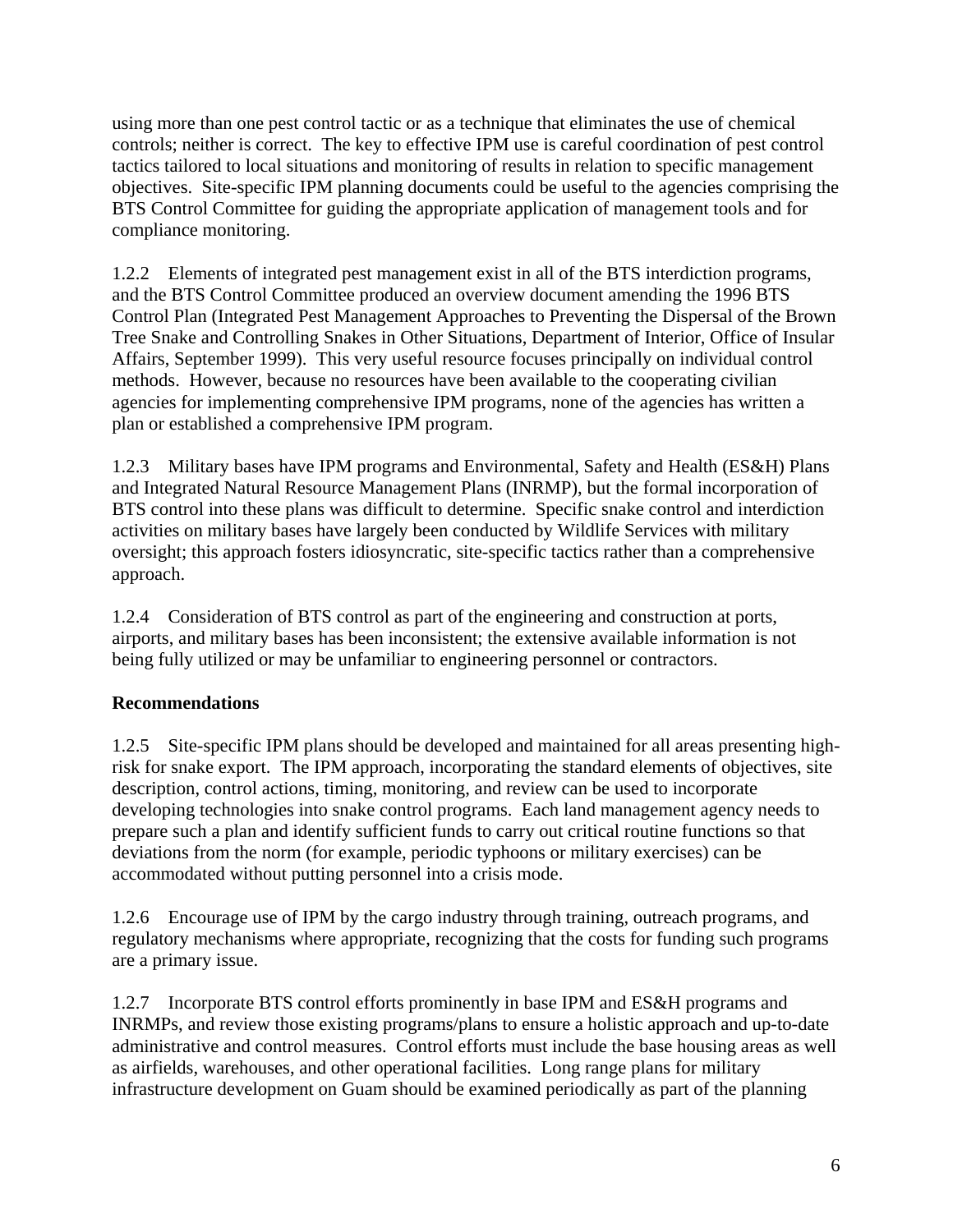using more than one pest control tactic or as a technique that eliminates the use of chemical controls; neither is correct. The key to effective IPM use is careful coordination of pest control tactics tailored to local situations and monitoring of results in relation to specific management objectives. Site-specific IPM planning documents could be useful to the agencies comprising the BTS Control Committee for guiding the appropriate application of management tools and for compliance monitoring.

1.2.2 Elements of integrated pest management exist in all of the BTS interdiction programs, and the BTS Control Committee produced an overview document amending the 1996 BTS Control Plan (Integrated Pest Management Approaches to Preventing the Dispersal of the Brown Tree Snake and Controlling Snakes in Other Situations, Department of Interior, Office of Insular Affairs, September 1999). This very useful resource focuses principally on individual control methods. However, because no resources have been available to the cooperating civilian agencies for implementing comprehensive IPM programs, none of the agencies has written a plan or established a comprehensive IPM program.

1.2.3 Military bases have IPM programs and Environmental, Safety and Health (ES&H) Plans and Integrated Natural Resource Management Plans (INRMP), but the formal incorporation of BTS control into these plans was difficult to determine. Specific snake control and interdiction activities on military bases have largely been conducted by Wildlife Services with military oversight; this approach fosters idiosyncratic, site-specific tactics rather than a comprehensive approach.

1.2.4 Consideration of BTS control as part of the engineering and construction at ports, airports, and military bases has been inconsistent; the extensive available information is not being fully utilized or may be unfamiliar to engineering personnel or contractors.

**Recommendations**

1.2.5 Site-specific IPM plans should be developed and maintained for all areas presenting high-risk for snake export. The IPM approach, incorporating the standard elements of objectives, site description, control actions, timing, monitoring, and review can be used to incorporate developing technologies into snake control programs. Each land management agency needs to prepare such a plan and identify sufficient funds to carry out critical routine functions so that deviations from the norm (for example, periodic typhoons or military exercises) can be accommodated without putting personnel into a crisis mode.

1.2.6 Encourage use of IPM by the cargo industry through training, outreach programs, and regulatory mechanisms where appropriate, recognizing that the costs for funding such programs are a primary issue.

1.2.7 Incorporate BTS control efforts prominently in base IPM and ES&H programs and INRMPs, and review those existing programs/plans to ensure a holistic approach and up-to-date administrative and control measures. Control efforts must include the base housing areas as well as airfields, warehouses, and other operational facilities. Long range plans for military infrastructure development on Guam should be examined periodically as part of the planning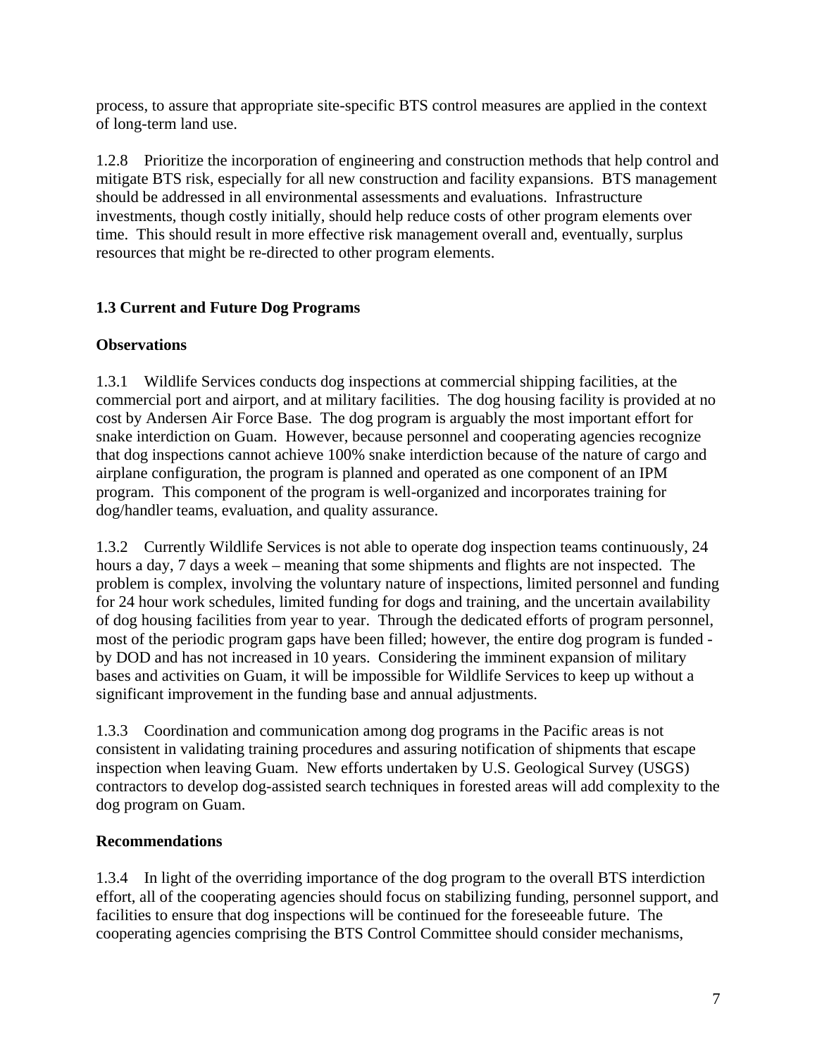process, to assure that appropriate site-specific BTS control measures are applied in the context of long-term land use.

1.2.8 Prioritize the incorporation of engineering and construction methods that help control and mitigate BTS risk, especially for all new construction and facility expansions. BTS management should be addressed in all environmental assessments and evaluations. Infrastructure investments, though costly initially, should help reduce costs of other program elements over time. This should result in more effective risk management overall and, eventually, surplus resources that might be re-directed to other program elements.

## 1.3 Current and Future Dog Programs

### Observations

1.3.1 Wildlife Services conducts dog inspections at commercial shipping facilities, at the commercial port and airport, and at military facilities. The dog housing facility is provided at no cost by Andersen Air Force Base. The dog program is arguably the most important effort for snake interdiction on Guam. However, because personnel and cooperating agencies recognize that dog inspections cannot achieve 100% snake interdiction because of the nature of cargo and airplane configuration, the program is planned and operated as one component of an IPM program. This component of the program is well-organized and incorporates training for dog/handler teams, evaluation, and quality assurance.

1.3.2 Currently Wildlife Services is not able to operate dog inspection teams continuously, 24 hours a day, 7 days a week – meaning that some shipments and flights are not inspected. The problem is complex, involving the voluntary nature of inspections, limited personnel and funding for 24 hour work schedules, limited funding for dogs and training, and the uncertain availability of dog housing facilities from year to year. Through the dedicated efforts of program personnel, most of the periodic program gaps have been filled; however, the entire dog program is funded - by DOD and has not increased in 10 years. Considering the imminent expansion of military bases and activities on Guam, it will be impossible for Wildlife Services to keep up without a significant improvement in the funding base and annual adjustments.

1.3.3 Coordination and communication among dog programs in the Pacific areas is not consistent in validating training procedures and assuring notification of shipments that escape inspection when leaving Guam. New efforts undertaken by U.S. Geological Survey (USGS) contractors to develop dog-assisted search techniques in forested areas will add complexity to the dog program on Guam.

### Recommendations

1.3.4 In light of the overriding importance of the dog program to the overall BTS interdiction effort, all of the cooperating agencies should focus on stabilizing funding, personnel support, and facilities to ensure that dog inspections will be continued for the foreseeable future. The cooperating agencies comprising the BTS Control Committee should consider mechanisms,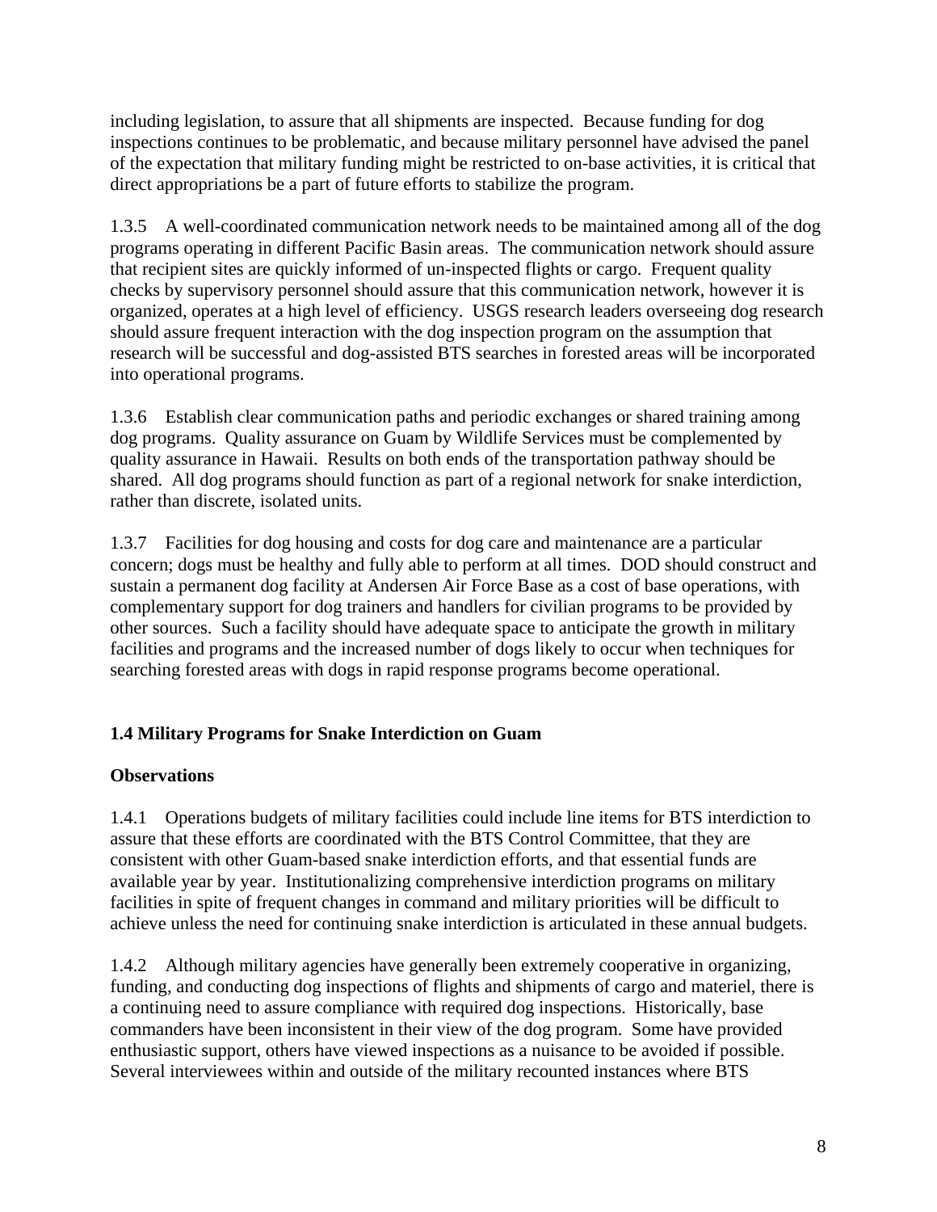including legislation, to assure that all shipments are inspected. Because funding for dog inspections continues to be problematic, and because military personnel have advised the panel of the expectation that military funding might be restricted to on-base activities, it is critical that direct appropriations be a part of future efforts to stabilize the program.

1.3.5 A well-coordinated communication network needs to be maintained among all of the dog programs operating in different Pacific Basin areas. The communication network should assure that recipient sites are quickly informed of un-inspected flights or cargo. Frequent quality checks by supervisory personnel should assure that this communication network, however it is organized, operates at a high level of efficiency. USGS research leaders overseeing dog research should assure frequent interaction with the dog inspection program on the assumption that research will be successful and dog-assisted BTS searches in forested areas will be incorporated into operational programs.

1.3.6 Establish clear communication paths and periodic exchanges or shared training among dog programs. Quality assurance on Guam by Wildlife Services must be complemented by quality assurance in Hawaii. Results on both ends of the transportation pathway should be shared. All dog programs should function as part of a regional network for snake interdiction, rather than discrete, isolated units.

1.3.7 Facilities for dog housing and costs for dog care and maintenance are a particular concern; dogs must be healthy and fully able to perform at all times. DOD should construct and sustain a permanent dog facility at Andersen Air Force Base as a cost of base operations, with complementary support for dog trainers and handlers for civilian programs to be provided by other sources. Such a facility should have adequate space to anticipate the growth in military facilities and programs and the increased number of dogs likely to occur when techniques for searching forested areas with dogs in rapid response programs become operational.

## 1.4 Military Programs for Snake Interdiction on Guam

### Observations

1.4.1 Operations budgets of military facilities could include line items for BTS interdiction to assure that these efforts are coordinated with the BTS Control Committee, that they are consistent with other Guam-based snake interdiction efforts, and that essential funds are available year by year. Institutionalizing comprehensive interdiction programs on military facilities in spite of frequent changes in command and military priorities will be difficult to achieve unless the need for continuing snake interdiction is articulated in these annual budgets.

1.4.2 Although military agencies have generally been extremely cooperative in organizing, funding, and conducting dog inspections of flights and shipments of cargo and materiel, there is a continuing need to assure compliance with required dog inspections. Historically, base commanders have been inconsistent in their view of the dog program. Some have provided enthusiastic support, others have viewed inspections as a nuisance to be avoided if possible. Several interviewees within and outside of the military recounted instances where BTS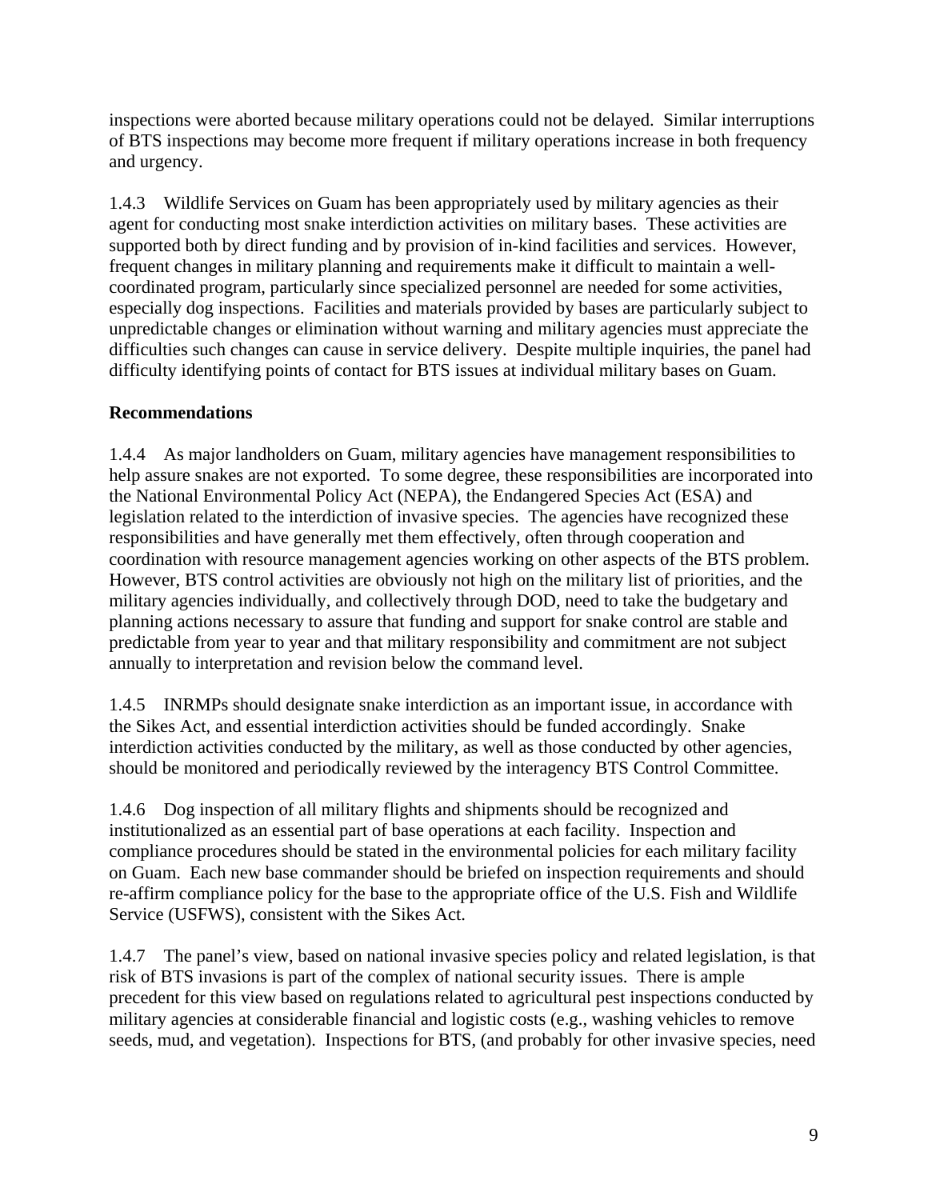inspections were aborted because military operations could not be delayed. Similar interruptions of BTS inspections may become more frequent if military operations increase in both frequency and urgency.

1.4.3 Wildlife Services on Guam has been appropriately used by military agencies as their agent for conducting most snake interdiction activities on military bases. These activities are supported both by direct funding and by provision of in-kind facilities and services. However, frequent changes in military planning and requirements make it difficult to maintain a well-coordinated program, particularly since specialized personnel are needed for some activities, especially dog inspections. Facilities and materials provided by bases are particularly subject to unpredictable changes or elimination without warning and military agencies must appreciate the difficulties such changes can cause in service delivery. Despite multiple inquiries, the panel had difficulty identifying points of contact for BTS issues at individual military bases on Guam.

**Recommendations**

1.4.4 As major landholders on Guam, military agencies have management responsibilities to help assure snakes are not exported. To some degree, these responsibilities are incorporated into the National Environmental Policy Act (NEPA), the Endangered Species Act (ESA) and legislation related to the interdiction of invasive species. The agencies have recognized these responsibilities and have generally met them effectively, often through cooperation and coordination with resource management agencies working on other aspects of the BTS problem. However, BTS control activities are obviously not high on the military list of priorities, and the military agencies individually, and collectively through DOD, need to take the budgetary and planning actions necessary to assure that funding and support for snake control are stable and predictable from year to year and that military responsibility and commitment are not subject annually to interpretation and revision below the command level.

1.4.5 INRMPs should designate snake interdiction as an important issue, in accordance with the Sikes Act, and essential interdiction activities should be funded accordingly. Snake interdiction activities conducted by the military, as well as those conducted by other agencies, should be monitored and periodically reviewed by the interagency BTS Control Committee.

1.4.6 Dog inspection of all military flights and shipments should be recognized and institutionalized as an essential part of base operations at each facility. Inspection and compliance procedures should be stated in the environmental policies for each military facility on Guam. Each new base commander should be briefed on inspection requirements and should re-affirm compliance policy for the base to the appropriate office of the U.S. Fish and Wildlife Service (USFWS), consistent with the Sikes Act.

1.4.7 The panel's view, based on national invasive species policy and related legislation, is that risk of BTS invasions is part of the complex of national security issues. There is ample precedent for this view based on regulations related to agricultural pest inspections conducted by military agencies at considerable financial and logistic costs (e.g., washing vehicles to remove seeds, mud, and vegetation). Inspections for BTS, (and probably for other invasive species, need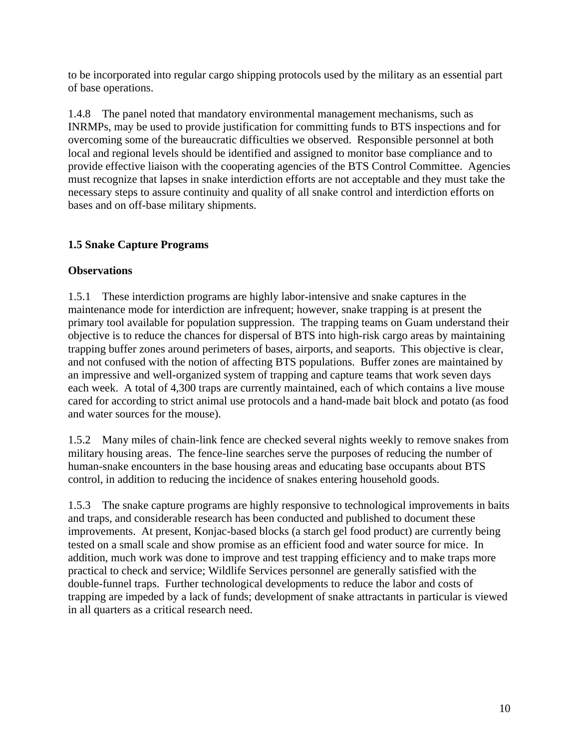to be incorporated into regular cargo shipping protocols used by the military as an essential part of base operations.

1.4.8 The panel noted that mandatory environmental management mechanisms, such as INRMPs, may be used to provide justification for committing funds to BTS inspections and for overcoming some of the bureaucratic difficulties we observed. Responsible personnel at both local and regional levels should be identified and assigned to monitor base compliance and to provide effective liaison with the cooperating agencies of the BTS Control Committee. Agencies must recognize that lapses in snake interdiction efforts are not acceptable and they must take the necessary steps to assure continuity and quality of all snake control and interdiction efforts on bases and on off-base military shipments.

### 1.5 Snake Capture Programs

**Observations**

1.5.1 These interdiction programs are highly labor-intensive and snake captures in the maintenance mode for interdiction are infrequent; however, snake trapping is at present the primary tool available for population suppression. The trapping teams on Guam understand their objective is to reduce the chances for dispersal of BTS into high-risk cargo areas by maintaining trapping buffer zones around perimeters of bases, airports, and seaports. This objective is clear, and not confused with the notion of affecting BTS populations. Buffer zones are maintained by an impressive and well-organized system of trapping and capture teams that work seven days each week. A total of 4,300 traps are currently maintained, each of which contains a live mouse cared for according to strict animal use protocols and a hand-made bait block and potato (as food and water sources for the mouse).

1.5.2 Many miles of chain-link fence are checked several nights weekly to remove snakes from military housing areas. The fence-line searches serve the purposes of reducing the number of human-snake encounters in the base housing areas and educating base occupants about BTS control, in addition to reducing the incidence of snakes entering household goods.

1.5.3 The snake capture programs are highly responsive to technological improvements in baits and traps, and considerable research has been conducted and published to document these improvements. At present, Konjac-based blocks (a starch gel food product) are currently being tested on a small scale and show promise as an efficient food and water source for mice. In addition, much work was done to improve and test trapping efficiency and to make traps more practical to check and service; Wildlife Services personnel are generally satisfied with the double-funnel traps. Further technological developments to reduce the labor and costs of trapping are impeded by a lack of funds; development of snake attractants in particular is viewed in all quarters as a critical research need.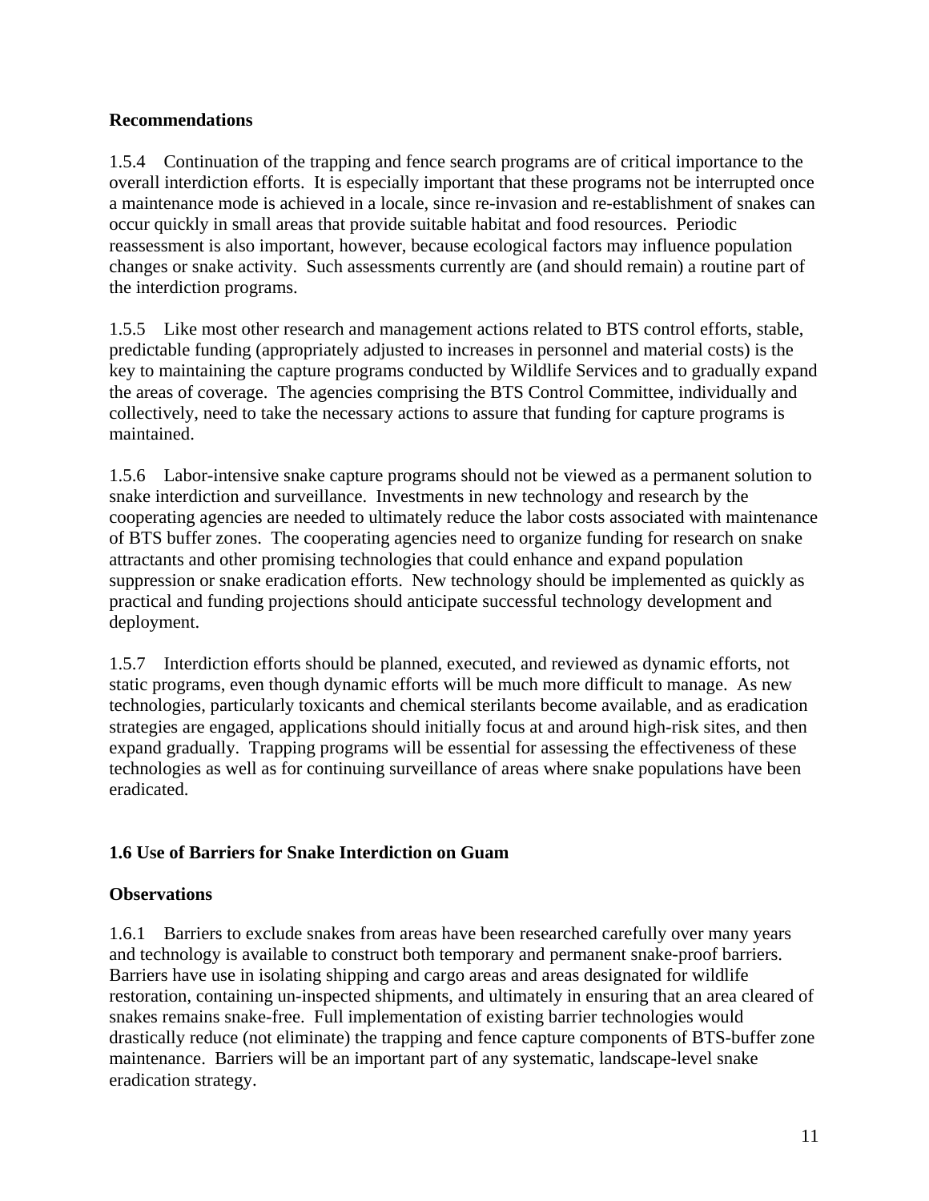**Recommendations**

1.5.4 Continuation of the trapping and fence search programs are of critical importance to the overall interdiction efforts. It is especially important that these programs not be interrupted once a maintenance mode is achieved in a locale, since re-invasion and re-establishment of snakes can occur quickly in small areas that provide suitable habitat and food resources. Periodic reassessment is also important, however, because ecological factors may influence population changes or snake activity. Such assessments currently are (and should remain) a routine part of the interdiction programs.

1.5.5 Like most other research and management actions related to BTS control efforts, stable, predictable funding (appropriately adjusted to increases in personnel and material costs) is the key to maintaining the capture programs conducted by Wildlife Services and to gradually expand the areas of coverage. The agencies comprising the BTS Control Committee, individually and collectively, need to take the necessary actions to assure that funding for capture programs is maintained.

1.5.6 Labor-intensive snake capture programs should not be viewed as a permanent solution to snake interdiction and surveillance. Investments in new technology and research by the cooperating agencies are needed to ultimately reduce the labor costs associated with maintenance of BTS buffer zones. The cooperating agencies need to organize funding for research on snake attractants and other promising technologies that could enhance and expand population suppression or snake eradication efforts. New technology should be implemented as quickly as practical and funding projections should anticipate successful technology development and deployment.

1.5.7 Interdiction efforts should be planned, executed, and reviewed as dynamic efforts, not static programs, even though dynamic efforts will be much more difficult to manage. As new technologies, particularly toxicants and chemical sterilants become available, and as eradication strategies are engaged, applications should initially focus at and around high-risk sites, and then expand gradually. Trapping programs will be essential for assessing the effectiveness of these technologies as well as for continuing surveillance of areas where snake populations have been eradicated.

## 1.6 Use of Barriers for Snake Interdiction on Guam

**Observations**

1.6.1 Barriers to exclude snakes from areas have been researched carefully over many years and technology is available to construct both temporary and permanent snake-proof barriers. Barriers have use in isolating shipping and cargo areas and areas designated for wildlife restoration, containing un-inspected shipments, and ultimately in ensuring that an area cleared of snakes remains snake-free. Full implementation of existing barrier technologies would drastically reduce (not eliminate) the trapping and fence capture components of BTS-buffer zone maintenance. Barriers will be an important part of any systematic, landscape-level snake eradication strategy.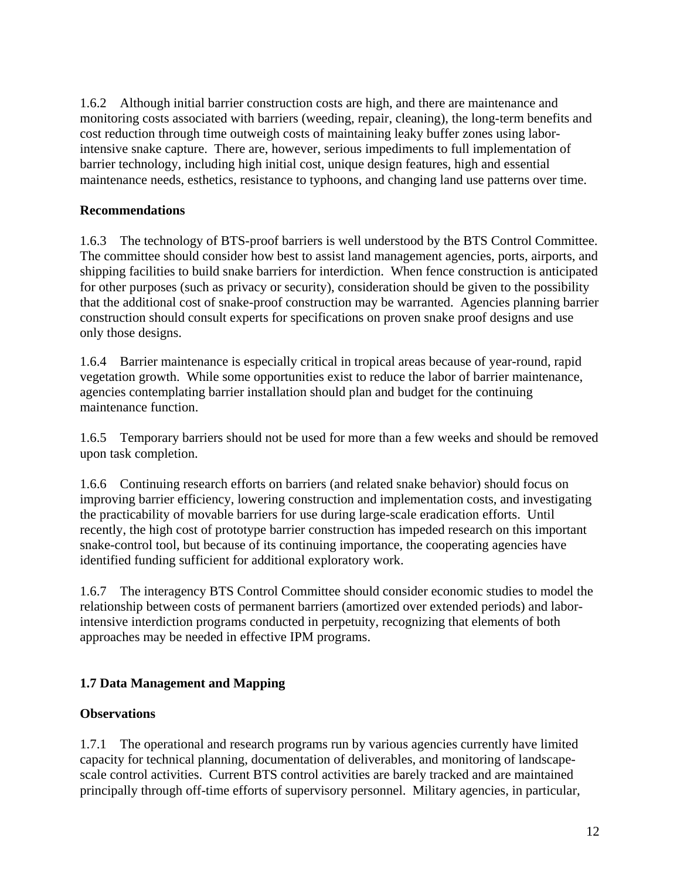1.6.2 Although initial barrier construction costs are high, and there are maintenance and monitoring costs associated with barriers (weeding, repair, cleaning), the long-term benefits and cost reduction through time outweigh costs of maintaining leaky buffer zones using labor-intensive snake capture. There are, however, serious impediments to full implementation of barrier technology, including high initial cost, unique design features, high and essential maintenance needs, esthetics, resistance to typhoons, and changing land use patterns over time.

**Recommendations**

1.6.3 The technology of BTS-proof barriers is well understood by the BTS Control Committee. The committee should consider how best to assist land management agencies, ports, airports, and shipping facilities to build snake barriers for interdiction. When fence construction is anticipated for other purposes (such as privacy or security), consideration should be given to the possibility that the additional cost of snake-proof construction may be warranted. Agencies planning barrier construction should consult experts for specifications on proven snake proof designs and use only those designs.

1.6.4 Barrier maintenance is especially critical in tropical areas because of year-round, rapid vegetation growth. While some opportunities exist to reduce the labor of barrier maintenance, agencies contemplating barrier installation should plan and budget for the continuing maintenance function.

1.6.5 Temporary barriers should not be used for more than a few weeks and should be removed upon task completion.

1.6.6 Continuing research efforts on barriers (and related snake behavior) should focus on improving barrier efficiency, lowering construction and implementation costs, and investigating the practicability of movable barriers for use during large-scale eradication efforts. Until recently, the high cost of prototype barrier construction has impeded research on this important snake-control tool, but because of its continuing importance, the cooperating agencies have identified funding sufficient for additional exploratory work.

1.6.7 The interagency BTS Control Committee should consider economic studies to model the relationship between costs of permanent barriers (amortized over extended periods) and labor-intensive interdiction programs conducted in perpetuity, recognizing that elements of both approaches may be needed in effective IPM programs.

## 1.7 Data Management and Mapping

**Observations**

1.7.1 The operational and research programs run by various agencies currently have limited capacity for technical planning, documentation of deliverables, and monitoring of landscape-scale control activities. Current BTS control activities are barely tracked and are maintained principally through off-time efforts of supervisory personnel. Military agencies, in particular,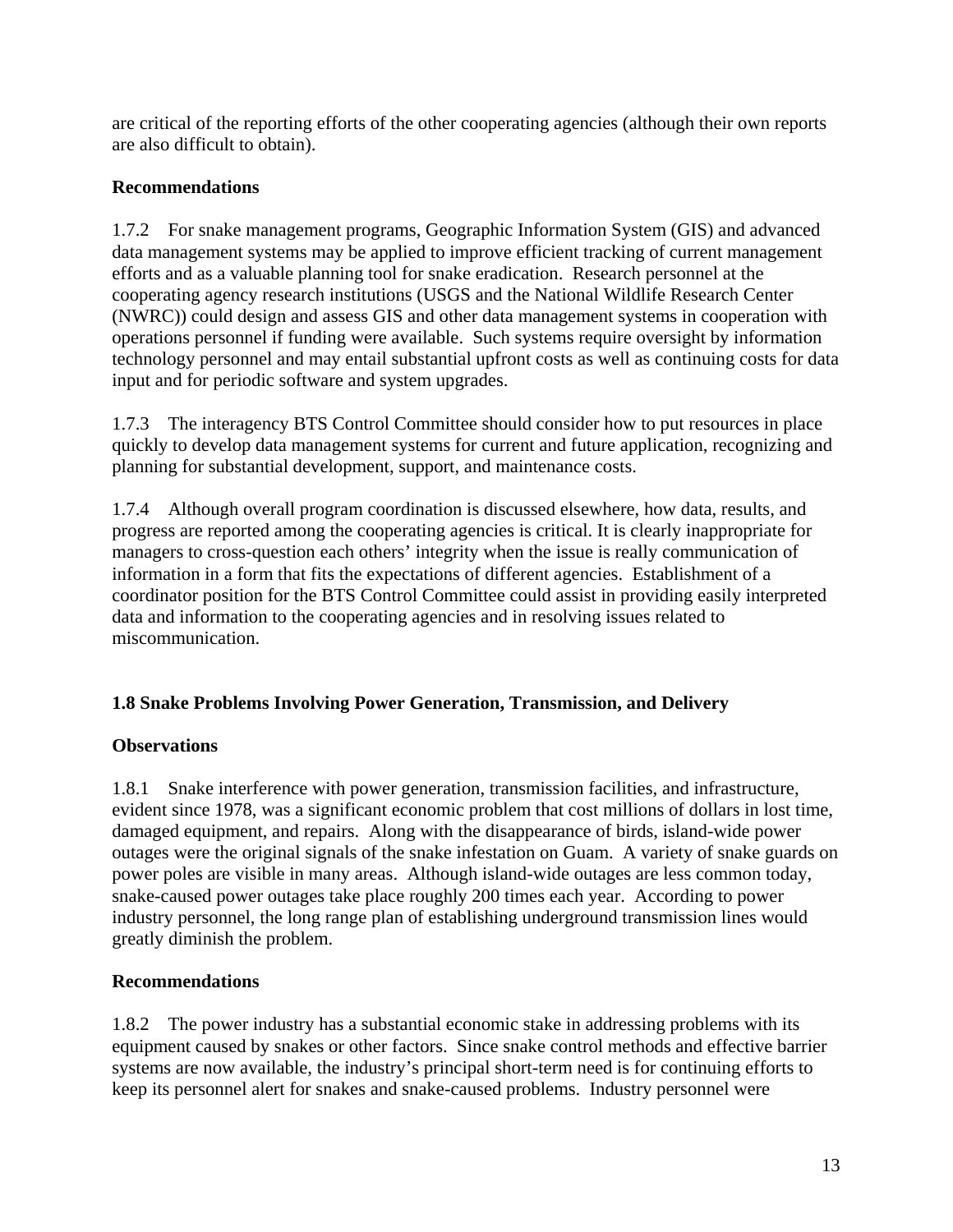are critical of the reporting efforts of the other cooperating agencies (although their own reports are also difficult to obtain).

**Recommendations**

1.7.2 For snake management programs, Geographic Information System (GIS) and advanced data management systems may be applied to improve efficient tracking of current management efforts and as a valuable planning tool for snake eradication. Research personnel at the cooperating agency research institutions (USGS and the National Wildlife Research Center (NWRC)) could design and assess GIS and other data management systems in cooperation with operations personnel if funding were available. Such systems require oversight by information technology personnel and may entail substantial upfront costs as well as continuing costs for data input and for periodic software and system upgrades.

1.7.3 The interagency BTS Control Committee should consider how to put resources in place quickly to develop data management systems for current and future application, recognizing and planning for substantial development, support, and maintenance costs.

1.7.4 Although overall program coordination is discussed elsewhere, how data, results, and progress are reported among the cooperating agencies is critical. It is clearly inappropriate for managers to cross-question each others' integrity when the issue is really communication of information in a form that fits the expectations of different agencies. Establishment of a coordinator position for the BTS Control Committee could assist in providing easily interpreted data and information to the cooperating agencies and in resolving issues related to miscommunication.

## 1.8 Snake Problems Involving Power Generation, Transmission, and Delivery

**Observations**

1.8.1 Snake interference with power generation, transmission facilities, and infrastructure, evident since 1978, was a significant economic problem that cost millions of dollars in lost time, damaged equipment, and repairs. Along with the disappearance of birds, island-wide power outages were the original signals of the snake infestation on Guam. A variety of snake guards on power poles are visible in many areas. Although island-wide outages are less common today, snake-caused power outages take place roughly 200 times each year. According to power industry personnel, the long range plan of establishing underground transmission lines would greatly diminish the problem.

**Recommendations**

1.8.2 The power industry has a substantial economic stake in addressing problems with its equipment caused by snakes or other factors. Since snake control methods and effective barrier systems are now available, the industry's principal short-term need is for continuing efforts to keep its personnel alert for snakes and snake-caused problems. Industry personnel were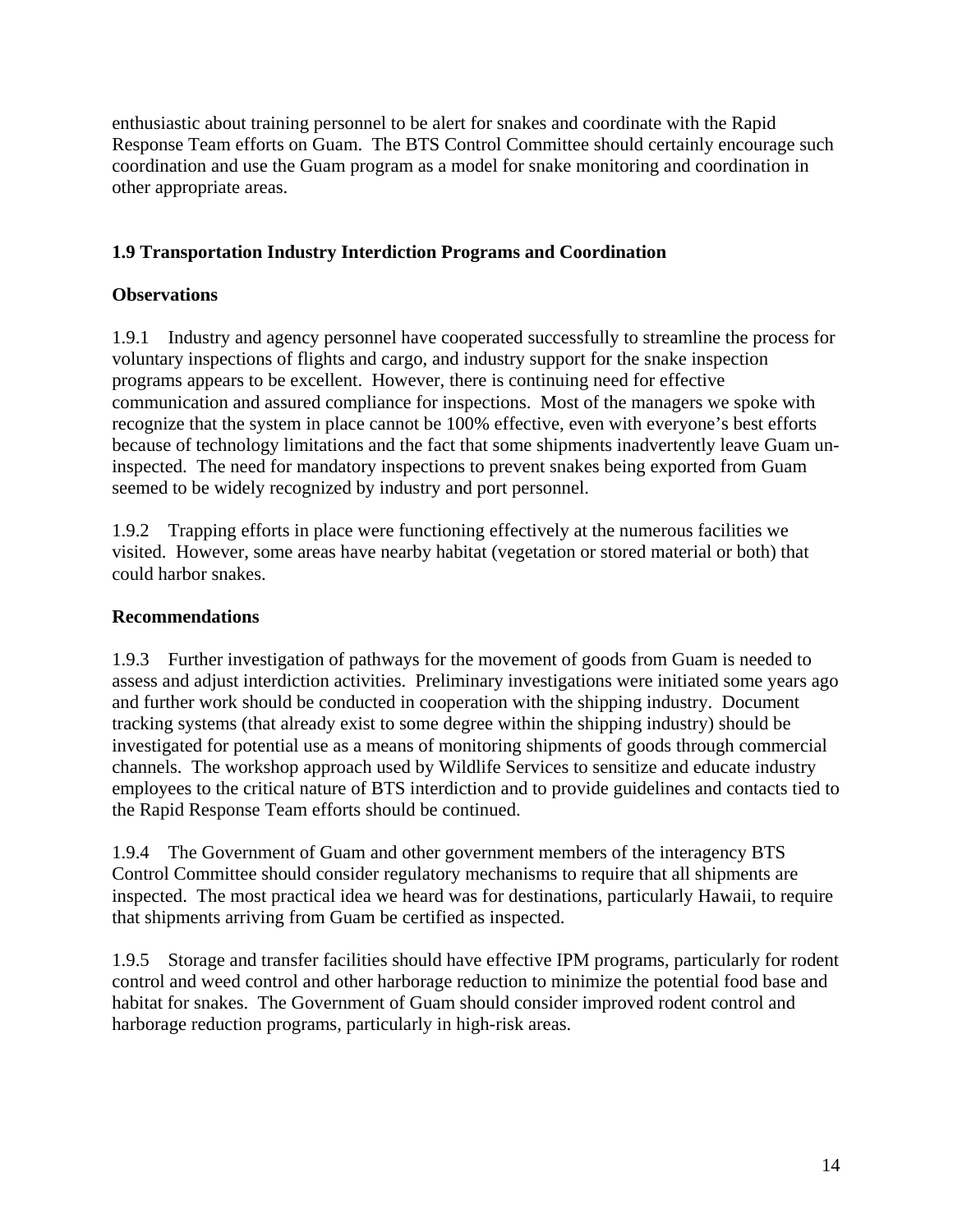enthusiastic about training personnel to be alert for snakes and coordinate with the Rapid Response Team efforts on Guam. The BTS Control Committee should certainly encourage such coordination and use the Guam program as a model for snake monitoring and coordination in other appropriate areas.

### 1.9 Transportation Industry Interdiction Programs and Coordination

**Observations**

1.9.1 Industry and agency personnel have cooperated successfully to streamline the process for voluntary inspections of flights and cargo, and industry support for the snake inspection programs appears to be excellent. However, there is continuing need for effective communication and assured compliance for inspections. Most of the managers we spoke with recognize that the system in place cannot be 100% effective, even with everyone's best efforts because of technology limitations and the fact that some shipments inadvertently leave Guam un-inspected. The need for mandatory inspections to prevent snakes being exported from Guam seemed to be widely recognized by industry and port personnel.

1.9.2 Trapping efforts in place were functioning effectively at the numerous facilities we visited. However, some areas have nearby habitat (vegetation or stored material or both) that could harbor snakes.

**Recommendations**

1.9.3 Further investigation of pathways for the movement of goods from Guam is needed to assess and adjust interdiction activities. Preliminary investigations were initiated some years ago and further work should be conducted in cooperation with the shipping industry. Document tracking systems (that already exist to some degree within the shipping industry) should be investigated for potential use as a means of monitoring shipments of goods through commercial channels. The workshop approach used by Wildlife Services to sensitize and educate industry employees to the critical nature of BTS interdiction and to provide guidelines and contacts tied to the Rapid Response Team efforts should be continued.

1.9.4 The Government of Guam and other government members of the interagency BTS Control Committee should consider regulatory mechanisms to require that all shipments are inspected. The most practical idea we heard was for destinations, particularly Hawaii, to require that shipments arriving from Guam be certified as inspected.

1.9.5 Storage and transfer facilities should have effective IPM programs, particularly for rodent control and weed control and other harborage reduction to minimize the potential food base and habitat for snakes. The Government of Guam should consider improved rodent control and harborage reduction programs, particularly in high-risk areas.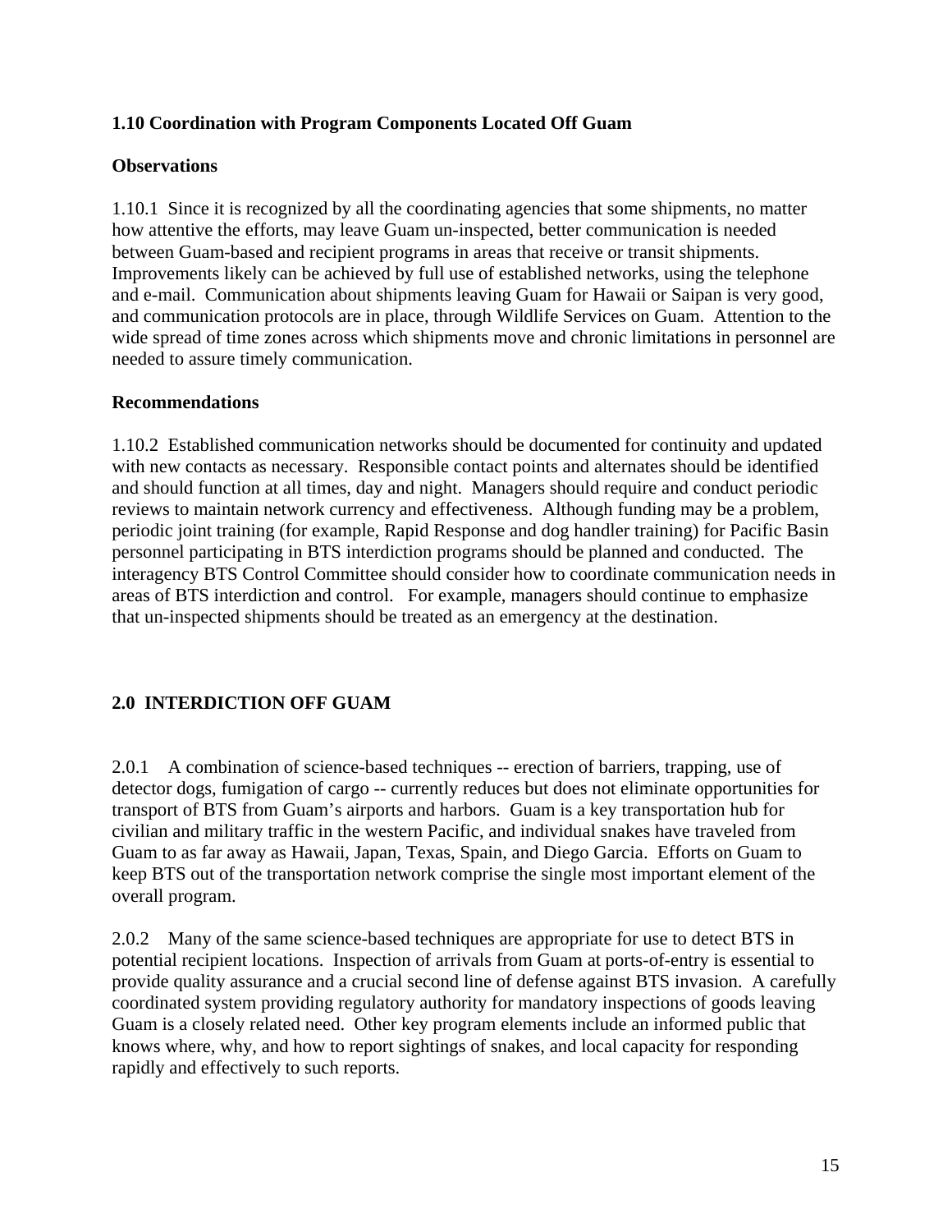### 1.10 Coordination with Program Components Located Off Guam

**Observations**

1.10.1 Since it is recognized by all the coordinating agencies that some shipments, no matter how attentive the efforts, may leave Guam un-inspected, better communication is needed between Guam-based and recipient programs in areas that receive or transit shipments. Improvements likely can be achieved by full use of established networks, using the telephone and e-mail. Communication about shipments leaving Guam for Hawaii or Saipan is very good, and communication protocols are in place, through Wildlife Services on Guam. Attention to the wide spread of time zones across which shipments move and chronic limitations in personnel are needed to assure timely communication.

**Recommendations**

1.10.2 Established communication networks should be documented for continuity and updated with new contacts as necessary. Responsible contact points and alternates should be identified and should function at all times, day and night. Managers should require and conduct periodic reviews to maintain network currency and effectiveness. Although funding may be a problem, periodic joint training (for example, Rapid Response and dog handler training) for Pacific Basin personnel participating in BTS interdiction programs should be planned and conducted. The interagency BTS Control Committee should consider how to coordinate communication needs in areas of BTS interdiction and control. For example, managers should continue to emphasize that un-inspected shipments should be treated as an emergency at the destination.

## 2.0 INTERDICTION OFF GUAM

2.0.1 A combination of science-based techniques -- erection of barriers, trapping, use of detector dogs, fumigation of cargo -- currently reduces but does not eliminate opportunities for transport of BTS from Guam's airports and harbors. Guam is a key transportation hub for civilian and military traffic in the western Pacific, and individual snakes have traveled from Guam to as far away as Hawaii, Japan, Texas, Spain, and Diego Garcia. Efforts on Guam to keep BTS out of the transportation network comprise the single most important element of the overall program.

2.0.2 Many of the same science-based techniques are appropriate for use to detect BTS in potential recipient locations. Inspection of arrivals from Guam at ports-of-entry is essential to provide quality assurance and a crucial second line of defense against BTS invasion. A carefully coordinated system providing regulatory authority for mandatory inspections of goods leaving Guam is a closely related need. Other key program elements include an informed public that knows where, why, and how to report sightings of snakes, and local capacity for responding rapidly and effectively to such reports.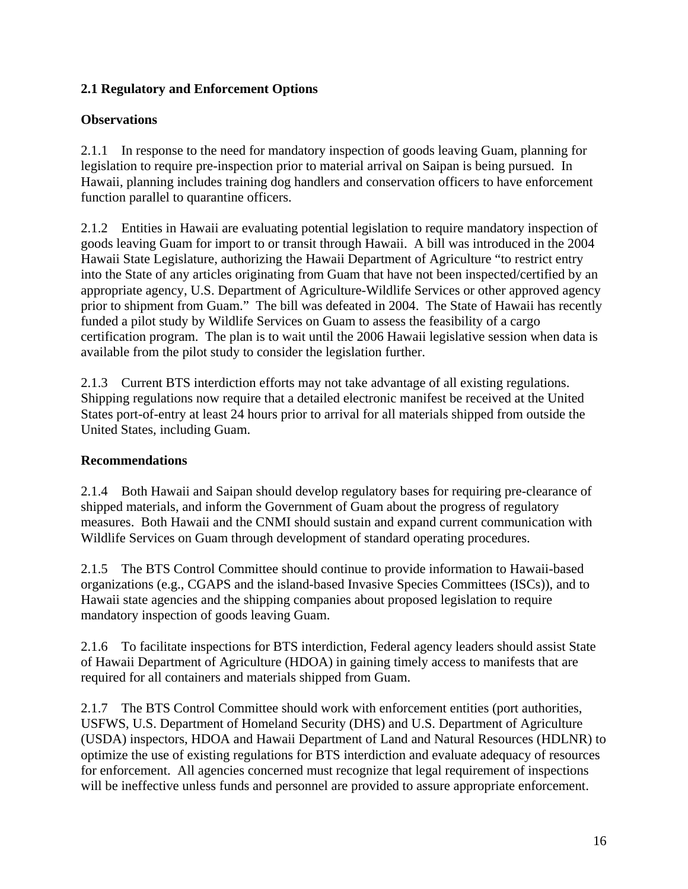### 2.1 Regulatory and Enforcement Options

**Observations**

2.1.1 In response to the need for mandatory inspection of goods leaving Guam, planning for legislation to require pre-inspection prior to material arrival on Saipan is being pursued. In Hawaii, planning includes training dog handlers and conservation officers to have enforcement function parallel to quarantine officers.

2.1.2 Entities in Hawaii are evaluating potential legislation to require mandatory inspection of goods leaving Guam for import to or transit through Hawaii. A bill was introduced in the 2004 Hawaii State Legislature, authorizing the Hawaii Department of Agriculture "to restrict entry into the State of any articles originating from Guam that have not been inspected/certified by an appropriate agency, U.S. Department of Agriculture-Wildlife Services or other approved agency prior to shipment from Guam." The bill was defeated in 2004. The State of Hawaii has recently funded a pilot study by Wildlife Services on Guam to assess the feasibility of a cargo certification program. The plan is to wait until the 2006 Hawaii legislative session when data is available from the pilot study to consider the legislation further.

2.1.3 Current BTS interdiction efforts may not take advantage of all existing regulations. Shipping regulations now require that a detailed electronic manifest be received at the United States port-of-entry at least 24 hours prior to arrival for all materials shipped from outside the United States, including Guam.

**Recommendations**

2.1.4 Both Hawaii and Saipan should develop regulatory bases for requiring pre-clearance of shipped materials, and inform the Government of Guam about the progress of regulatory measures. Both Hawaii and the CNMI should sustain and expand current communication with Wildlife Services on Guam through development of standard operating procedures.

2.1.5 The BTS Control Committee should continue to provide information to Hawaii-based organizations (e.g., CGAPS and the island-based Invasive Species Committees (ISCs)), and to Hawaii state agencies and the shipping companies about proposed legislation to require mandatory inspection of goods leaving Guam.

2.1.6 To facilitate inspections for BTS interdiction, Federal agency leaders should assist State of Hawaii Department of Agriculture (HDOA) in gaining timely access to manifests that are required for all containers and materials shipped from Guam.

2.1.7 The BTS Control Committee should work with enforcement entities (port authorities, USFWS, U.S. Department of Homeland Security (DHS) and U.S. Department of Agriculture (USDA) inspectors, HDOA and Hawaii Department of Land and Natural Resources (HDLNR) to optimize the use of existing regulations for BTS interdiction and evaluate adequacy of resources for enforcement. All agencies concerned must recognize that legal requirement of inspections will be ineffective unless funds and personnel are provided to assure appropriate enforcement.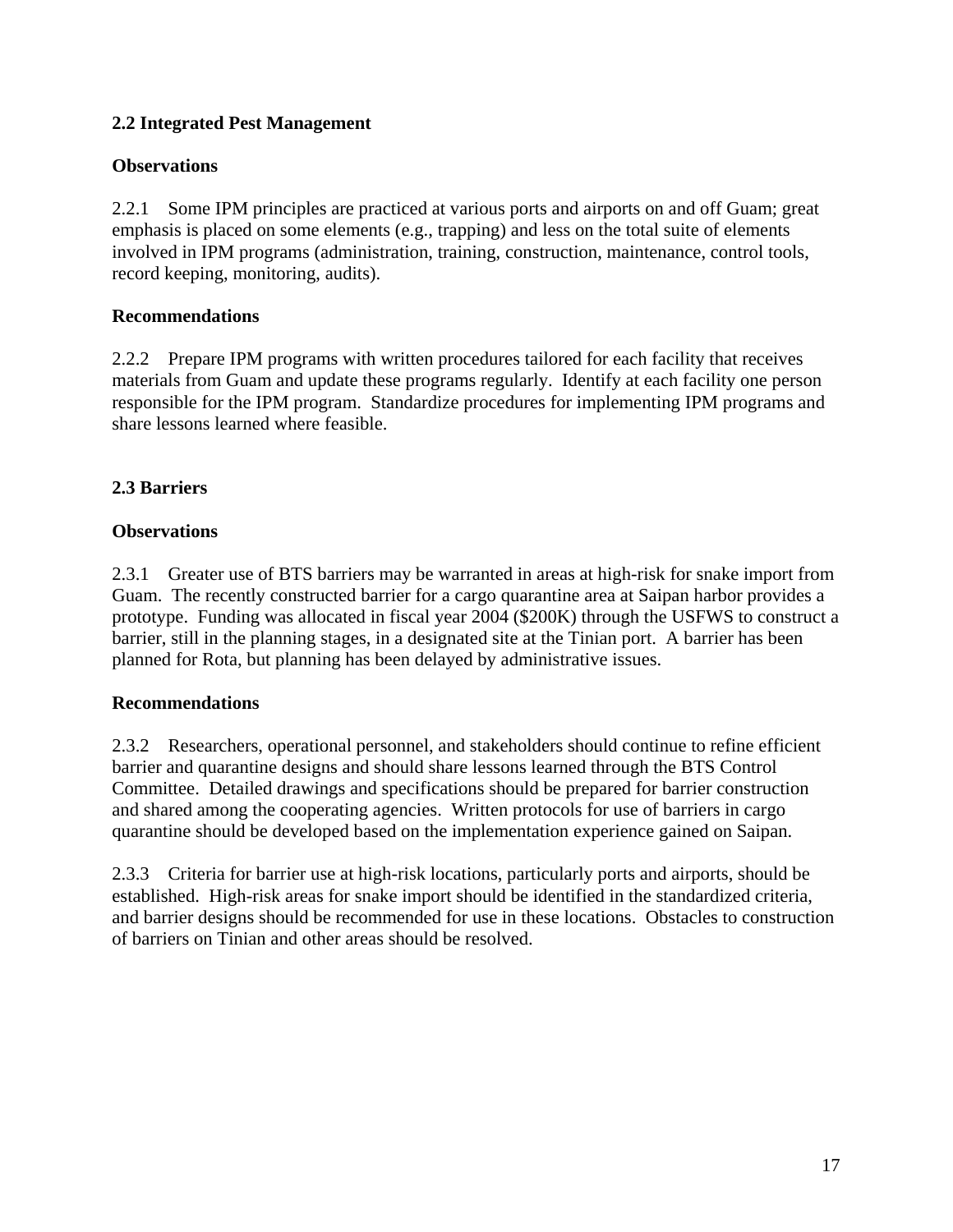### 2.2 Integrated Pest Management

**Observations**

2.2.1 Some IPM principles are practiced at various ports and airports on and off Guam; great emphasis is placed on some elements (e.g., trapping) and less on the total suite of elements involved in IPM programs (administration, training, construction, maintenance, control tools, record keeping, monitoring, audits).

**Recommendations**

2.2.2 Prepare IPM programs with written procedures tailored for each facility that receives materials from Guam and update these programs regularly. Identify at each facility one person responsible for the IPM program. Standardize procedures for implementing IPM programs and share lessons learned where feasible.

### 2.3 Barriers

**Observations**

2.3.1 Greater use of BTS barriers may be warranted in areas at high-risk for snake import from Guam. The recently constructed barrier for a cargo quarantine area at Saipan harbor provides a prototype. Funding was allocated in fiscal year 2004 ($200K) through the USFWS to construct a barrier, still in the planning stages, in a designated site at the Tinian port. A barrier has been planned for Rota, but planning has been delayed by administrative issues.

**Recommendations**

2.3.2 Researchers, operational personnel, and stakeholders should continue to refine efficient barrier and quarantine designs and should share lessons learned through the BTS Control Committee. Detailed drawings and specifications should be prepared for barrier construction and shared among the cooperating agencies. Written protocols for use of barriers in cargo quarantine should be developed based on the implementation experience gained on Saipan.

2.3.3 Criteria for barrier use at high-risk locations, particularly ports and airports, should be established. High-risk areas for snake import should be identified in the standardized criteria, and barrier designs should be recommended for use in these locations. Obstacles to construction of barriers on Tinian and other areas should be resolved.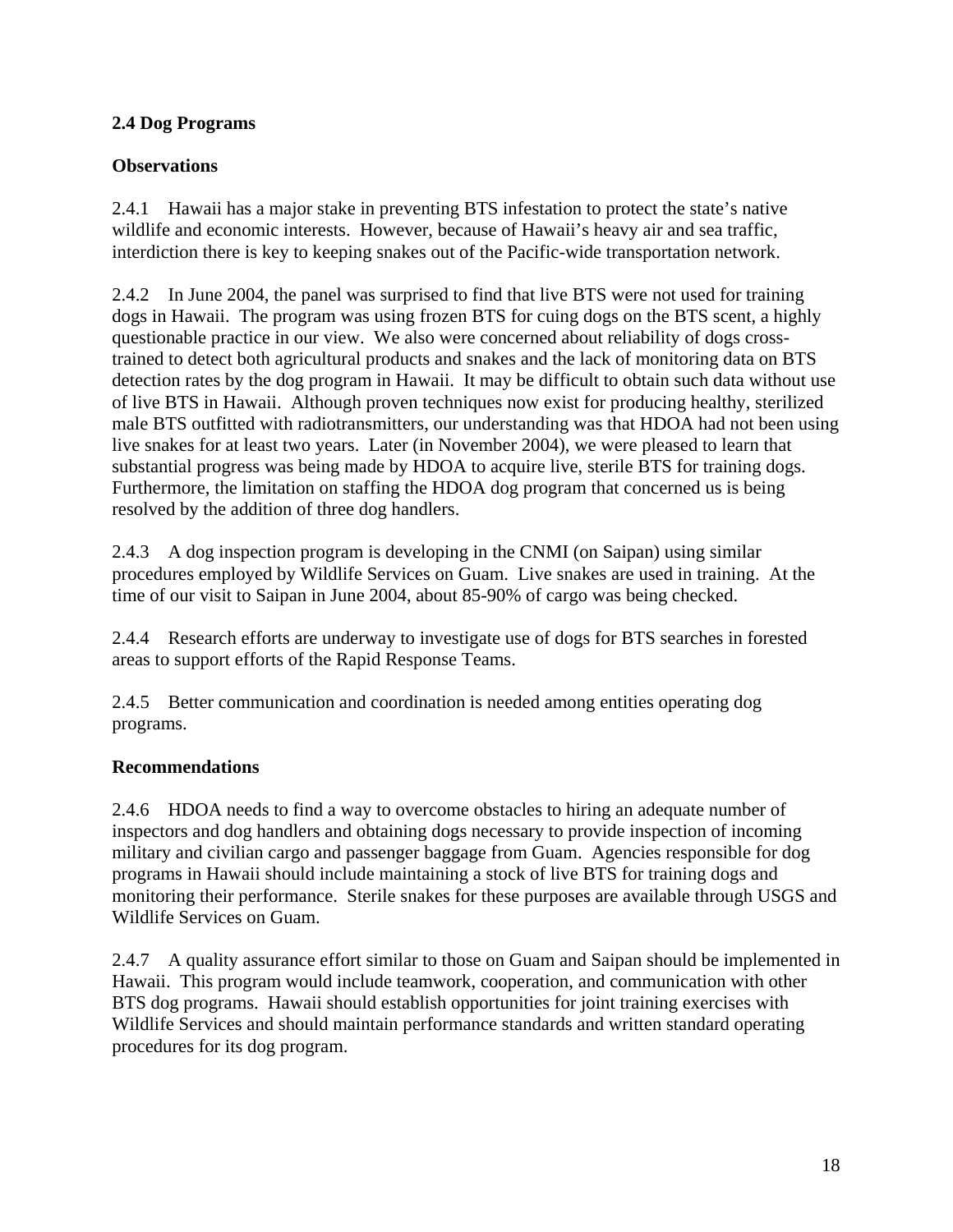## 2.4 Dog Programs

### Observations

2.4.1 Hawaii has a major stake in preventing BTS infestation to protect the state's native wildlife and economic interests. However, because of Hawaii's heavy air and sea traffic, interdiction there is key to keeping snakes out of the Pacific-wide transportation network.

2.4.2 In June 2004, the panel was surprised to find that live BTS were not used for training dogs in Hawaii. The program was using frozen BTS for cuing dogs on the BTS scent, a highly questionable practice in our view. We also were concerned about reliability of dogs cross-trained to detect both agricultural products and snakes and the lack of monitoring data on BTS detection rates by the dog program in Hawaii. It may be difficult to obtain such data without use of live BTS in Hawaii. Although proven techniques now exist for producing healthy, sterilized male BTS outfitted with radiotransmitters, our understanding was that HDOA had not been using live snakes for at least two years. Later (in November 2004), we were pleased to learn that substantial progress was being made by HDOA to acquire live, sterile BTS for training dogs. Furthermore, the limitation on staffing the HDOA dog program that concerned us is being resolved by the addition of three dog handlers.

2.4.3 A dog inspection program is developing in the CNMI (on Saipan) using similar procedures employed by Wildlife Services on Guam. Live snakes are used in training. At the time of our visit to Saipan in June 2004, about 85-90% of cargo was being checked.

2.4.4 Research efforts are underway to investigate use of dogs for BTS searches in forested areas to support efforts of the Rapid Response Teams.

2.4.5 Better communication and coordination is needed among entities operating dog programs.

### Recommendations

2.4.6 HDOA needs to find a way to overcome obstacles to hiring an adequate number of inspectors and dog handlers and obtaining dogs necessary to provide inspection of incoming military and civilian cargo and passenger baggage from Guam. Agencies responsible for dog programs in Hawaii should include maintaining a stock of live BTS for training dogs and monitoring their performance. Sterile snakes for these purposes are available through USGS and Wildlife Services on Guam.

2.4.7 A quality assurance effort similar to those on Guam and Saipan should be implemented in Hawaii. This program would include teamwork, cooperation, and communication with other BTS dog programs. Hawaii should establish opportunities for joint training exercises with Wildlife Services and should maintain performance standards and written standard operating procedures for its dog program.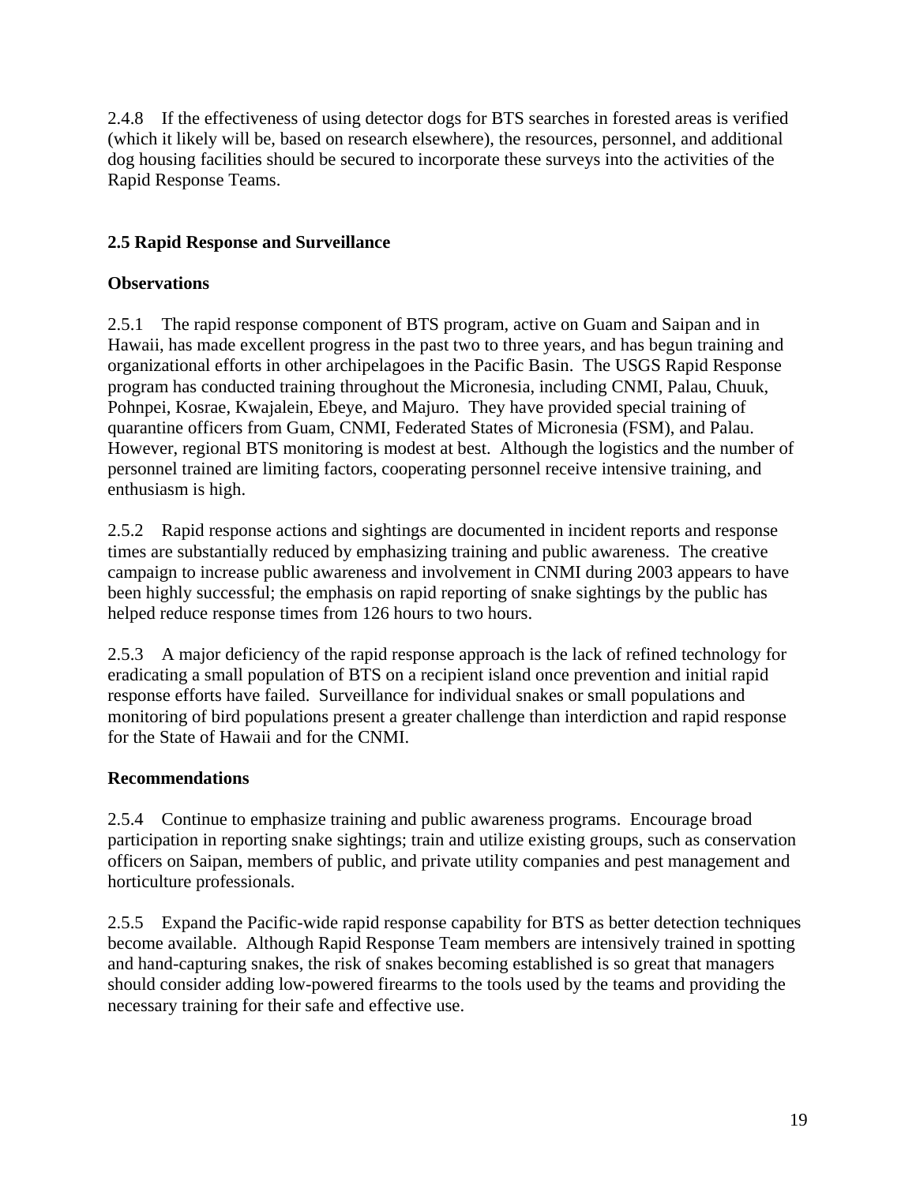2.4.8 If the effectiveness of using detector dogs for BTS searches in forested areas is verified (which it likely will be, based on research elsewhere), the resources, personnel, and additional dog housing facilities should be secured to incorporate these surveys into the activities of the Rapid Response Teams.

## 2.5 Rapid Response and Surveillance

### Observations

2.5.1 The rapid response component of BTS program, active on Guam and Saipan and in Hawaii, has made excellent progress in the past two to three years, and has begun training and organizational efforts in other archipelagoes in the Pacific Basin. The USGS Rapid Response program has conducted training throughout the Micronesia, including CNMI, Palau, Chuuk, Pohnpei, Kosrae, Kwajalein, Ebeye, and Majuro. They have provided special training of quarantine officers from Guam, CNMI, Federated States of Micronesia (FSM), and Palau. However, regional BTS monitoring is modest at best. Although the logistics and the number of personnel trained are limiting factors, cooperating personnel receive intensive training, and enthusiasm is high.

2.5.2 Rapid response actions and sightings are documented in incident reports and response times are substantially reduced by emphasizing training and public awareness. The creative campaign to increase public awareness and involvement in CNMI during 2003 appears to have been highly successful; the emphasis on rapid reporting of snake sightings by the public has helped reduce response times from 126 hours to two hours.

2.5.3 A major deficiency of the rapid response approach is the lack of refined technology for eradicating a small population of BTS on a recipient island once prevention and initial rapid response efforts have failed. Surveillance for individual snakes or small populations and monitoring of bird populations present a greater challenge than interdiction and rapid response for the State of Hawaii and for the CNMI.

### Recommendations

2.5.4 Continue to emphasize training and public awareness programs. Encourage broad participation in reporting snake sightings; train and utilize existing groups, such as conservation officers on Saipan, members of public, and private utility companies and pest management and horticulture professionals.

2.5.5 Expand the Pacific-wide rapid response capability for BTS as better detection techniques become available. Although Rapid Response Team members are intensively trained in spotting and hand-capturing snakes, the risk of snakes becoming established is so great that managers should consider adding low-powered firearms to the tools used by the teams and providing the necessary training for their safe and effective use.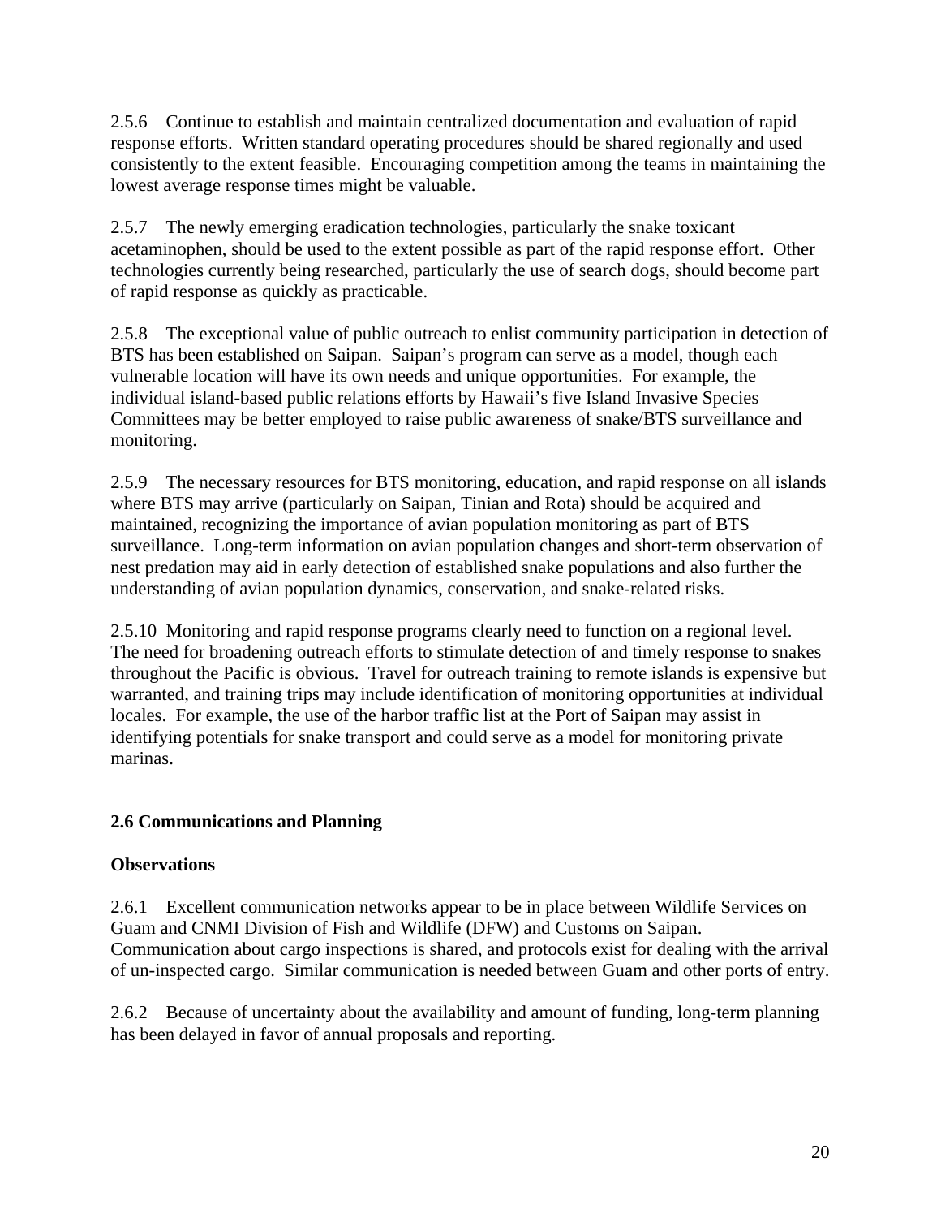2.5.6 Continue to establish and maintain centralized documentation and evaluation of rapid response efforts. Written standard operating procedures should be shared regionally and used consistently to the extent feasible. Encouraging competition among the teams in maintaining the lowest average response times might be valuable.

2.5.7 The newly emerging eradication technologies, particularly the snake toxicant acetaminophen, should be used to the extent possible as part of the rapid response effort. Other technologies currently being researched, particularly the use of search dogs, should become part of rapid response as quickly as practicable.

2.5.8 The exceptional value of public outreach to enlist community participation in detection of BTS has been established on Saipan. Saipan's program can serve as a model, though each vulnerable location will have its own needs and unique opportunities. For example, the individual island-based public relations efforts by Hawaii's five Island Invasive Species Committees may be better employed to raise public awareness of snake/BTS surveillance and monitoring.

2.5.9 The necessary resources for BTS monitoring, education, and rapid response on all islands where BTS may arrive (particularly on Saipan, Tinian and Rota) should be acquired and maintained, recognizing the importance of avian population monitoring as part of BTS surveillance. Long-term information on avian population changes and short-term observation of nest predation may aid in early detection of established snake populations and also further the understanding of avian population dynamics, conservation, and snake-related risks.

2.5.10 Monitoring and rapid response programs clearly need to function on a regional level. The need for broadening outreach efforts to stimulate detection of and timely response to snakes throughout the Pacific is obvious. Travel for outreach training to remote islands is expensive but warranted, and training trips may include identification of monitoring opportunities at individual locales. For example, the use of the harbor traffic list at the Port of Saipan may assist in identifying potentials for snake transport and could serve as a model for monitoring private marinas.

## 2.6 Communications and Planning

### Observations

2.6.1 Excellent communication networks appear to be in place between Wildlife Services on Guam and CNMI Division of Fish and Wildlife (DFW) and Customs on Saipan. Communication about cargo inspections is shared, and protocols exist for dealing with the arrival of un-inspected cargo. Similar communication is needed between Guam and other ports of entry.

2.6.2 Because of uncertainty about the availability and amount of funding, long-term planning has been delayed in favor of annual proposals and reporting.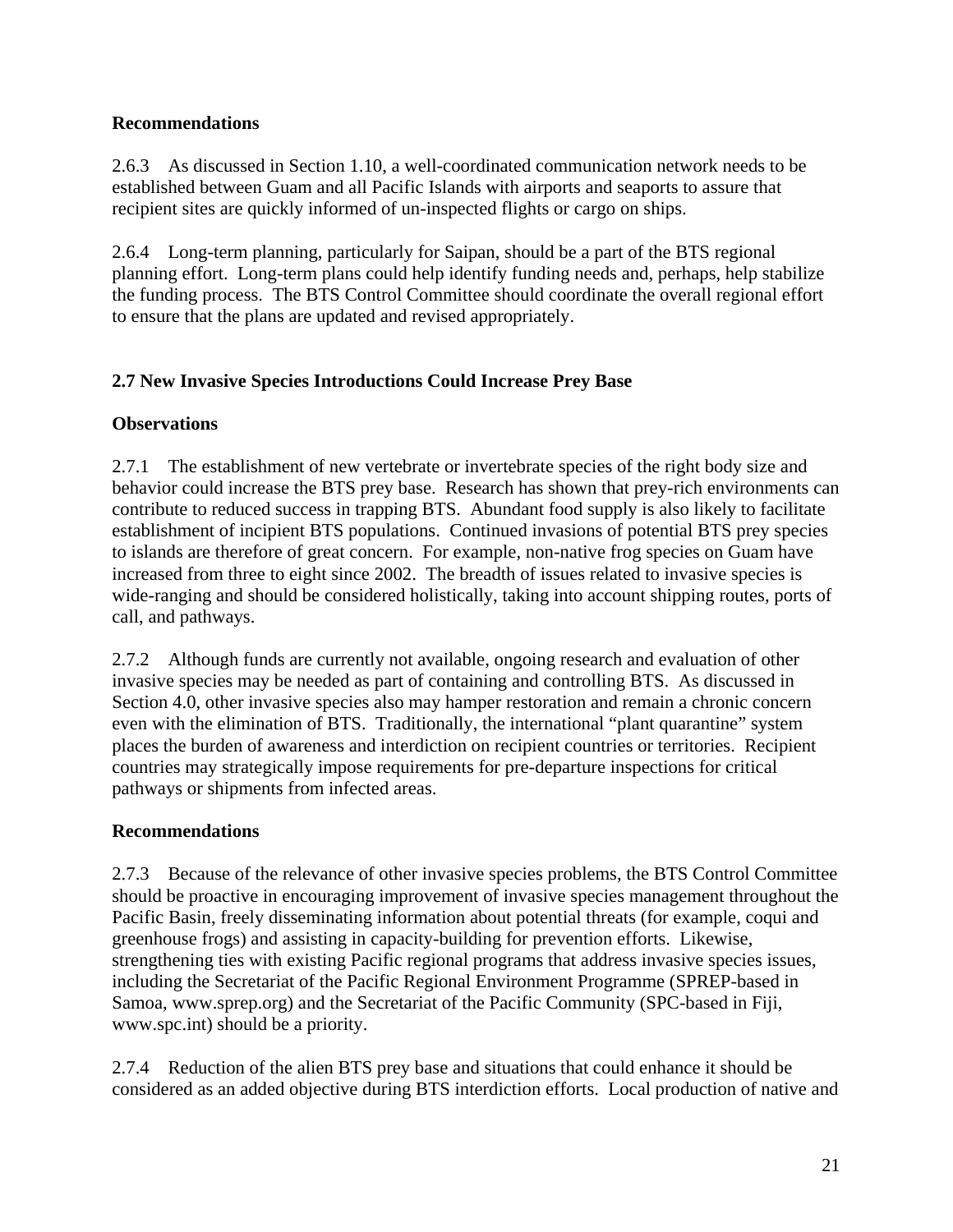**Recommendations**

2.6.3 As discussed in Section 1.10, a well-coordinated communication network needs to be established between Guam and all Pacific Islands with airports and seaports to assure that recipient sites are quickly informed of un-inspected flights or cargo on ships.

2.6.4 Long-term planning, particularly for Saipan, should be a part of the BTS regional planning effort. Long-term plans could help identify funding needs and, perhaps, help stabilize the funding process. The BTS Control Committee should coordinate the overall regional effort to ensure that the plans are updated and revised appropriately.

## 2.7 New Invasive Species Introductions Could Increase Prey Base

**Observations**

2.7.1 The establishment of new vertebrate or invertebrate species of the right body size and behavior could increase the BTS prey base. Research has shown that prey-rich environments can contribute to reduced success in trapping BTS. Abundant food supply is also likely to facilitate establishment of incipient BTS populations. Continued invasions of potential BTS prey species to islands are therefore of great concern. For example, non-native frog species on Guam have increased from three to eight since 2002. The breadth of issues related to invasive species is wide-ranging and should be considered holistically, taking into account shipping routes, ports of call, and pathways.

2.7.2 Although funds are currently not available, ongoing research and evaluation of other invasive species may be needed as part of containing and controlling BTS. As discussed in Section 4.0, other invasive species also may hamper restoration and remain a chronic concern even with the elimination of BTS. Traditionally, the international "plant quarantine" system places the burden of awareness and interdiction on recipient countries or territories. Recipient countries may strategically impose requirements for pre-departure inspections for critical pathways or shipments from infected areas.

**Recommendations**

2.7.3 Because of the relevance of other invasive species problems, the BTS Control Committee should be proactive in encouraging improvement of invasive species management throughout the Pacific Basin, freely disseminating information about potential threats (for example, coqui and greenhouse frogs) and assisting in capacity-building for prevention efforts. Likewise, strengthening ties with existing Pacific regional programs that address invasive species issues, including the Secretariat of the Pacific Regional Environment Programme (SPREP-based in Samoa, www.sprep.org) and the Secretariat of the Pacific Community (SPC-based in Fiji, www.spc.int) should be a priority.

2.7.4 Reduction of the alien BTS prey base and situations that could enhance it should be considered as an added objective during BTS interdiction efforts. Local production of native and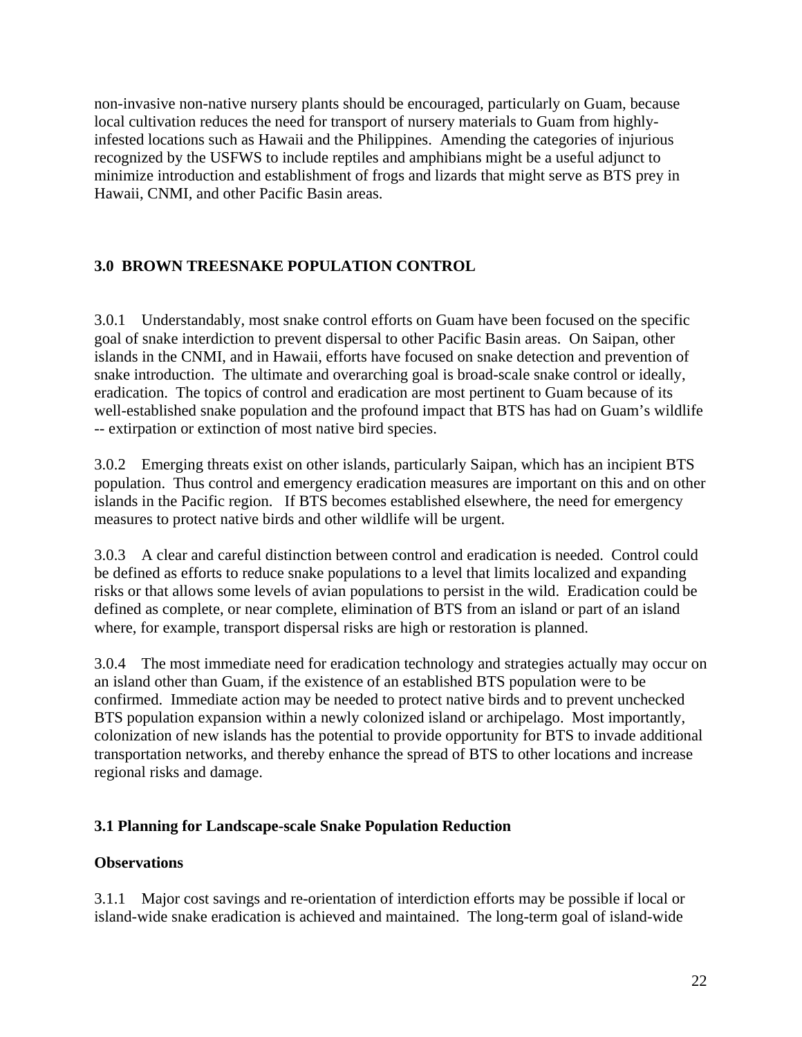non-invasive non-native nursery plants should be encouraged, particularly on Guam, because local cultivation reduces the need for transport of nursery materials to Guam from highly-infested locations such as Hawaii and the Philippines. Amending the categories of injurious recognized by the USFWS to include reptiles and amphibians might be a useful adjunct to minimize introduction and establishment of frogs and lizards that might serve as BTS prey in Hawaii, CNMI, and other Pacific Basin areas.

## 3.0 BROWN TREESNAKE POPULATION CONTROL

3.0.1 Understandably, most snake control efforts on Guam have been focused on the specific goal of snake interdiction to prevent dispersal to other Pacific Basin areas. On Saipan, other islands in the CNMI, and in Hawaii, efforts have focused on snake detection and prevention of snake introduction. The ultimate and overarching goal is broad-scale snake control or ideally, eradication. The topics of control and eradication are most pertinent to Guam because of its well-established snake population and the profound impact that BTS has had on Guam's wildlife -- extirpation or extinction of most native bird species.

3.0.2 Emerging threats exist on other islands, particularly Saipan, which has an incipient BTS population. Thus control and emergency eradication measures are important on this and on other islands in the Pacific region. If BTS becomes established elsewhere, the need for emergency measures to protect native birds and other wildlife will be urgent.

3.0.3 A clear and careful distinction between control and eradication is needed. Control could be defined as efforts to reduce snake populations to a level that limits localized and expanding risks or that allows some levels of avian populations to persist in the wild. Eradication could be defined as complete, or near complete, elimination of BTS from an island or part of an island where, for example, transport dispersal risks are high or restoration is planned.

3.0.4 The most immediate need for eradication technology and strategies actually may occur on an island other than Guam, if the existence of an established BTS population were to be confirmed. Immediate action may be needed to protect native birds and to prevent unchecked BTS population expansion within a newly colonized island or archipelago. Most importantly, colonization of new islands has the potential to provide opportunity for BTS to invade additional transportation networks, and thereby enhance the spread of BTS to other locations and increase regional risks and damage.

### 3.1 Planning for Landscape-scale Snake Population Reduction

**Observations**

3.1.1 Major cost savings and re-orientation of interdiction efforts may be possible if local or island-wide snake eradication is achieved and maintained. The long-term goal of island-wide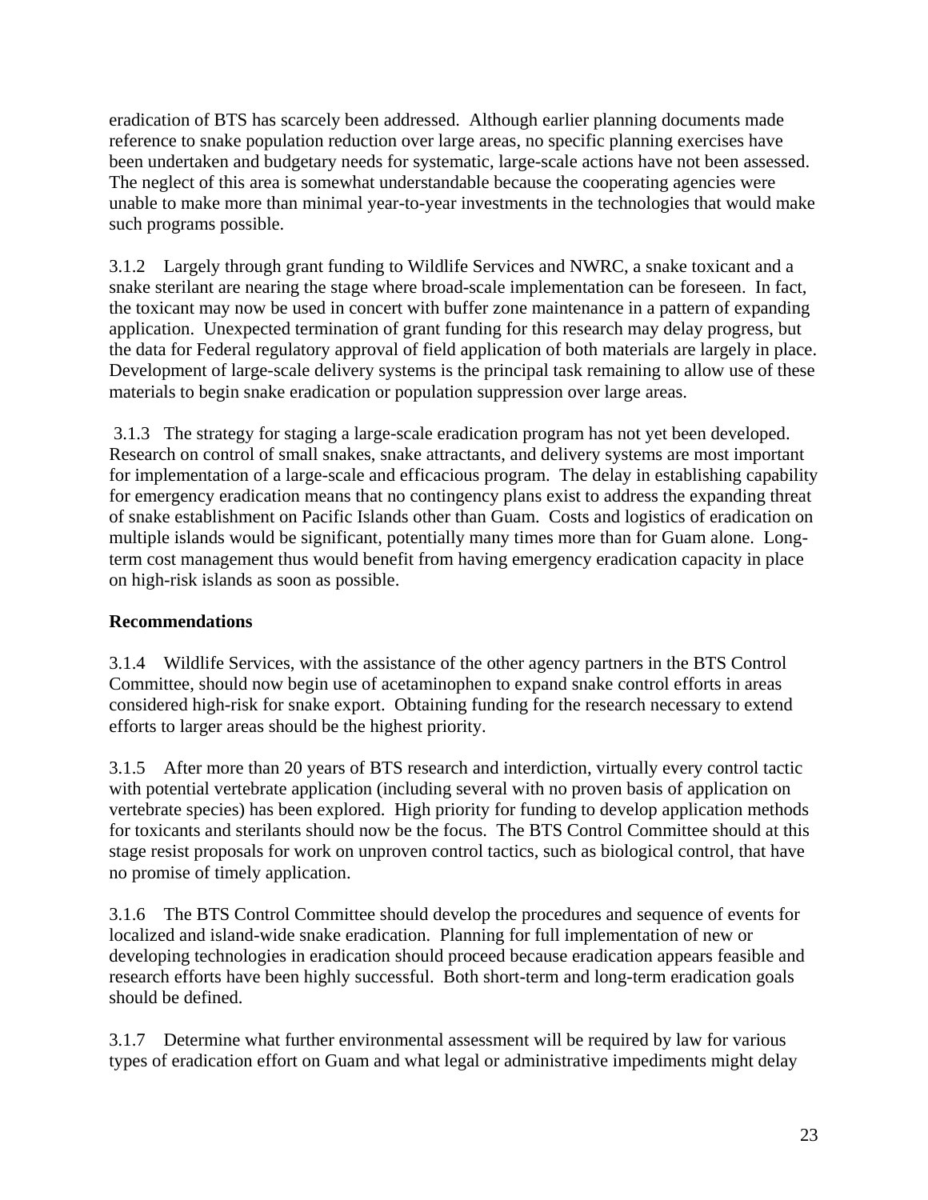eradication of BTS has scarcely been addressed. Although earlier planning documents made reference to snake population reduction over large areas, no specific planning exercises have been undertaken and budgetary needs for systematic, large-scale actions have not been assessed. The neglect of this area is somewhat understandable because the cooperating agencies were unable to make more than minimal year-to-year investments in the technologies that would make such programs possible.

3.1.2 Largely through grant funding to Wildlife Services and NWRC, a snake toxicant and a snake sterilant are nearing the stage where broad-scale implementation can be foreseen. In fact, the toxicant may now be used in concert with buffer zone maintenance in a pattern of expanding application. Unexpected termination of grant funding for this research may delay progress, but the data for Federal regulatory approval of field application of both materials are largely in place. Development of large-scale delivery systems is the principal task remaining to allow use of these materials to begin snake eradication or population suppression over large areas.

3.1.3 The strategy for staging a large-scale eradication program has not yet been developed. Research on control of small snakes, snake attractants, and delivery systems are most important for implementation of a large-scale and efficacious program. The delay in establishing capability for emergency eradication means that no contingency plans exist to address the expanding threat of snake establishment on Pacific Islands other than Guam. Costs and logistics of eradication on multiple islands would be significant, potentially many times more than for Guam alone. Long-term cost management thus would benefit from having emergency eradication capacity in place on high-risk islands as soon as possible.

**Recommendations**

3.1.4 Wildlife Services, with the assistance of the other agency partners in the BTS Control Committee, should now begin use of acetaminophen to expand snake control efforts in areas considered high-risk for snake export. Obtaining funding for the research necessary to extend efforts to larger areas should be the highest priority.

3.1.5 After more than 20 years of BTS research and interdiction, virtually every control tactic with potential vertebrate application (including several with no proven basis of application on vertebrate species) has been explored. High priority for funding to develop application methods for toxicants and sterilants should now be the focus. The BTS Control Committee should at this stage resist proposals for work on unproven control tactics, such as biological control, that have no promise of timely application.

3.1.6 The BTS Control Committee should develop the procedures and sequence of events for localized and island-wide snake eradication. Planning for full implementation of new or developing technologies in eradication should proceed because eradication appears feasible and research efforts have been highly successful. Both short-term and long-term eradication goals should be defined.

3.1.7 Determine what further environmental assessment will be required by law for various types of eradication effort on Guam and what legal or administrative impediments might delay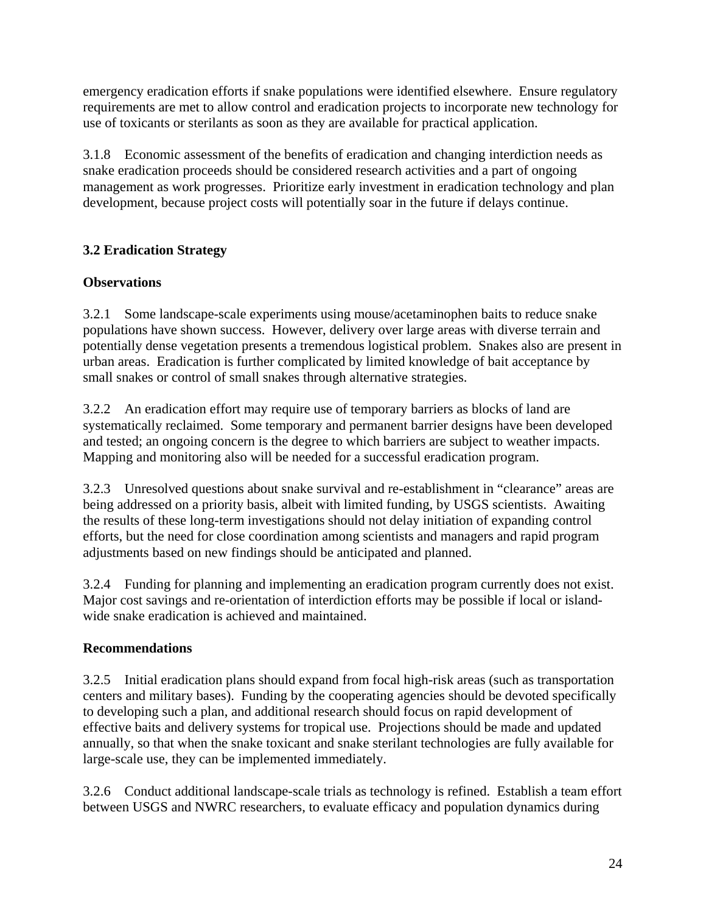emergency eradication efforts if snake populations were identified elsewhere. Ensure regulatory requirements are met to allow control and eradication projects to incorporate new technology for use of toxicants or sterilants as soon as they are available for practical application.

3.1.8 Economic assessment of the benefits of eradication and changing interdiction needs as snake eradication proceeds should be considered research activities and a part of ongoing management as work progresses. Prioritize early investment in eradication technology and plan development, because project costs will potentially soar in the future if delays continue.

### 3.2 Eradication Strategy

**Observations**

3.2.1 Some landscape-scale experiments using mouse/acetaminophen baits to reduce snake populations have shown success. However, delivery over large areas with diverse terrain and potentially dense vegetation presents a tremendous logistical problem. Snakes also are present in urban areas. Eradication is further complicated by limited knowledge of bait acceptance by small snakes or control of small snakes through alternative strategies.

3.2.2 An eradication effort may require use of temporary barriers as blocks of land are systematically reclaimed. Some temporary and permanent barrier designs have been developed and tested; an ongoing concern is the degree to which barriers are subject to weather impacts. Mapping and monitoring also will be needed for a successful eradication program.

3.2.3 Unresolved questions about snake survival and re-establishment in "clearance" areas are being addressed on a priority basis, albeit with limited funding, by USGS scientists. Awaiting the results of these long-term investigations should not delay initiation of expanding control efforts, but the need for close coordination among scientists and managers and rapid program adjustments based on new findings should be anticipated and planned.

3.2.4 Funding for planning and implementing an eradication program currently does not exist. Major cost savings and re-orientation of interdiction efforts may be possible if local or island-wide snake eradication is achieved and maintained.

**Recommendations**

3.2.5 Initial eradication plans should expand from focal high-risk areas (such as transportation centers and military bases). Funding by the cooperating agencies should be devoted specifically to developing such a plan, and additional research should focus on rapid development of effective baits and delivery systems for tropical use. Projections should be made and updated annually, so that when the snake toxicant and snake sterilant technologies are fully available for large-scale use, they can be implemented immediately.

3.2.6 Conduct additional landscape-scale trials as technology is refined. Establish a team effort between USGS and NWRC researchers, to evaluate efficacy and population dynamics during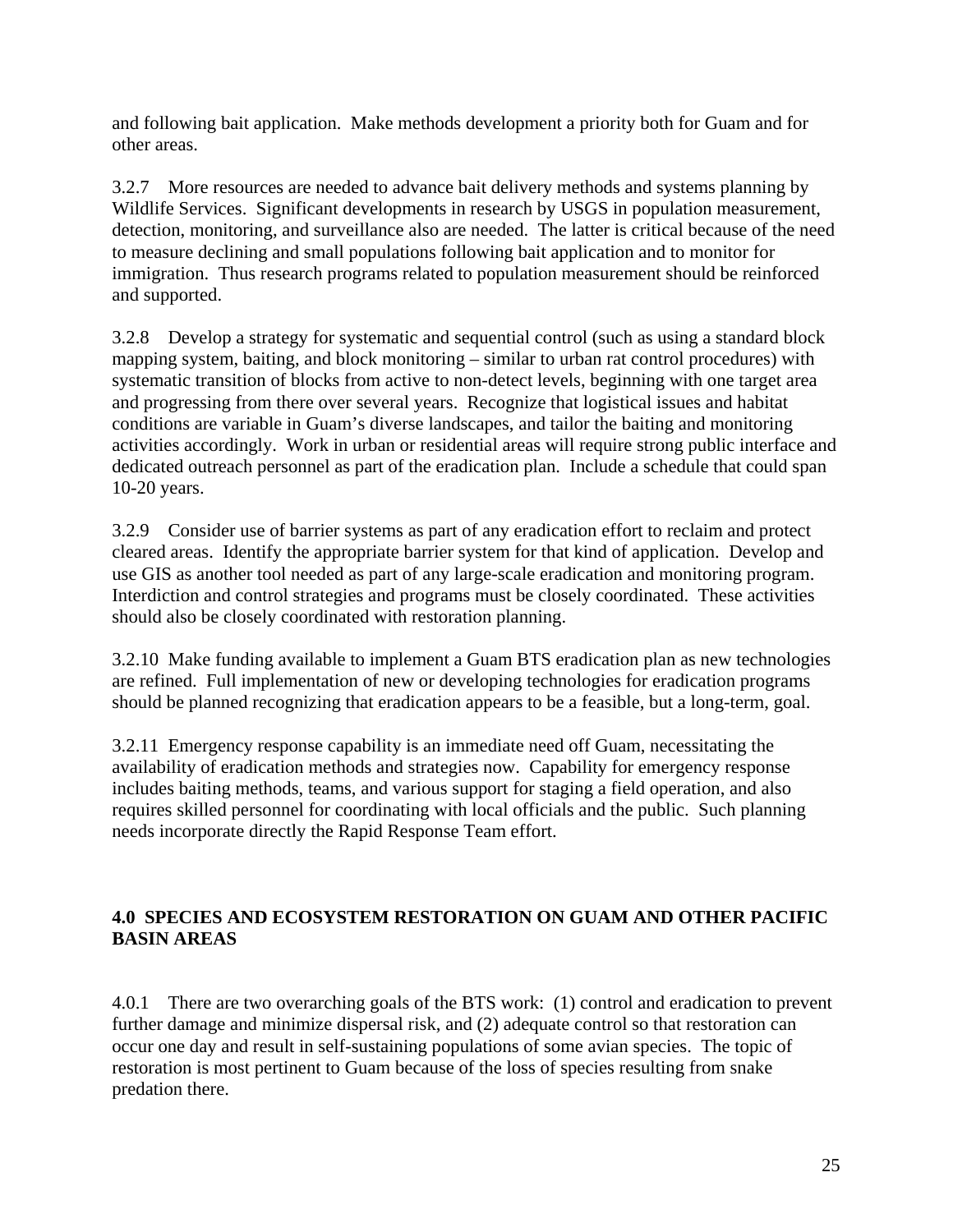and following bait application. Make methods development a priority both for Guam and for other areas.

3.2.7 More resources are needed to advance bait delivery methods and systems planning by Wildlife Services. Significant developments in research by USGS in population measurement, detection, monitoring, and surveillance also are needed. The latter is critical because of the need to measure declining and small populations following bait application and to monitor for immigration. Thus research programs related to population measurement should be reinforced and supported.

3.2.8 Develop a strategy for systematic and sequential control (such as using a standard block mapping system, baiting, and block monitoring – similar to urban rat control procedures) with systematic transition of blocks from active to non-detect levels, beginning with one target area and progressing from there over several years. Recognize that logistical issues and habitat conditions are variable in Guam's diverse landscapes, and tailor the baiting and monitoring activities accordingly. Work in urban or residential areas will require strong public interface and dedicated outreach personnel as part of the eradication plan. Include a schedule that could span 10-20 years.

3.2.9 Consider use of barrier systems as part of any eradication effort to reclaim and protect cleared areas. Identify the appropriate barrier system for that kind of application. Develop and use GIS as another tool needed as part of any large-scale eradication and monitoring program. Interdiction and control strategies and programs must be closely coordinated. These activities should also be closely coordinated with restoration planning.

3.2.10 Make funding available to implement a Guam BTS eradication plan as new technologies are refined. Full implementation of new or developing technologies for eradication programs should be planned recognizing that eradication appears to be a feasible, but a long-term, goal.

3.2.11 Emergency response capability is an immediate need off Guam, necessitating the availability of eradication methods and strategies now. Capability for emergency response includes baiting methods, teams, and various support for staging a field operation, and also requires skilled personnel for coordinating with local officials and the public. Such planning needs incorporate directly the Rapid Response Team effort.

## 4.0 SPECIES AND ECOSYSTEM RESTORATION ON GUAM AND OTHER PACIFIC BASIN AREAS

4.0.1 There are two overarching goals of the BTS work: (1) control and eradication to prevent further damage and minimize dispersal risk, and (2) adequate control so that restoration can occur one day and result in self-sustaining populations of some avian species. The topic of restoration is most pertinent to Guam because of the loss of species resulting from snake predation there.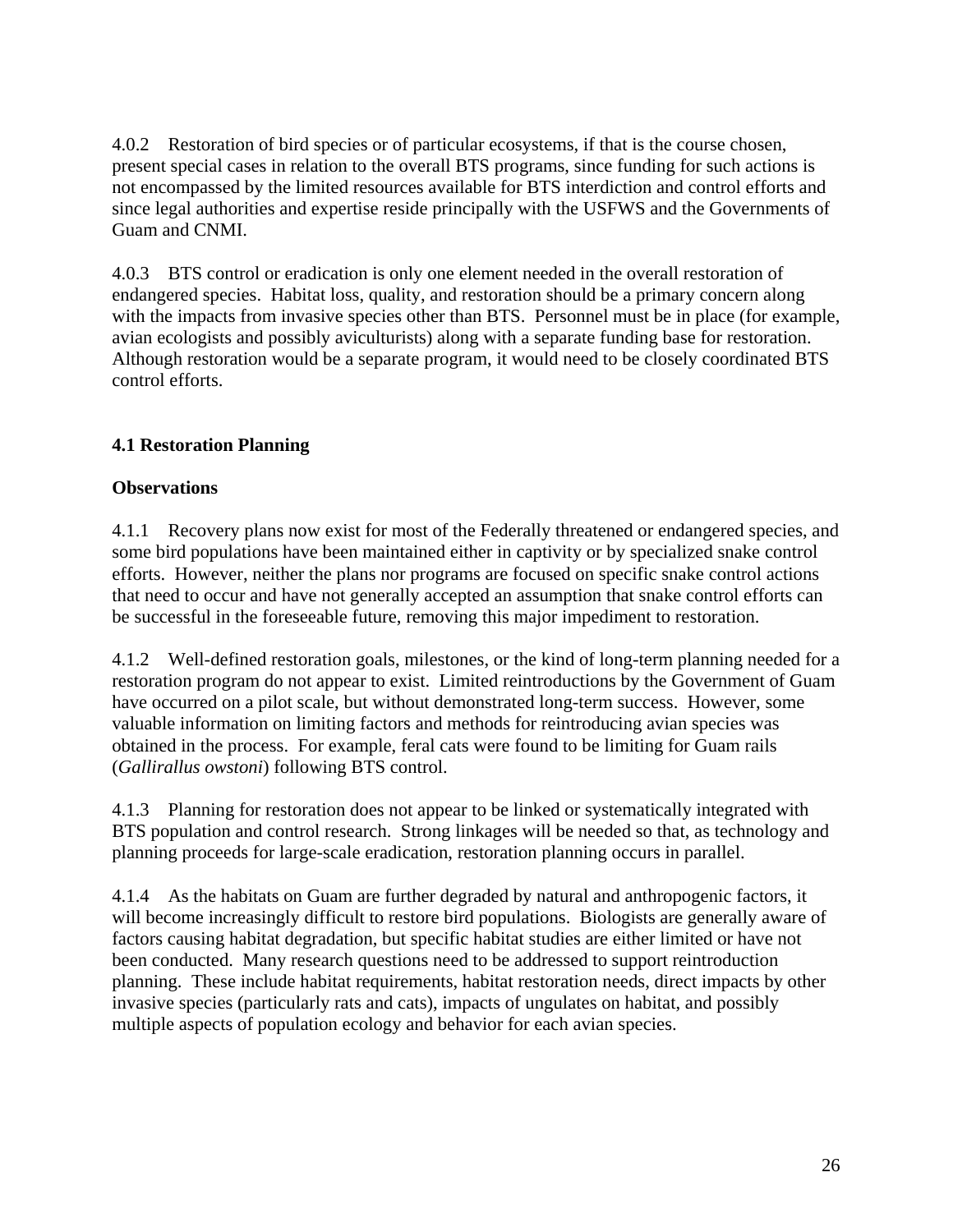4.0.2 Restoration of bird species or of particular ecosystems, if that is the course chosen, present special cases in relation to the overall BTS programs, since funding for such actions is not encompassed by the limited resources available for BTS interdiction and control efforts and since legal authorities and expertise reside principally with the USFWS and the Governments of Guam and CNMI.

4.0.3 BTS control or eradication is only one element needed in the overall restoration of endangered species. Habitat loss, quality, and restoration should be a primary concern along with the impacts from invasive species other than BTS. Personnel must be in place (for example, avian ecologists and possibly aviculturists) along with a separate funding base for restoration. Although restoration would be a separate program, it would need to be closely coordinated BTS control efforts.

### 4.1 Restoration Planning

**Observations**

4.1.1 Recovery plans now exist for most of the Federally threatened or endangered species, and some bird populations have been maintained either in captivity or by specialized snake control efforts. However, neither the plans nor programs are focused on specific snake control actions that need to occur and have not generally accepted an assumption that snake control efforts can be successful in the foreseeable future, removing this major impediment to restoration.

4.1.2 Well-defined restoration goals, milestones, or the kind of long-term planning needed for a restoration program do not appear to exist. Limited reintroductions by the Government of Guam have occurred on a pilot scale, but without demonstrated long-term success. However, some valuable information on limiting factors and methods for reintroducing avian species was obtained in the process. For example, feral cats were found to be limiting for Guam rails (*Gallirallus owstoni*) following BTS control.

4.1.3 Planning for restoration does not appear to be linked or systematically integrated with BTS population and control research. Strong linkages will be needed so that, as technology and planning proceeds for large-scale eradication, restoration planning occurs in parallel.

4.1.4 As the habitats on Guam are further degraded by natural and anthropogenic factors, it will become increasingly difficult to restore bird populations. Biologists are generally aware of factors causing habitat degradation, but specific habitat studies are either limited or have not been conducted. Many research questions need to be addressed to support reintroduction planning. These include habitat requirements, habitat restoration needs, direct impacts by other invasive species (particularly rats and cats), impacts of ungulates on habitat, and possibly multiple aspects of population ecology and behavior for each avian species.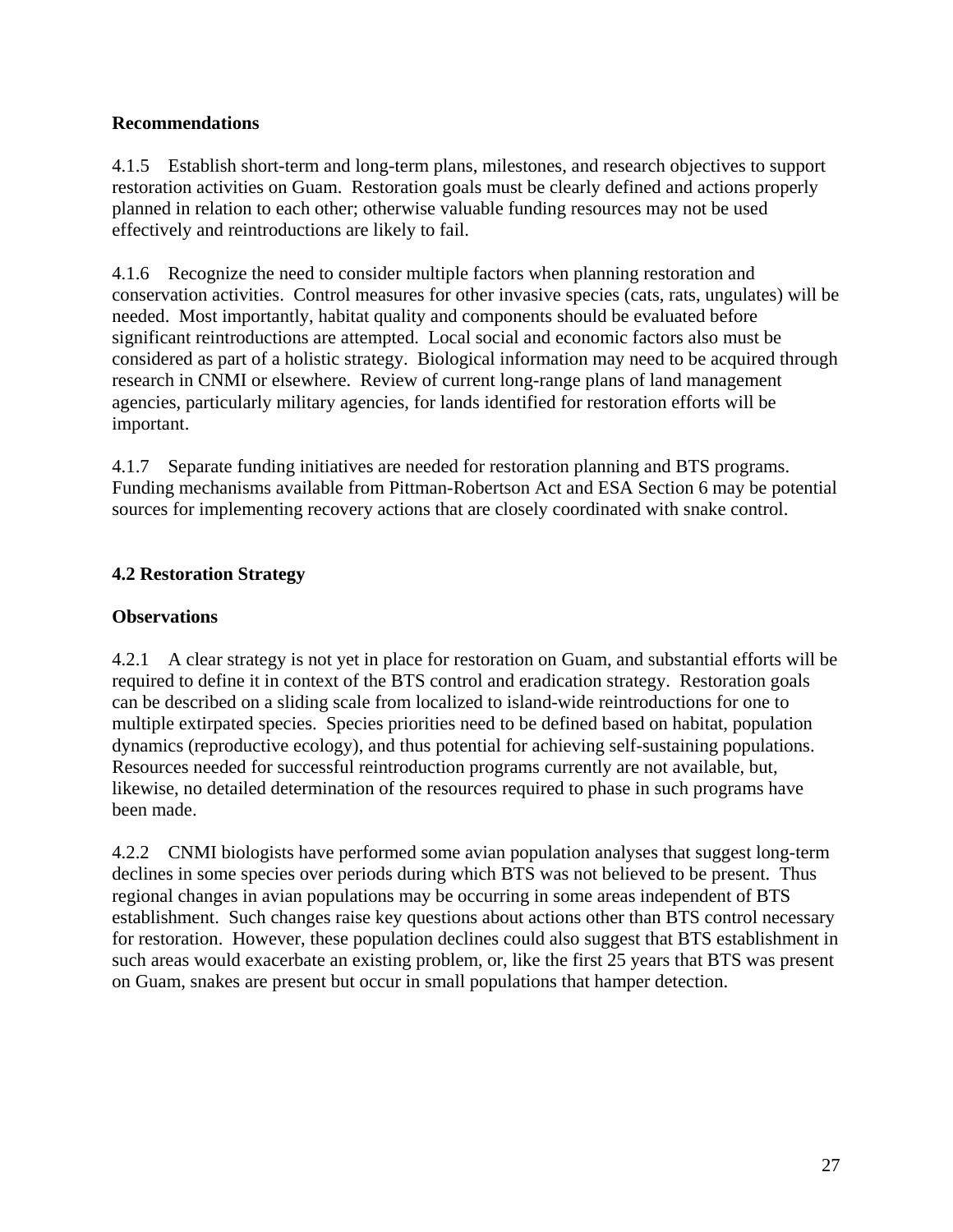**Recommendations**

4.1.5 Establish short-term and long-term plans, milestones, and research objectives to support restoration activities on Guam. Restoration goals must be clearly defined and actions properly planned in relation to each other; otherwise valuable funding resources may not be used effectively and reintroductions are likely to fail.

4.1.6 Recognize the need to consider multiple factors when planning restoration and conservation activities. Control measures for other invasive species (cats, rats, ungulates) will be needed. Most importantly, habitat quality and components should be evaluated before significant reintroductions are attempted. Local social and economic factors also must be considered as part of a holistic strategy. Biological information may need to be acquired through research in CNMI or elsewhere. Review of current long-range plans of land management agencies, particularly military agencies, for lands identified for restoration efforts will be important.

4.1.7 Separate funding initiatives are needed for restoration planning and BTS programs. Funding mechanisms available from Pittman-Robertson Act and ESA Section 6 may be potential sources for implementing recovery actions that are closely coordinated with snake control.

## 4.2 Restoration Strategy

**Observations**

4.2.1 A clear strategy is not yet in place for restoration on Guam, and substantial efforts will be required to define it in context of the BTS control and eradication strategy. Restoration goals can be described on a sliding scale from localized to island-wide reintroductions for one to multiple extirpated species. Species priorities need to be defined based on habitat, population dynamics (reproductive ecology), and thus potential for achieving self-sustaining populations. Resources needed for successful reintroduction programs currently are not available, but, likewise, no detailed determination of the resources required to phase in such programs have been made.

4.2.2 CNMI biologists have performed some avian population analyses that suggest long-term declines in some species over periods during which BTS was not believed to be present. Thus regional changes in avian populations may be occurring in some areas independent of BTS establishment. Such changes raise key questions about actions other than BTS control necessary for restoration. However, these population declines could also suggest that BTS establishment in such areas would exacerbate an existing problem, or, like the first 25 years that BTS was present on Guam, snakes are present but occur in small populations that hamper detection.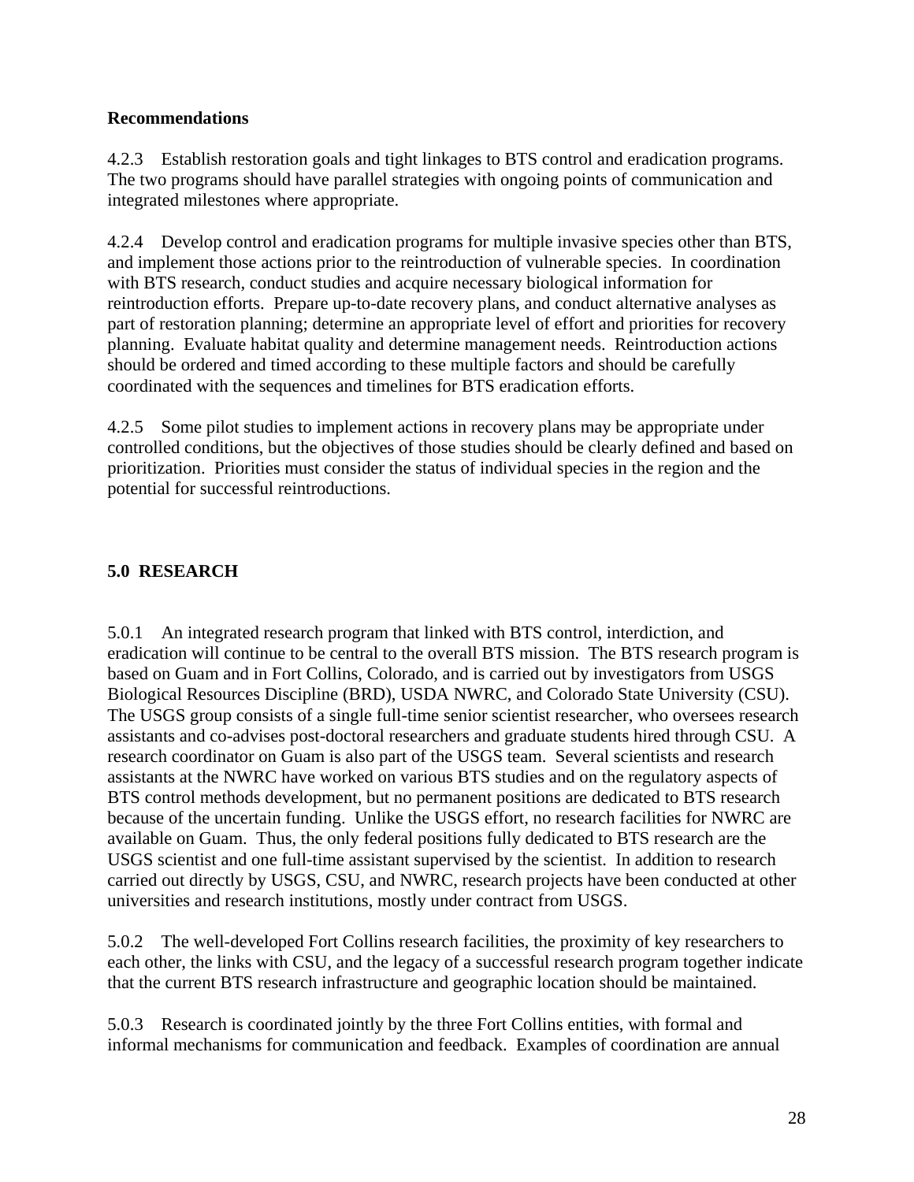**Recommendations**

4.2.3 Establish restoration goals and tight linkages to BTS control and eradication programs. The two programs should have parallel strategies with ongoing points of communication and integrated milestones where appropriate.

4.2.4 Develop control and eradication programs for multiple invasive species other than BTS, and implement those actions prior to the reintroduction of vulnerable species. In coordination with BTS research, conduct studies and acquire necessary biological information for reintroduction efforts. Prepare up-to-date recovery plans, and conduct alternative analyses as part of restoration planning; determine an appropriate level of effort and priorities for recovery planning. Evaluate habitat quality and determine management needs. Reintroduction actions should be ordered and timed according to these multiple factors and should be carefully coordinated with the sequences and timelines for BTS eradication efforts.

4.2.5 Some pilot studies to implement actions in recovery plans may be appropriate under controlled conditions, but the objectives of those studies should be clearly defined and based on prioritization. Priorities must consider the status of individual species in the region and the potential for successful reintroductions.

## 5.0 RESEARCH

5.0.1 An integrated research program that linked with BTS control, interdiction, and eradication will continue to be central to the overall BTS mission. The BTS research program is based on Guam and in Fort Collins, Colorado, and is carried out by investigators from USGS Biological Resources Discipline (BRD), USDA NWRC, and Colorado State University (CSU). The USGS group consists of a single full-time senior scientist researcher, who oversees research assistants and co-advises post-doctoral researchers and graduate students hired through CSU. A research coordinator on Guam is also part of the USGS team. Several scientists and research assistants at the NWRC have worked on various BTS studies and on the regulatory aspects of BTS control methods development, but no permanent positions are dedicated to BTS research because of the uncertain funding. Unlike the USGS effort, no research facilities for NWRC are available on Guam. Thus, the only federal positions fully dedicated to BTS research are the USGS scientist and one full-time assistant supervised by the scientist. In addition to research carried out directly by USGS, CSU, and NWRC, research projects have been conducted at other universities and research institutions, mostly under contract from USGS.

5.0.2 The well-developed Fort Collins research facilities, the proximity of key researchers to each other, the links with CSU, and the legacy of a successful research program together indicate that the current BTS research infrastructure and geographic location should be maintained.

5.0.3 Research is coordinated jointly by the three Fort Collins entities, with formal and informal mechanisms for communication and feedback. Examples of coordination are annual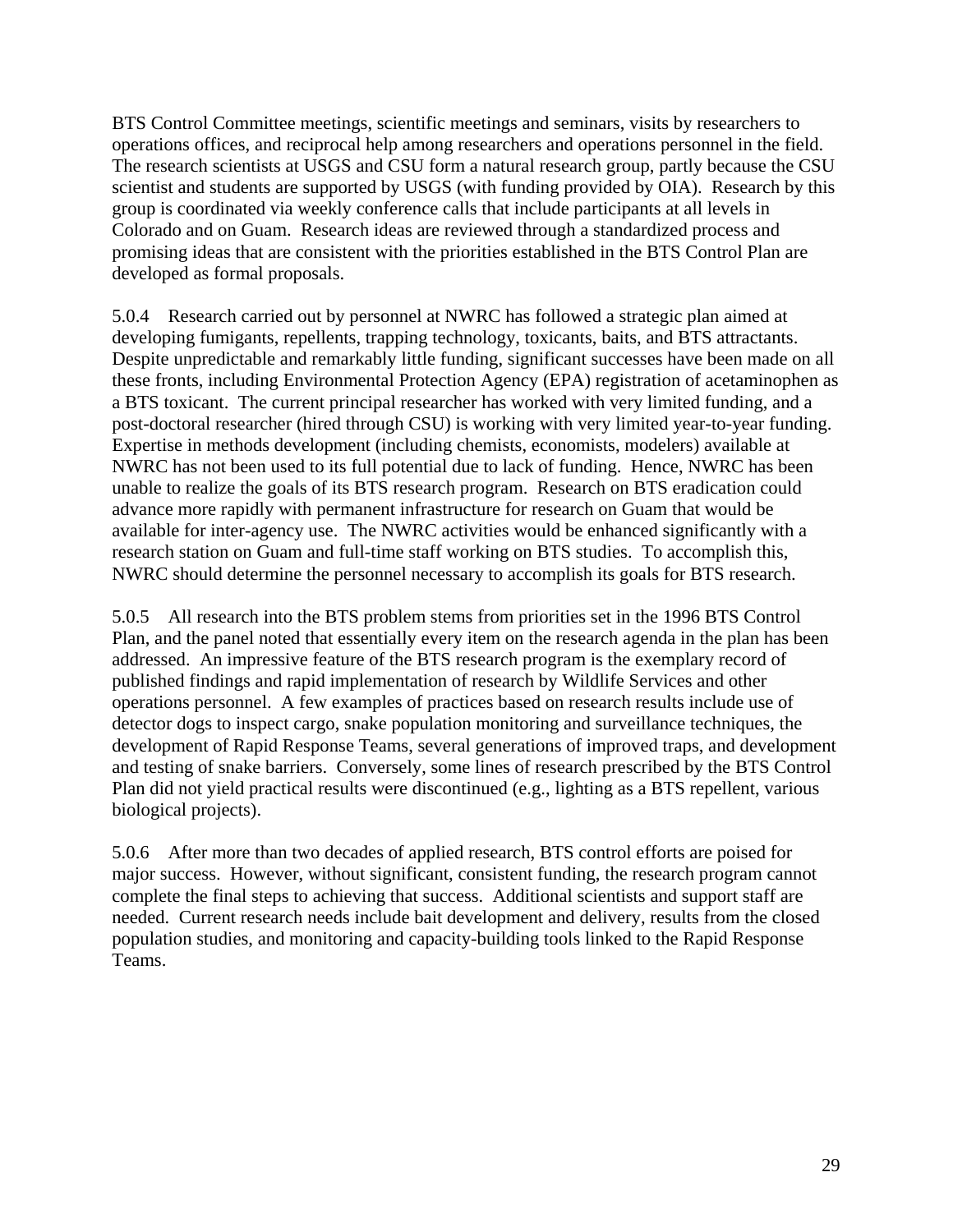BTS Control Committee meetings, scientific meetings and seminars, visits by researchers to operations offices, and reciprocal help among researchers and operations personnel in the field. The research scientists at USGS and CSU form a natural research group, partly because the CSU scientist and students are supported by USGS (with funding provided by OIA). Research by this group is coordinated via weekly conference calls that include participants at all levels in Colorado and on Guam. Research ideas are reviewed through a standardized process and promising ideas that are consistent with the priorities established in the BTS Control Plan are developed as formal proposals.

5.0.4 Research carried out by personnel at NWRC has followed a strategic plan aimed at developing fumigants, repellents, trapping technology, toxicants, baits, and BTS attractants. Despite unpredictable and remarkably little funding, significant successes have been made on all these fronts, including Environmental Protection Agency (EPA) registration of acetaminophen as a BTS toxicant. The current principal researcher has worked with very limited funding, and a post-doctoral researcher (hired through CSU) is working with very limited year-to-year funding. Expertise in methods development (including chemists, economists, modelers) available at NWRC has not been used to its full potential due to lack of funding. Hence, NWRC has been unable to realize the goals of its BTS research program. Research on BTS eradication could advance more rapidly with permanent infrastructure for research on Guam that would be available for inter-agency use. The NWRC activities would be enhanced significantly with a research station on Guam and full-time staff working on BTS studies. To accomplish this, NWRC should determine the personnel necessary to accomplish its goals for BTS research.

5.0.5 All research into the BTS problem stems from priorities set in the 1996 BTS Control Plan, and the panel noted that essentially every item on the research agenda in the plan has been addressed. An impressive feature of the BTS research program is the exemplary record of published findings and rapid implementation of research by Wildlife Services and other operations personnel. A few examples of practices based on research results include use of detector dogs to inspect cargo, snake population monitoring and surveillance techniques, the development of Rapid Response Teams, several generations of improved traps, and development and testing of snake barriers. Conversely, some lines of research prescribed by the BTS Control Plan did not yield practical results were discontinued (e.g., lighting as a BTS repellent, various biological projects).

5.0.6 After more than two decades of applied research, BTS control efforts are poised for major success. However, without significant, consistent funding, the research program cannot complete the final steps to achieving that success. Additional scientists and support staff are needed. Current research needs include bait development and delivery, results from the closed population studies, and monitoring and capacity-building tools linked to the Rapid Response Teams.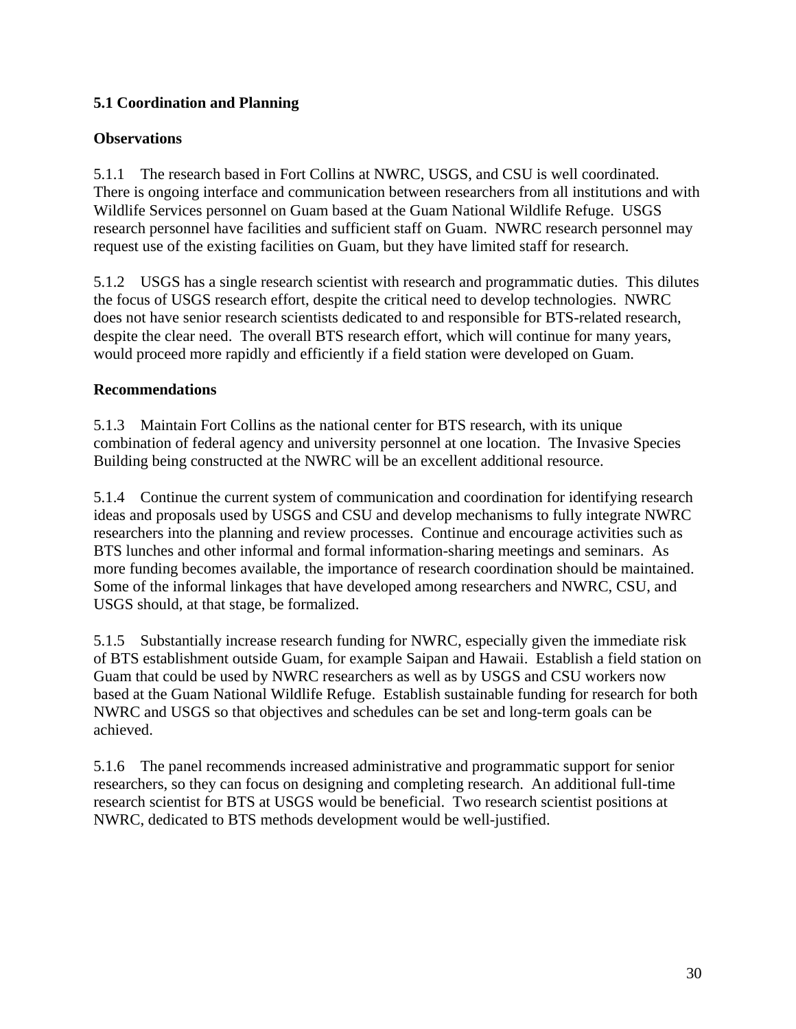### 5.1 Coordination and Planning

**Observations**

5.1.1 The research based in Fort Collins at NWRC, USGS, and CSU is well coordinated. There is ongoing interface and communication between researchers from all institutions and with Wildlife Services personnel on Guam based at the Guam National Wildlife Refuge. USGS research personnel have facilities and sufficient staff on Guam. NWRC research personnel may request use of the existing facilities on Guam, but they have limited staff for research.

5.1.2 USGS has a single research scientist with research and programmatic duties. This dilutes the focus of USGS research effort, despite the critical need to develop technologies. NWRC does not have senior research scientists dedicated to and responsible for BTS-related research, despite the clear need. The overall BTS research effort, which will continue for many years, would proceed more rapidly and efficiently if a field station were developed on Guam.

**Recommendations**

5.1.3 Maintain Fort Collins as the national center for BTS research, with its unique combination of federal agency and university personnel at one location. The Invasive Species Building being constructed at the NWRC will be an excellent additional resource.

5.1.4 Continue the current system of communication and coordination for identifying research ideas and proposals used by USGS and CSU and develop mechanisms to fully integrate NWRC researchers into the planning and review processes. Continue and encourage activities such as BTS lunches and other informal and formal information-sharing meetings and seminars. As more funding becomes available, the importance of research coordination should be maintained. Some of the informal linkages that have developed among researchers and NWRC, CSU, and USGS should, at that stage, be formalized.

5.1.5 Substantially increase research funding for NWRC, especially given the immediate risk of BTS establishment outside Guam, for example Saipan and Hawaii. Establish a field station on Guam that could be used by NWRC researchers as well as by USGS and CSU workers now based at the Guam National Wildlife Refuge. Establish sustainable funding for research for both NWRC and USGS so that objectives and schedules can be set and long-term goals can be achieved.

5.1.6 The panel recommends increased administrative and programmatic support for senior researchers, so they can focus on designing and completing research. An additional full-time research scientist for BTS at USGS would be beneficial. Two research scientist positions at NWRC, dedicated to BTS methods development would be well-justified.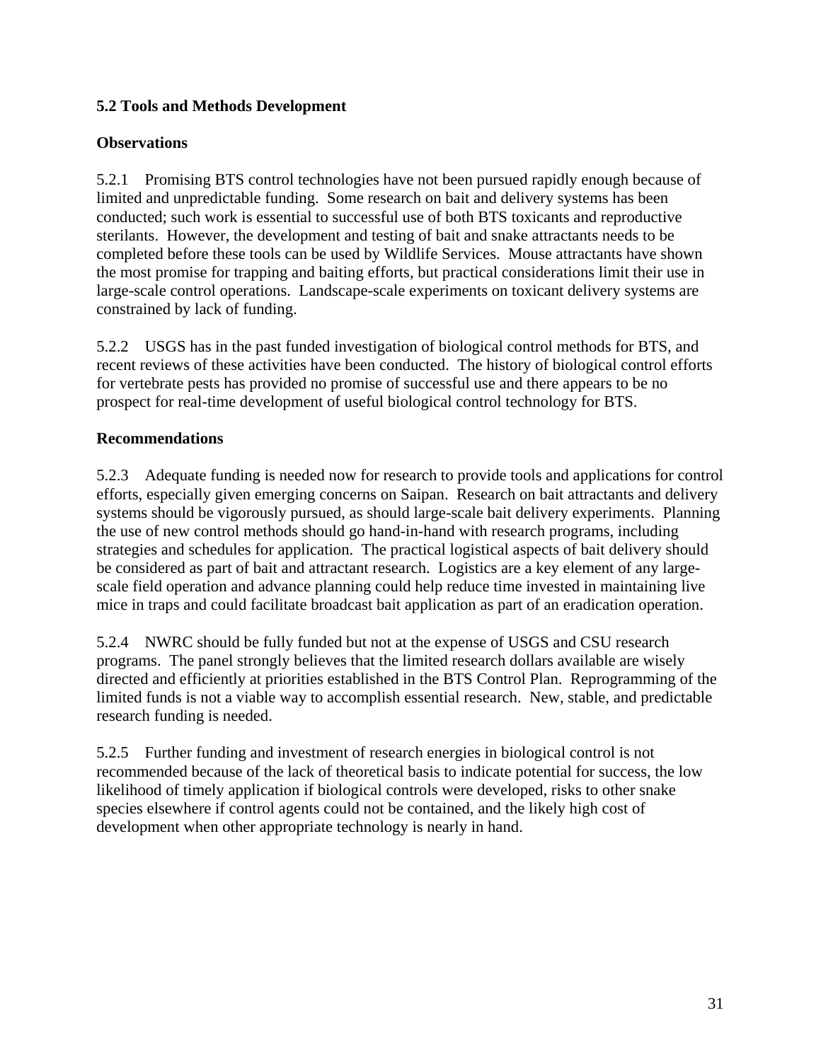### 5.2 Tools and Methods Development

#### Observations

5.2.1 Promising BTS control technologies have not been pursued rapidly enough because of limited and unpredictable funding. Some research on bait and delivery systems has been conducted; such work is essential to successful use of both BTS toxicants and reproductive sterilants. However, the development and testing of bait and snake attractants needs to be completed before these tools can be used by Wildlife Services. Mouse attractants have shown the most promise for trapping and baiting efforts, but practical considerations limit their use in large-scale control operations. Landscape-scale experiments on toxicant delivery systems are constrained by lack of funding.

5.2.2 USGS has in the past funded investigation of biological control methods for BTS, and recent reviews of these activities have been conducted. The history of biological control efforts for vertebrate pests has provided no promise of successful use and there appears to be no prospect for real-time development of useful biological control technology for BTS.

#### Recommendations

5.2.3 Adequate funding is needed now for research to provide tools and applications for control efforts, especially given emerging concerns on Saipan. Research on bait attractants and delivery systems should be vigorously pursued, as should large-scale bait delivery experiments. Planning the use of new control methods should go hand-in-hand with research programs, including strategies and schedules for application. The practical logistical aspects of bait delivery should be considered as part of bait and attractant research. Logistics are a key element of any large-scale field operation and advance planning could help reduce time invested in maintaining live mice in traps and could facilitate broadcast bait application as part of an eradication operation.

5.2.4 NWRC should be fully funded but not at the expense of USGS and CSU research programs. The panel strongly believes that the limited research dollars available are wisely directed and efficiently at priorities established in the BTS Control Plan. Reprogramming of the limited funds is not a viable way to accomplish essential research. New, stable, and predictable research funding is needed.

5.2.5 Further funding and investment of research energies in biological control is not recommended because of the lack of theoretical basis to indicate potential for success, the low likelihood of timely application if biological controls were developed, risks to other snake species elsewhere if control agents could not be contained, and the likely high cost of development when other appropriate technology is nearly in hand.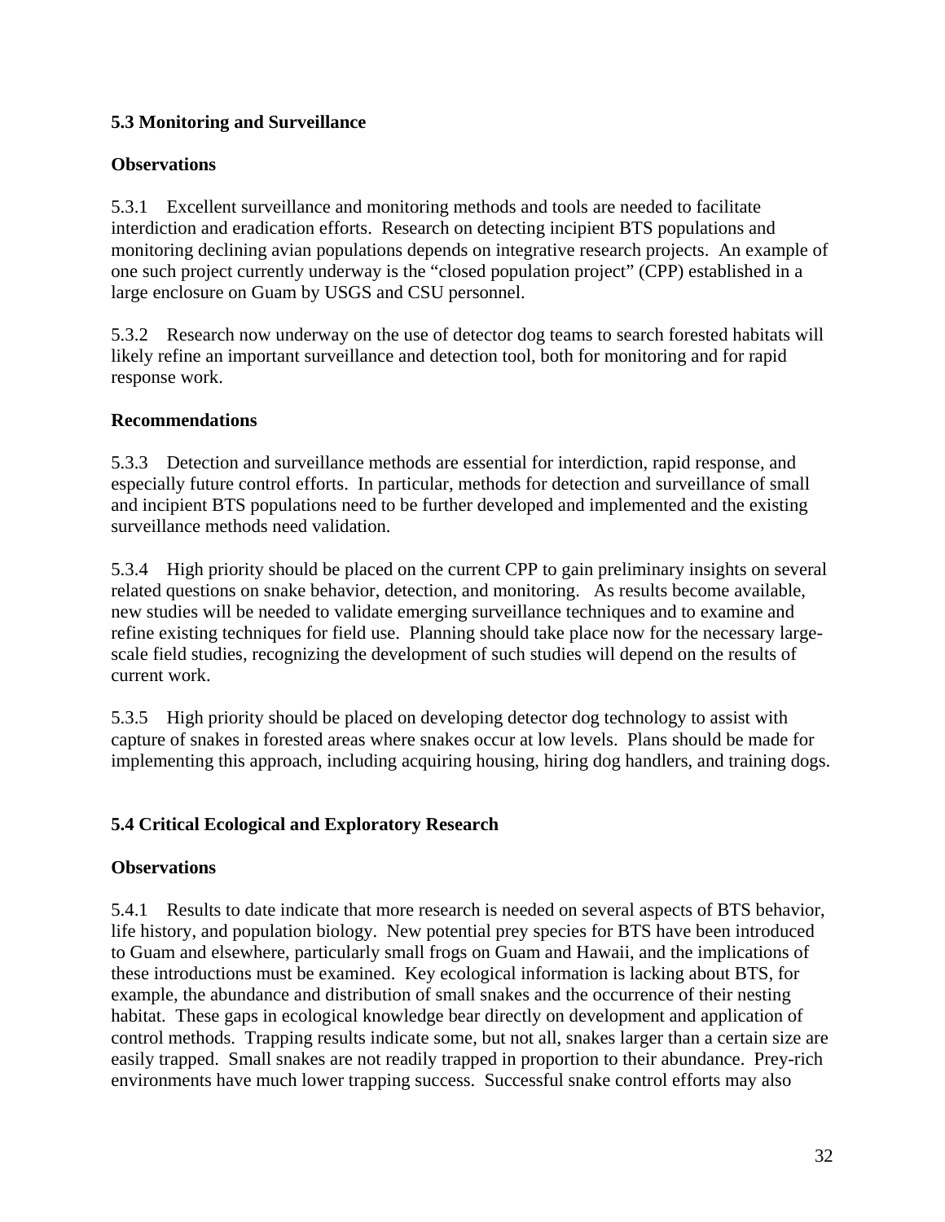### 5.3 Monitoring and Surveillance

**Observations**

5.3.1 Excellent surveillance and monitoring methods and tools are needed to facilitate interdiction and eradication efforts. Research on detecting incipient BTS populations and monitoring declining avian populations depends on integrative research projects. An example of one such project currently underway is the "closed population project" (CPP) established in a large enclosure on Guam by USGS and CSU personnel.

5.3.2 Research now underway on the use of detector dog teams to search forested habitats will likely refine an important surveillance and detection tool, both for monitoring and for rapid response work.

**Recommendations**

5.3.3 Detection and surveillance methods are essential for interdiction, rapid response, and especially future control efforts. In particular, methods for detection and surveillance of small and incipient BTS populations need to be further developed and implemented and the existing surveillance methods need validation.

5.3.4 High priority should be placed on the current CPP to gain preliminary insights on several related questions on snake behavior, detection, and monitoring. As results become available, new studies will be needed to validate emerging surveillance techniques and to examine and refine existing techniques for field use. Planning should take place now for the necessary large-scale field studies, recognizing the development of such studies will depend on the results of current work.

5.3.5 High priority should be placed on developing detector dog technology to assist with capture of snakes in forested areas where snakes occur at low levels. Plans should be made for implementing this approach, including acquiring housing, hiring dog handlers, and training dogs.

### 5.4 Critical Ecological and Exploratory Research

**Observations**

5.4.1 Results to date indicate that more research is needed on several aspects of BTS behavior, life history, and population biology. New potential prey species for BTS have been introduced to Guam and elsewhere, particularly small frogs on Guam and Hawaii, and the implications of these introductions must be examined. Key ecological information is lacking about BTS, for example, the abundance and distribution of small snakes and the occurrence of their nesting habitat. These gaps in ecological knowledge bear directly on development and application of control methods. Trapping results indicate some, but not all, snakes larger than a certain size are easily trapped. Small snakes are not readily trapped in proportion to their abundance. Prey-rich environments have much lower trapping success. Successful snake control efforts may also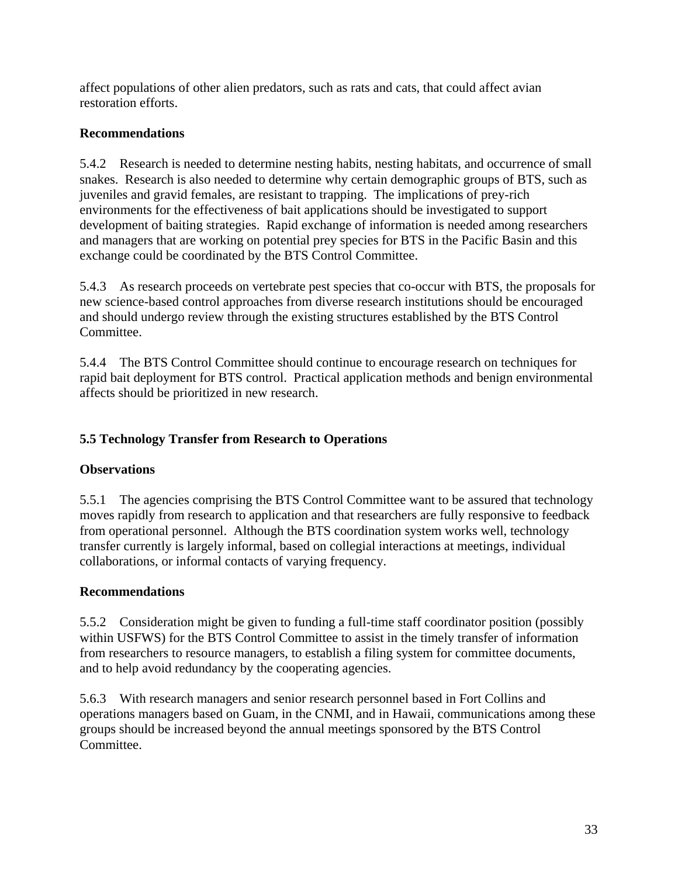affect populations of other alien predators, such as rats and cats, that could affect avian restoration efforts.

**Recommendations**

5.4.2 Research is needed to determine nesting habits, nesting habitats, and occurrence of small snakes. Research is also needed to determine why certain demographic groups of BTS, such as juveniles and gravid females, are resistant to trapping. The implications of prey-rich environments for the effectiveness of bait applications should be investigated to support development of baiting strategies. Rapid exchange of information is needed among researchers and managers that are working on potential prey species for BTS in the Pacific Basin and this exchange could be coordinated by the BTS Control Committee.

5.4.3 As research proceeds on vertebrate pest species that co-occur with BTS, the proposals for new science-based control approaches from diverse research institutions should be encouraged and should undergo review through the existing structures established by the BTS Control Committee.

5.4.4 The BTS Control Committee should continue to encourage research on techniques for rapid bait deployment for BTS control. Practical application methods and benign environmental affects should be prioritized in new research.

## 5.5 Technology Transfer from Research to Operations

**Observations**

5.5.1 The agencies comprising the BTS Control Committee want to be assured that technology moves rapidly from research to application and that researchers are fully responsive to feedback from operational personnel. Although the BTS coordination system works well, technology transfer currently is largely informal, based on collegial interactions at meetings, individual collaborations, or informal contacts of varying frequency.

**Recommendations**

5.5.2 Consideration might be given to funding a full-time staff coordinator position (possibly within USFWS) for the BTS Control Committee to assist in the timely transfer of information from researchers to resource managers, to establish a filing system for committee documents, and to help avoid redundancy by the cooperating agencies.

5.6.3 With research managers and senior research personnel based in Fort Collins and operations managers based on Guam, in the CNMI, and in Hawaii, communications among these groups should be increased beyond the annual meetings sponsored by the BTS Control Committee.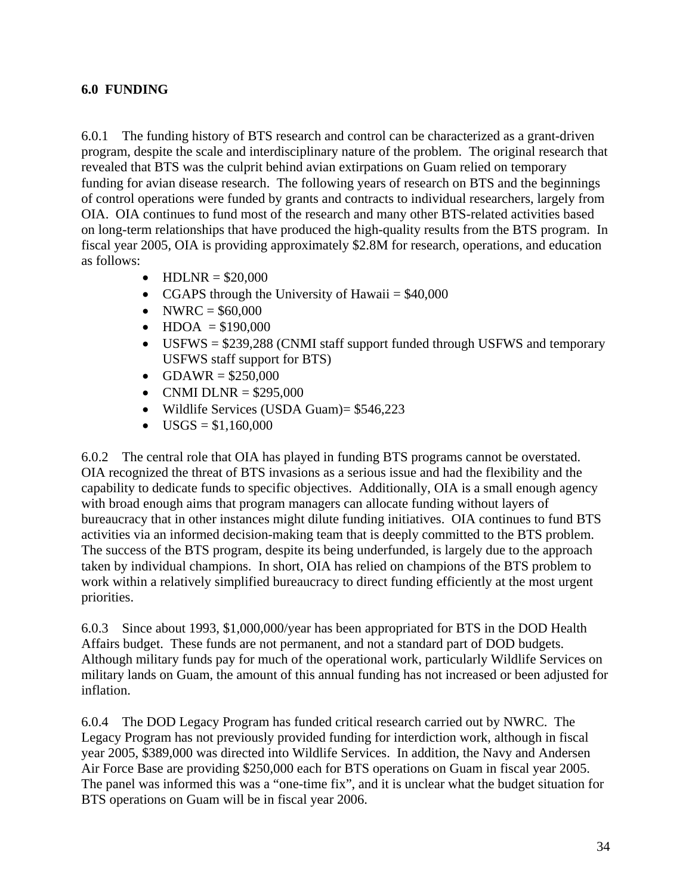## 6.0 FUNDING

6.0.1 The funding history of BTS research and control can be characterized as a grant-driven program, despite the scale and interdisciplinary nature of the problem. The original research that revealed that BTS was the culprit behind avian extirpations on Guam relied on temporary funding for avian disease research. The following years of research on BTS and the beginnings of control operations were funded by grants and contracts to individual researchers, largely from OIA. OIA continues to fund most of the research and many other BTS-related activities based on long-term relationships that have produced the high-quality results from the BTS program. In fiscal year 2005, OIA is providing approximately $2.8M for research, operations, and education as follows:

- HDLNR = $20,000
- CGAPS through the University of Hawaii = $40,000
- NWRC = $60,000
- HDOA = $190,000
- USFWS = $239,288 (CNMI staff support funded through USFWS and temporary USFWS staff support for BTS)
- GDAWR = $250,000
- CNMI DLNR = $295,000
- Wildlife Services (USDA Guam)= $546,223
- USGS = $1,160,000

6.0.2 The central role that OIA has played in funding BTS programs cannot be overstated. OIA recognized the threat of BTS invasions as a serious issue and had the flexibility and the capability to dedicate funds to specific objectives. Additionally, OIA is a small enough agency with broad enough aims that program managers can allocate funding without layers of bureaucracy that in other instances might dilute funding initiatives. OIA continues to fund BTS activities via an informed decision-making team that is deeply committed to the BTS problem. The success of the BTS program, despite its being underfunded, is largely due to the approach taken by individual champions. In short, OIA has relied on champions of the BTS problem to work within a relatively simplified bureaucracy to direct funding efficiently at the most urgent priorities.

6.0.3 Since about 1993, $1,000,000/year has been appropriated for BTS in the DOD Health Affairs budget. These funds are not permanent, and not a standard part of DOD budgets. Although military funds pay for much of the operational work, particularly Wildlife Services on military lands on Guam, the amount of this annual funding has not increased or been adjusted for inflation.

6.0.4 The DOD Legacy Program has funded critical research carried out by NWRC. The Legacy Program has not previously provided funding for interdiction work, although in fiscal year 2005, $389,000 was directed into Wildlife Services. In addition, the Navy and Andersen Air Force Base are providing $250,000 each for BTS operations on Guam in fiscal year 2005. The panel was informed this was a "one-time fix", and it is unclear what the budget situation for BTS operations on Guam will be in fiscal year 2006.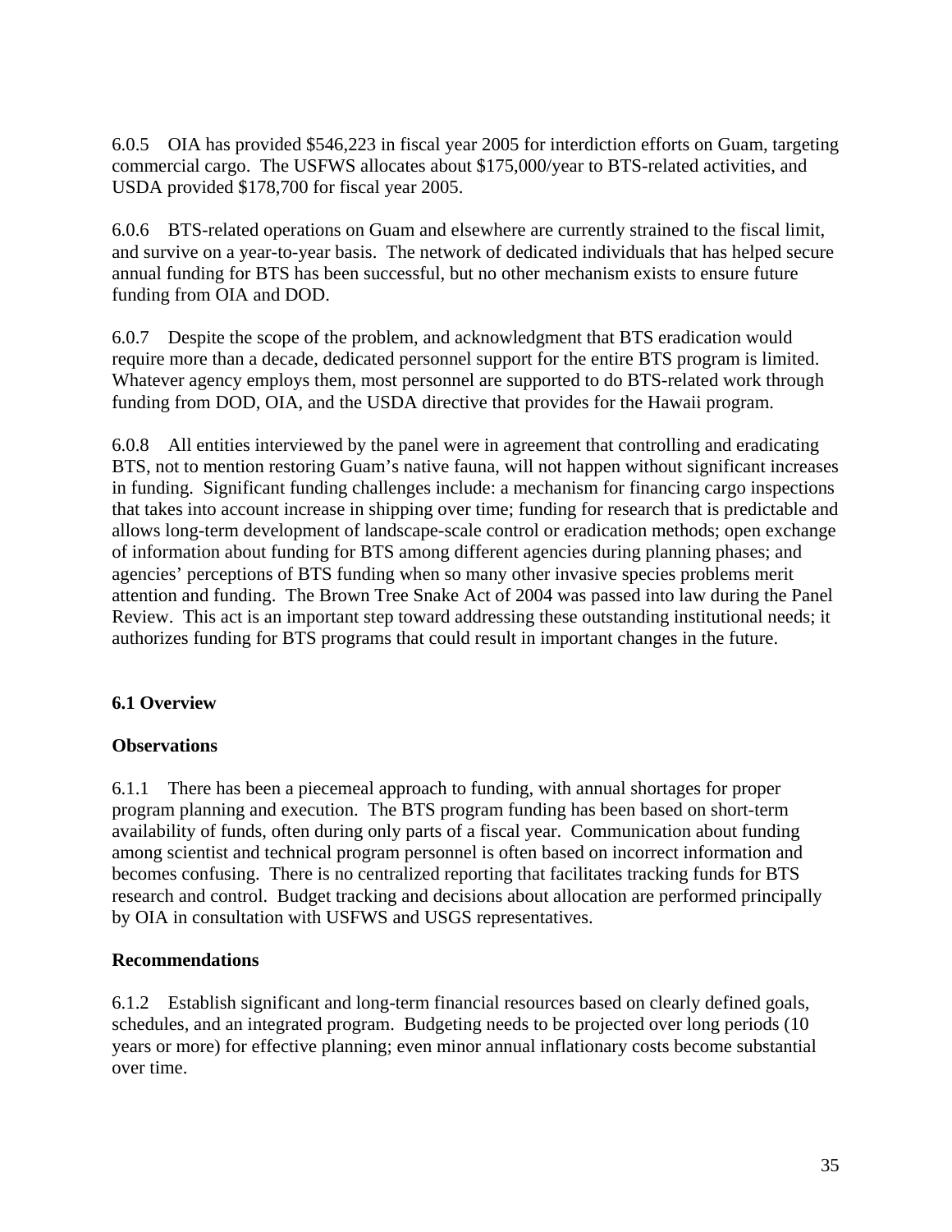6.0.5 OIA has provided $546,223 in fiscal year 2005 for interdiction efforts on Guam, targeting commercial cargo. The USFWS allocates about $175,000/year to BTS-related activities, and USDA provided $178,700 for fiscal year 2005.

6.0.6 BTS-related operations on Guam and elsewhere are currently strained to the fiscal limit, and survive on a year-to-year basis. The network of dedicated individuals that has helped secure annual funding for BTS has been successful, but no other mechanism exists to ensure future funding from OIA and DOD.

6.0.7 Despite the scope of the problem, and acknowledgment that BTS eradication would require more than a decade, dedicated personnel support for the entire BTS program is limited. Whatever agency employs them, most personnel are supported to do BTS-related work through funding from DOD, OIA, and the USDA directive that provides for the Hawaii program.

6.0.8 All entities interviewed by the panel were in agreement that controlling and eradicating BTS, not to mention restoring Guam's native fauna, will not happen without significant increases in funding. Significant funding challenges include: a mechanism for financing cargo inspections that takes into account increase in shipping over time; funding for research that is predictable and allows long-term development of landscape-scale control or eradication methods; open exchange of information about funding for BTS among different agencies during planning phases; and agencies' perceptions of BTS funding when so many other invasive species problems merit attention and funding. The Brown Tree Snake Act of 2004 was passed into law during the Panel Review. This act is an important step toward addressing these outstanding institutional needs; it authorizes funding for BTS programs that could result in important changes in the future.

### 6.1 Overview

**Observations**

6.1.1 There has been a piecemeal approach to funding, with annual shortages for proper program planning and execution. The BTS program funding has been based on short-term availability of funds, often during only parts of a fiscal year. Communication about funding among scientist and technical program personnel is often based on incorrect information and becomes confusing. There is no centralized reporting that facilitates tracking funds for BTS research and control. Budget tracking and decisions about allocation are performed principally by OIA in consultation with USFWS and USGS representatives.

**Recommendations**

6.1.2 Establish significant and long-term financial resources based on clearly defined goals, schedules, and an integrated program. Budgeting needs to be projected over long periods (10 years or more) for effective planning; even minor annual inflationary costs become substantial over time.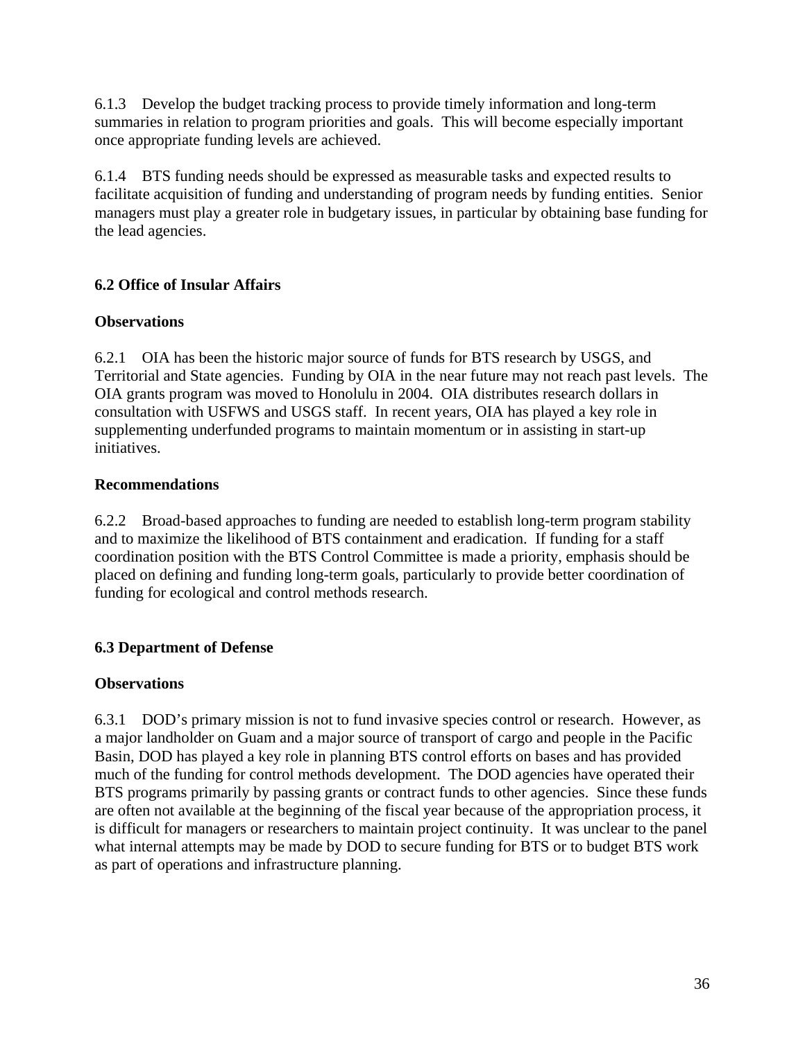6.1.3 Develop the budget tracking process to provide timely information and long-term summaries in relation to program priorities and goals. This will become especially important once appropriate funding levels are achieved.

6.1.4 BTS funding needs should be expressed as measurable tasks and expected results to facilitate acquisition of funding and understanding of program needs by funding entities. Senior managers must play a greater role in budgetary issues, in particular by obtaining base funding for the lead agencies.

## 6.2 Office of Insular Affairs

**Observations**

6.2.1 OIA has been the historic major source of funds for BTS research by USGS, and Territorial and State agencies. Funding by OIA in the near future may not reach past levels. The OIA grants program was moved to Honolulu in 2004. OIA distributes research dollars in consultation with USFWS and USGS staff. In recent years, OIA has played a key role in supplementing underfunded programs to maintain momentum or in assisting in start-up initiatives.

**Recommendations**

6.2.2 Broad-based approaches to funding are needed to establish long-term program stability and to maximize the likelihood of BTS containment and eradication. If funding for a staff coordination position with the BTS Control Committee is made a priority, emphasis should be placed on defining and funding long-term goals, particularly to provide better coordination of funding for ecological and control methods research.

## 6.3 Department of Defense

**Observations**

6.3.1 DOD's primary mission is not to fund invasive species control or research. However, as a major landholder on Guam and a major source of transport of cargo and people in the Pacific Basin, DOD has played a key role in planning BTS control efforts on bases and has provided much of the funding for control methods development. The DOD agencies have operated their BTS programs primarily by passing grants or contract funds to other agencies. Since these funds are often not available at the beginning of the fiscal year because of the appropriation process, it is difficult for managers or researchers to maintain project continuity. It was unclear to the panel what internal attempts may be made by DOD to secure funding for BTS or to budget BTS work as part of operations and infrastructure planning.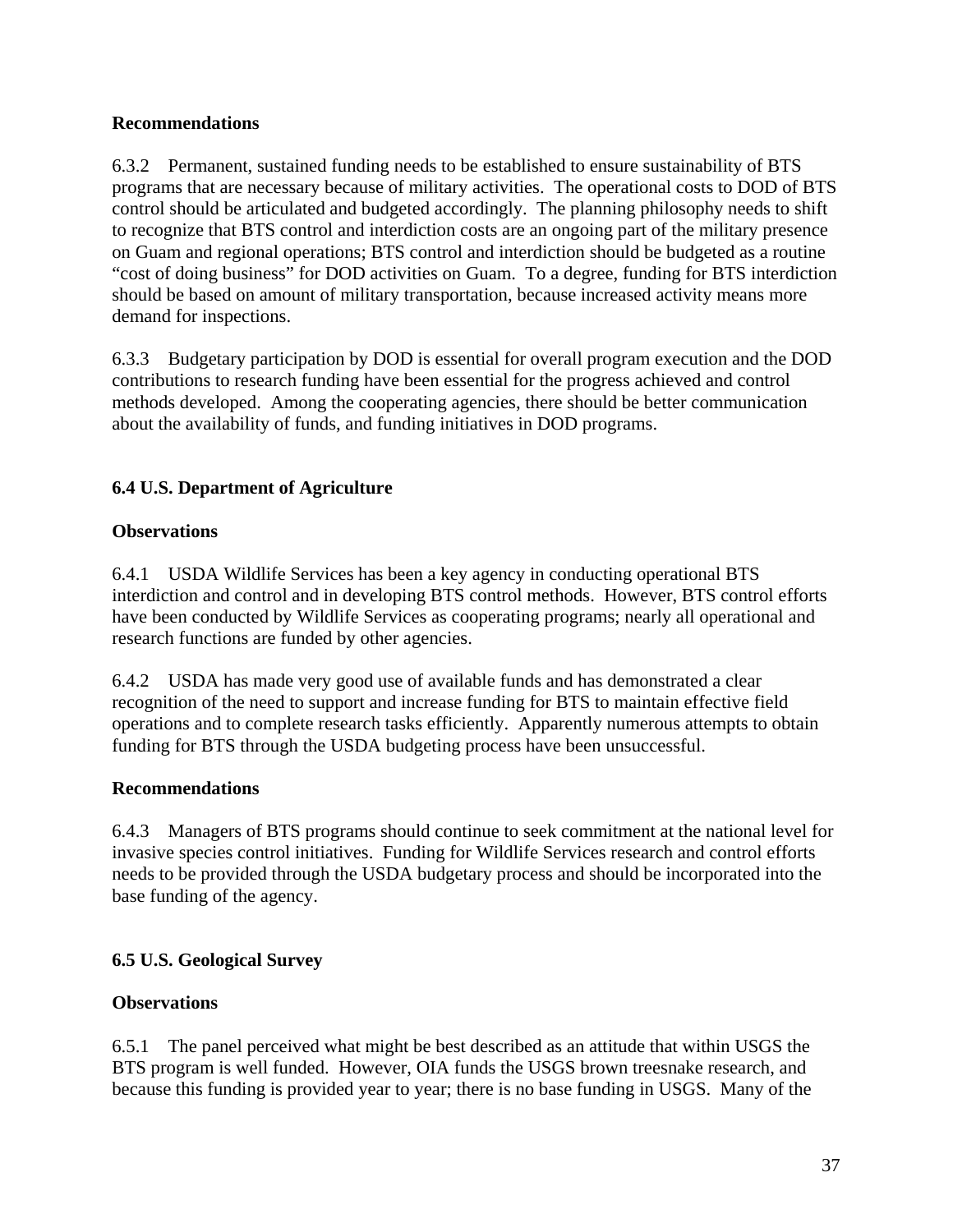**Recommendations**

6.3.2 Permanent, sustained funding needs to be established to ensure sustainability of BTS programs that are necessary because of military activities. The operational costs to DOD of BTS control should be articulated and budgeted accordingly. The planning philosophy needs to shift to recognize that BTS control and interdiction costs are an ongoing part of the military presence on Guam and regional operations; BTS control and interdiction should be budgeted as a routine "cost of doing business" for DOD activities on Guam. To a degree, funding for BTS interdiction should be based on amount of military transportation, because increased activity means more demand for inspections.

6.3.3 Budgetary participation by DOD is essential for overall program execution and the DOD contributions to research funding have been essential for the progress achieved and control methods developed. Among the cooperating agencies, there should be better communication about the availability of funds, and funding initiatives in DOD programs.

### 6.4 U.S. Department of Agriculture

**Observations**

6.4.1 USDA Wildlife Services has been a key agency in conducting operational BTS interdiction and control and in developing BTS control methods. However, BTS control efforts have been conducted by Wildlife Services as cooperating programs; nearly all operational and research functions are funded by other agencies.

6.4.2 USDA has made very good use of available funds and has demonstrated a clear recognition of the need to support and increase funding for BTS to maintain effective field operations and to complete research tasks efficiently. Apparently numerous attempts to obtain funding for BTS through the USDA budgeting process have been unsuccessful.

**Recommendations**

6.4.3 Managers of BTS programs should continue to seek commitment at the national level for invasive species control initiatives. Funding for Wildlife Services research and control efforts needs to be provided through the USDA budgetary process and should be incorporated into the base funding of the agency.

### 6.5 U.S. Geological Survey

**Observations**

6.5.1 The panel perceived what might be best described as an attitude that within USGS the BTS program is well funded. However, OIA funds the USGS brown treesnake research, and because this funding is provided year to year; there is no base funding in USGS. Many of the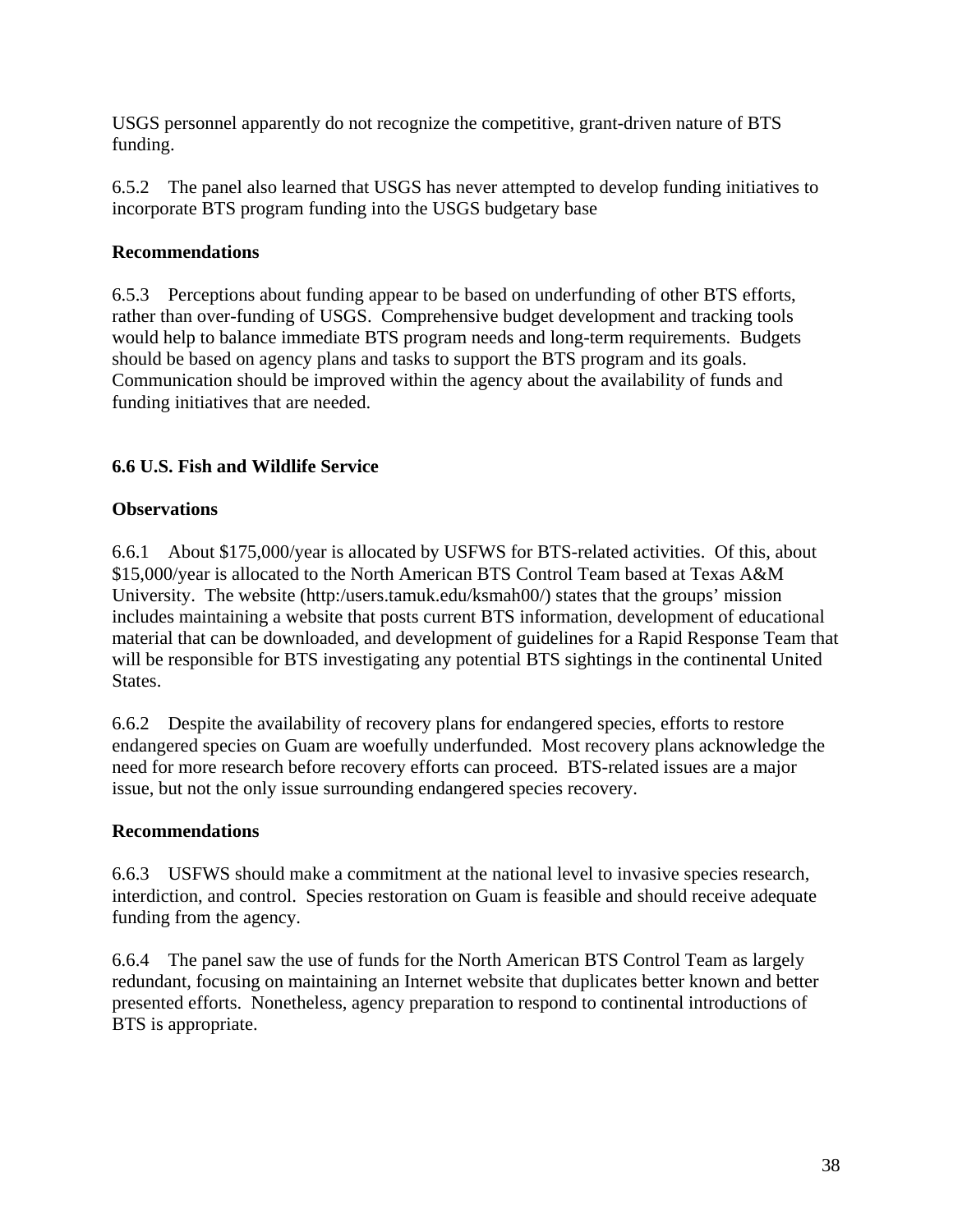USGS personnel apparently do not recognize the competitive, grant-driven nature of BTS funding.

6.5.2 The panel also learned that USGS has never attempted to develop funding initiatives to incorporate BTS program funding into the USGS budgetary base

**Recommendations**

6.5.3 Perceptions about funding appear to be based on underfunding of other BTS efforts, rather than over-funding of USGS. Comprehensive budget development and tracking tools would help to balance immediate BTS program needs and long-term requirements. Budgets should be based on agency plans and tasks to support the BTS program and its goals. Communication should be improved within the agency about the availability of funds and funding initiatives that are needed.

### 6.6 U.S. Fish and Wildlife Service

**Observations**

6.6.1 About $175,000/year is allocated by USFWS for BTS-related activities. Of this, about $15,000/year is allocated to the North American BTS Control Team based at Texas A&M University. The website (http:/users.tamuk.edu/ksmah00/) states that the groups' mission includes maintaining a website that posts current BTS information, development of educational material that can be downloaded, and development of guidelines for a Rapid Response Team that will be responsible for BTS investigating any potential BTS sightings in the continental United States.

6.6.2 Despite the availability of recovery plans for endangered species, efforts to restore endangered species on Guam are woefully underfunded. Most recovery plans acknowledge the need for more research before recovery efforts can proceed. BTS-related issues are a major issue, but not the only issue surrounding endangered species recovery.

**Recommendations**

6.6.3 USFWS should make a commitment at the national level to invasive species research, interdiction, and control. Species restoration on Guam is feasible and should receive adequate funding from the agency.

6.6.4 The panel saw the use of funds for the North American BTS Control Team as largely redundant, focusing on maintaining an Internet website that duplicates better known and better presented efforts. Nonetheless, agency preparation to respond to continental introductions of BTS is appropriate.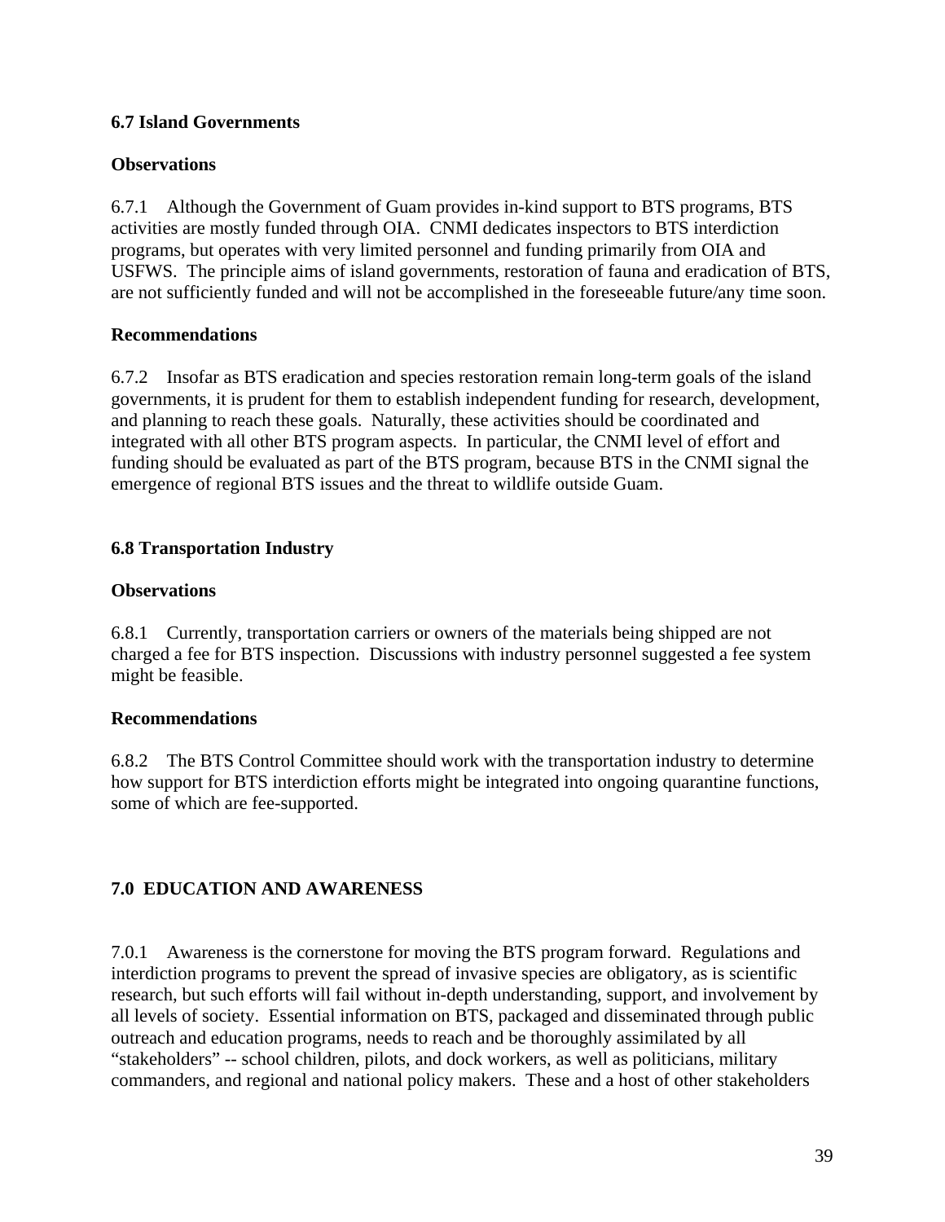### 6.7 Island Governments

**Observations**

6.7.1 Although the Government of Guam provides in-kind support to BTS programs, BTS activities are mostly funded through OIA. CNMI dedicates inspectors to BTS interdiction programs, but operates with very limited personnel and funding primarily from OIA and USFWS. The principle aims of island governments, restoration of fauna and eradication of BTS, are not sufficiently funded and will not be accomplished in the foreseeable future/any time soon.

**Recommendations**

6.7.2 Insofar as BTS eradication and species restoration remain long-term goals of the island governments, it is prudent for them to establish independent funding for research, development, and planning to reach these goals. Naturally, these activities should be coordinated and integrated with all other BTS program aspects. In particular, the CNMI level of effort and funding should be evaluated as part of the BTS program, because BTS in the CNMI signal the emergence of regional BTS issues and the threat to wildlife outside Guam.

### 6.8 Transportation Industry

**Observations**

6.8.1 Currently, transportation carriers or owners of the materials being shipped are not charged a fee for BTS inspection. Discussions with industry personnel suggested a fee system might be feasible.

**Recommendations**

6.8.2 The BTS Control Committee should work with the transportation industry to determine how support for BTS interdiction efforts might be integrated into ongoing quarantine functions, some of which are fee-supported.

## 7.0 EDUCATION AND AWARENESS

7.0.1 Awareness is the cornerstone for moving the BTS program forward. Regulations and interdiction programs to prevent the spread of invasive species are obligatory, as is scientific research, but such efforts will fail without in-depth understanding, support, and involvement by all levels of society. Essential information on BTS, packaged and disseminated through public outreach and education programs, needs to reach and be thoroughly assimilated by all "stakeholders" -- school children, pilots, and dock workers, as well as politicians, military commanders, and regional and national policy makers. These and a host of other stakeholders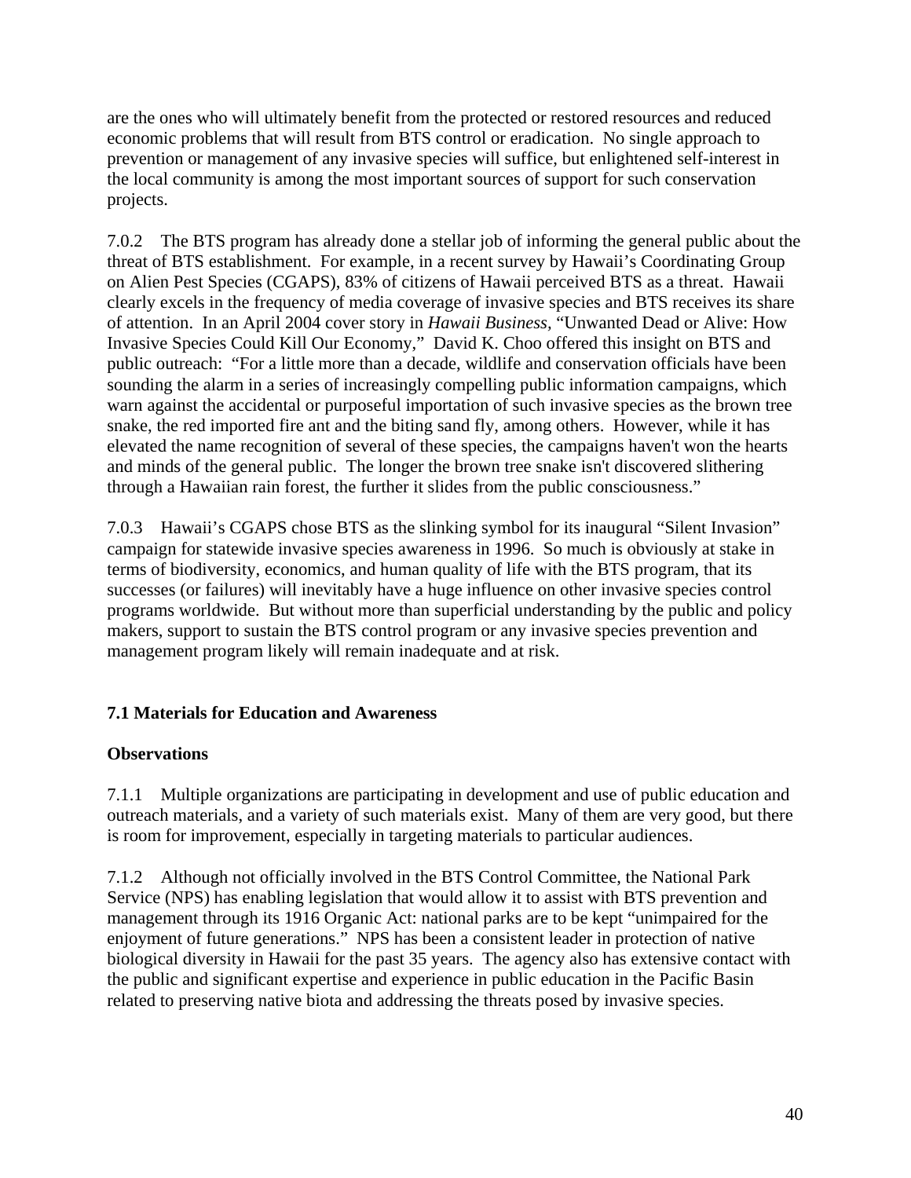are the ones who will ultimately benefit from the protected or restored resources and reduced economic problems that will result from BTS control or eradication. No single approach to prevention or management of any invasive species will suffice, but enlightened self-interest in the local community is among the most important sources of support for such conservation projects.

7.0.2 The BTS program has already done a stellar job of informing the general public about the threat of BTS establishment. For example, in a recent survey by Hawaii's Coordinating Group on Alien Pest Species (CGAPS), 83% of citizens of Hawaii perceived BTS as a threat. Hawaii clearly excels in the frequency of media coverage of invasive species and BTS receives its share of attention. In an April 2004 cover story in *Hawaii Business*, "Unwanted Dead or Alive: How Invasive Species Could Kill Our Economy," David K. Choo offered this insight on BTS and public outreach: "For a little more than a decade, wildlife and conservation officials have been sounding the alarm in a series of increasingly compelling public information campaigns, which warn against the accidental or purposeful importation of such invasive species as the brown tree snake, the red imported fire ant and the biting sand fly, among others. However, while it has elevated the name recognition of several of these species, the campaigns haven't won the hearts and minds of the general public. The longer the brown tree snake isn't discovered slithering through a Hawaiian rain forest, the further it slides from the public consciousness."

7.0.3 Hawaii's CGAPS chose BTS as the slinking symbol for its inaugural "Silent Invasion" campaign for statewide invasive species awareness in 1996. So much is obviously at stake in terms of biodiversity, economics, and human quality of life with the BTS program, that its successes (or failures) will inevitably have a huge influence on other invasive species control programs worldwide. But without more than superficial understanding by the public and policy makers, support to sustain the BTS control program or any invasive species prevention and management program likely will remain inadequate and at risk.

### 7.1 Materials for Education and Awareness

#### Observations

7.1.1 Multiple organizations are participating in development and use of public education and outreach materials, and a variety of such materials exist. Many of them are very good, but there is room for improvement, especially in targeting materials to particular audiences.

7.1.2 Although not officially involved in the BTS Control Committee, the National Park Service (NPS) has enabling legislation that would allow it to assist with BTS prevention and management through its 1916 Organic Act: national parks are to be kept "unimpaired for the enjoyment of future generations." NPS has been a consistent leader in protection of native biological diversity in Hawaii for the past 35 years. The agency also has extensive contact with the public and significant expertise and experience in public education in the Pacific Basin related to preserving native biota and addressing the threats posed by invasive species.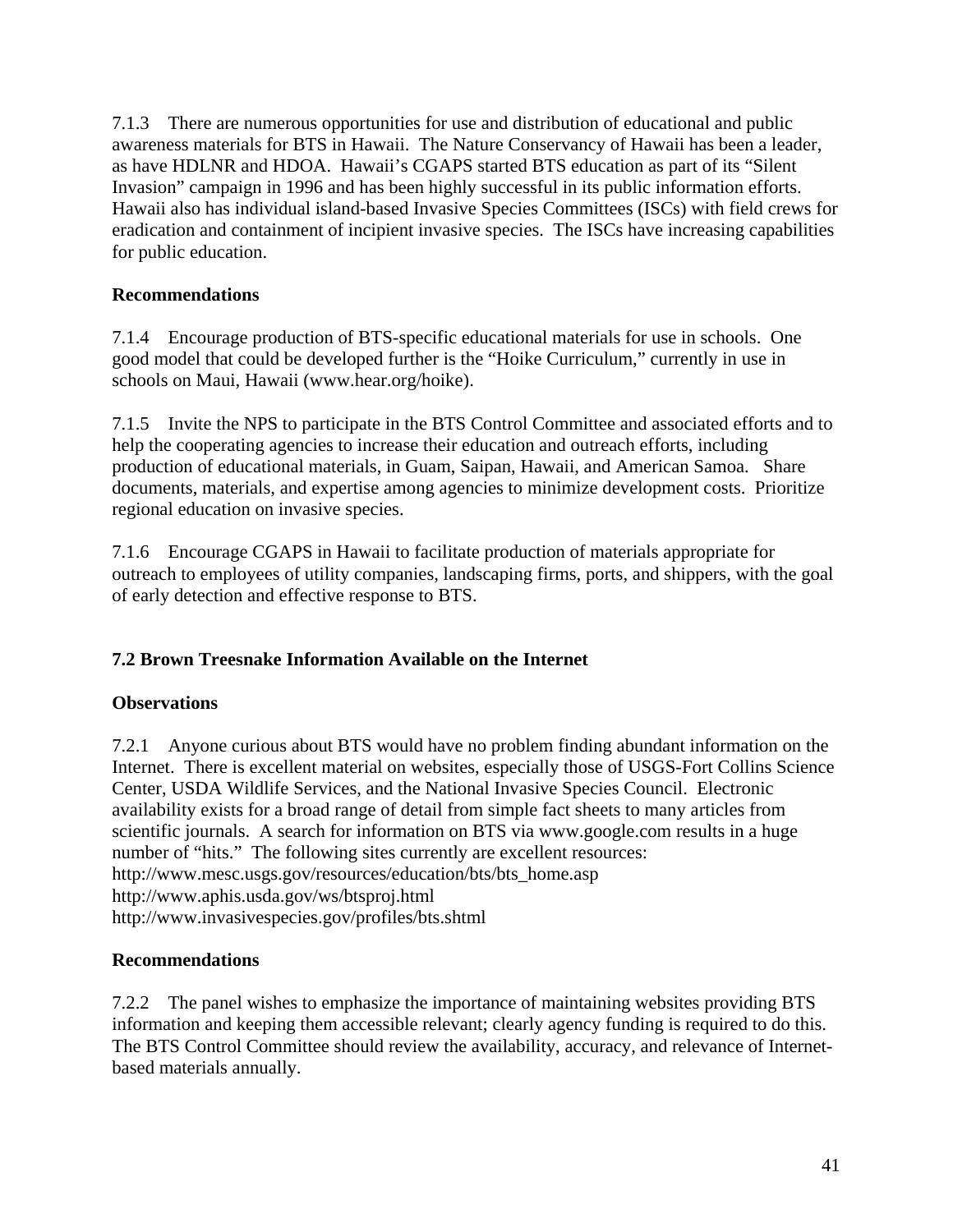7.1.3 There are numerous opportunities for use and distribution of educational and public awareness materials for BTS in Hawaii. The Nature Conservancy of Hawaii has been a leader, as have HDLNR and HDOA. Hawaii's CGAPS started BTS education as part of its "Silent Invasion" campaign in 1996 and has been highly successful in its public information efforts. Hawaii also has individual island-based Invasive Species Committees (ISCs) with field crews for eradication and containment of incipient invasive species. The ISCs have increasing capabilities for public education.

**Recommendations**

7.1.4 Encourage production of BTS-specific educational materials for use in schools. One good model that could be developed further is the "Hoike Curriculum," currently in use in schools on Maui, Hawaii (www.hear.org/hoike).

7.1.5 Invite the NPS to participate in the BTS Control Committee and associated efforts and to help the cooperating agencies to increase their education and outreach efforts, including production of educational materials, in Guam, Saipan, Hawaii, and American Samoa. Share documents, materials, and expertise among agencies to minimize development costs. Prioritize regional education on invasive species.

7.1.6 Encourage CGAPS in Hawaii to facilitate production of materials appropriate for outreach to employees of utility companies, landscaping firms, ports, and shippers, with the goal of early detection and effective response to BTS.

## 7.2 Brown Treesnake Information Available on the Internet

**Observations**

7.2.1 Anyone curious about BTS would have no problem finding abundant information on the Internet. There is excellent material on websites, especially those of USGS-Fort Collins Science Center, USDA Wildlife Services, and the National Invasive Species Council. Electronic availability exists for a broad range of detail from simple fact sheets to many articles from scientific journals. A search for information on BTS via www.google.com results in a huge number of "hits." The following sites currently are excellent resources:
http://www.mesc.usgs.gov/resources/education/bts/bts_home.asp
http://www.aphis.usda.gov/ws/btsproj.html
http://www.invasivespecies.gov/profiles/bts.shtml

**Recommendations**

7.2.2 The panel wishes to emphasize the importance of maintaining websites providing BTS information and keeping them accessible relevant; clearly agency funding is required to do this. The BTS Control Committee should review the availability, accuracy, and relevance of Internet-based materials annually.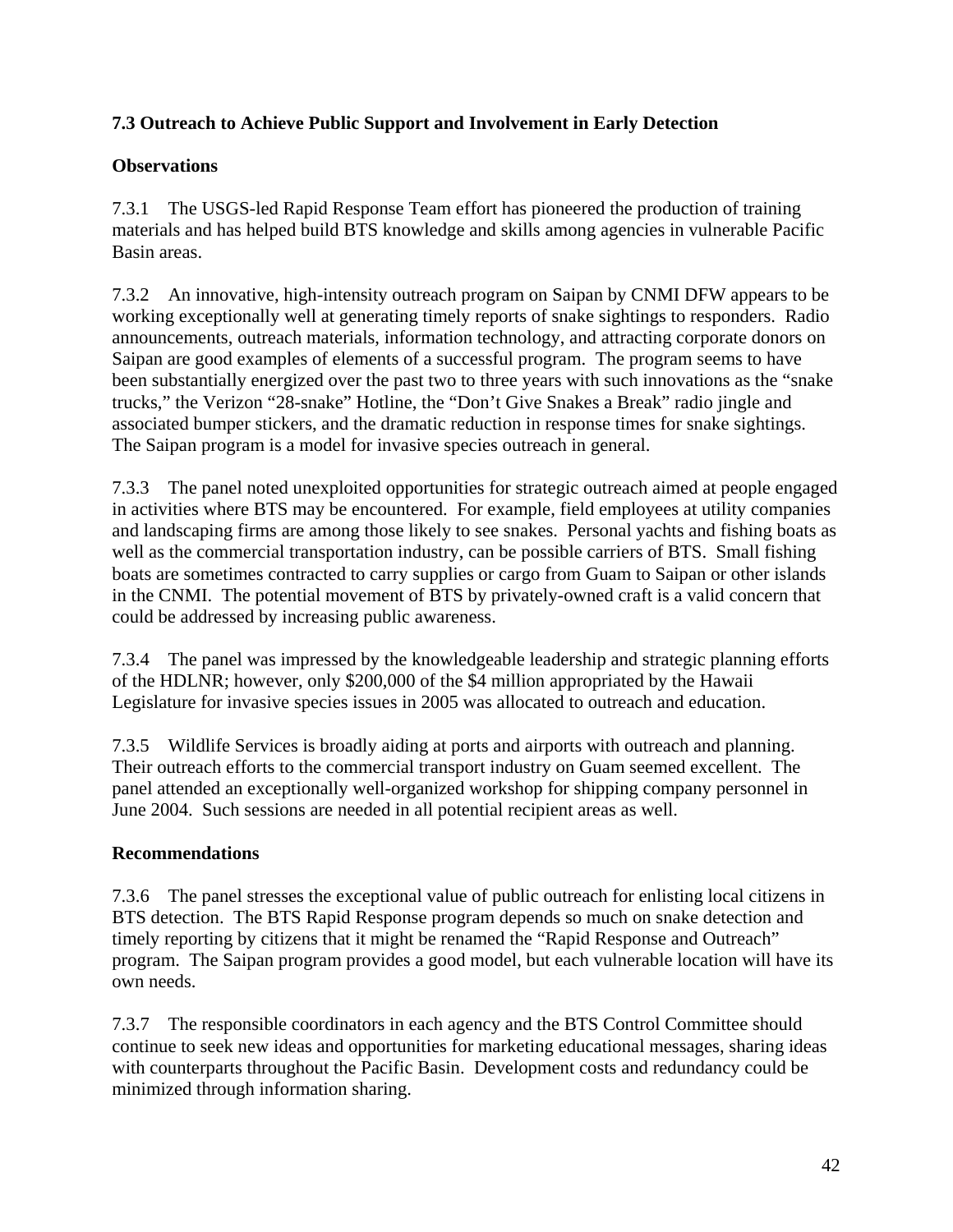### 7.3 Outreach to Achieve Public Support and Involvement in Early Detection

**Observations**

7.3.1 The USGS-led Rapid Response Team effort has pioneered the production of training materials and has helped build BTS knowledge and skills among agencies in vulnerable Pacific Basin areas.

7.3.2 An innovative, high-intensity outreach program on Saipan by CNMI DFW appears to be working exceptionally well at generating timely reports of snake sightings to responders. Radio announcements, outreach materials, information technology, and attracting corporate donors on Saipan are good examples of elements of a successful program. The program seems to have been substantially energized over the past two to three years with such innovations as the "snake trucks," the Verizon "28-snake" Hotline, the "Don't Give Snakes a Break" radio jingle and associated bumper stickers, and the dramatic reduction in response times for snake sightings. The Saipan program is a model for invasive species outreach in general.

7.3.3 The panel noted unexploited opportunities for strategic outreach aimed at people engaged in activities where BTS may be encountered. For example, field employees at utility companies and landscaping firms are among those likely to see snakes. Personal yachts and fishing boats as well as the commercial transportation industry, can be possible carriers of BTS. Small fishing boats are sometimes contracted to carry supplies or cargo from Guam to Saipan or other islands in the CNMI. The potential movement of BTS by privately-owned craft is a valid concern that could be addressed by increasing public awareness.

7.3.4 The panel was impressed by the knowledgeable leadership and strategic planning efforts of the HDLNR; however, only $200,000 of the $4 million appropriated by the Hawaii Legislature for invasive species issues in 2005 was allocated to outreach and education.

7.3.5 Wildlife Services is broadly aiding at ports and airports with outreach and planning. Their outreach efforts to the commercial transport industry on Guam seemed excellent. The panel attended an exceptionally well-organized workshop for shipping company personnel in June 2004. Such sessions are needed in all potential recipient areas as well.

**Recommendations**

7.3.6 The panel stresses the exceptional value of public outreach for enlisting local citizens in BTS detection. The BTS Rapid Response program depends so much on snake detection and timely reporting by citizens that it might be renamed the "Rapid Response and Outreach" program. The Saipan program provides a good model, but each vulnerable location will have its own needs.

7.3.7 The responsible coordinators in each agency and the BTS Control Committee should continue to seek new ideas and opportunities for marketing educational messages, sharing ideas with counterparts throughout the Pacific Basin. Development costs and redundancy could be minimized through information sharing.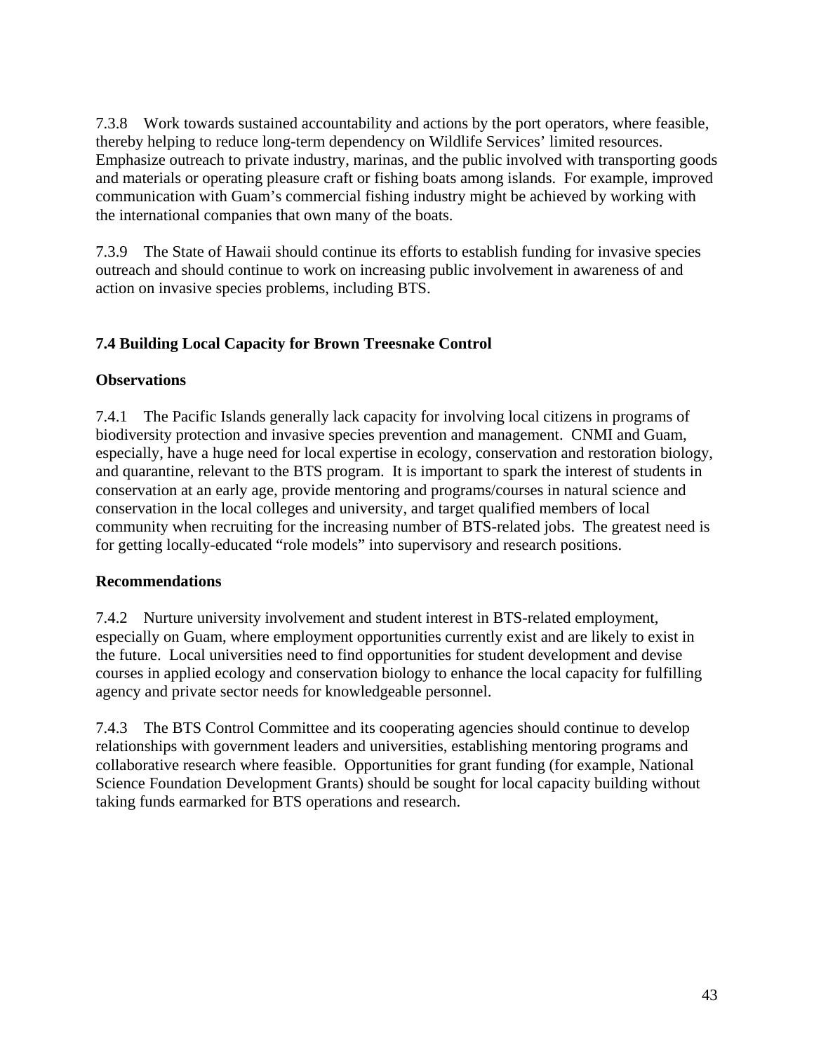7.3.8 Work towards sustained accountability and actions by the port operators, where feasible, thereby helping to reduce long-term dependency on Wildlife Services' limited resources. Emphasize outreach to private industry, marinas, and the public involved with transporting goods and materials or operating pleasure craft or fishing boats among islands. For example, improved communication with Guam's commercial fishing industry might be achieved by working with the international companies that own many of the boats.

7.3.9 The State of Hawaii should continue its efforts to establish funding for invasive species outreach and should continue to work on increasing public involvement in awareness of and action on invasive species problems, including BTS.

## 7.4 Building Local Capacity for Brown Treesnake Control

### Observations

7.4.1 The Pacific Islands generally lack capacity for involving local citizens in programs of biodiversity protection and invasive species prevention and management. CNMI and Guam, especially, have a huge need for local expertise in ecology, conservation and restoration biology, and quarantine, relevant to the BTS program. It is important to spark the interest of students in conservation at an early age, provide mentoring and programs/courses in natural science and conservation in the local colleges and university, and target qualified members of local community when recruiting for the increasing number of BTS-related jobs. The greatest need is for getting locally-educated "role models" into supervisory and research positions.

### Recommendations

7.4.2 Nurture university involvement and student interest in BTS-related employment, especially on Guam, where employment opportunities currently exist and are likely to exist in the future. Local universities need to find opportunities for student development and devise courses in applied ecology and conservation biology to enhance the local capacity for fulfilling agency and private sector needs for knowledgeable personnel.

7.4.3 The BTS Control Committee and its cooperating agencies should continue to develop relationships with government leaders and universities, establishing mentoring programs and collaborative research where feasible. Opportunities for grant funding (for example, National Science Foundation Development Grants) should be sought for local capacity building without taking funds earmarked for BTS operations and research.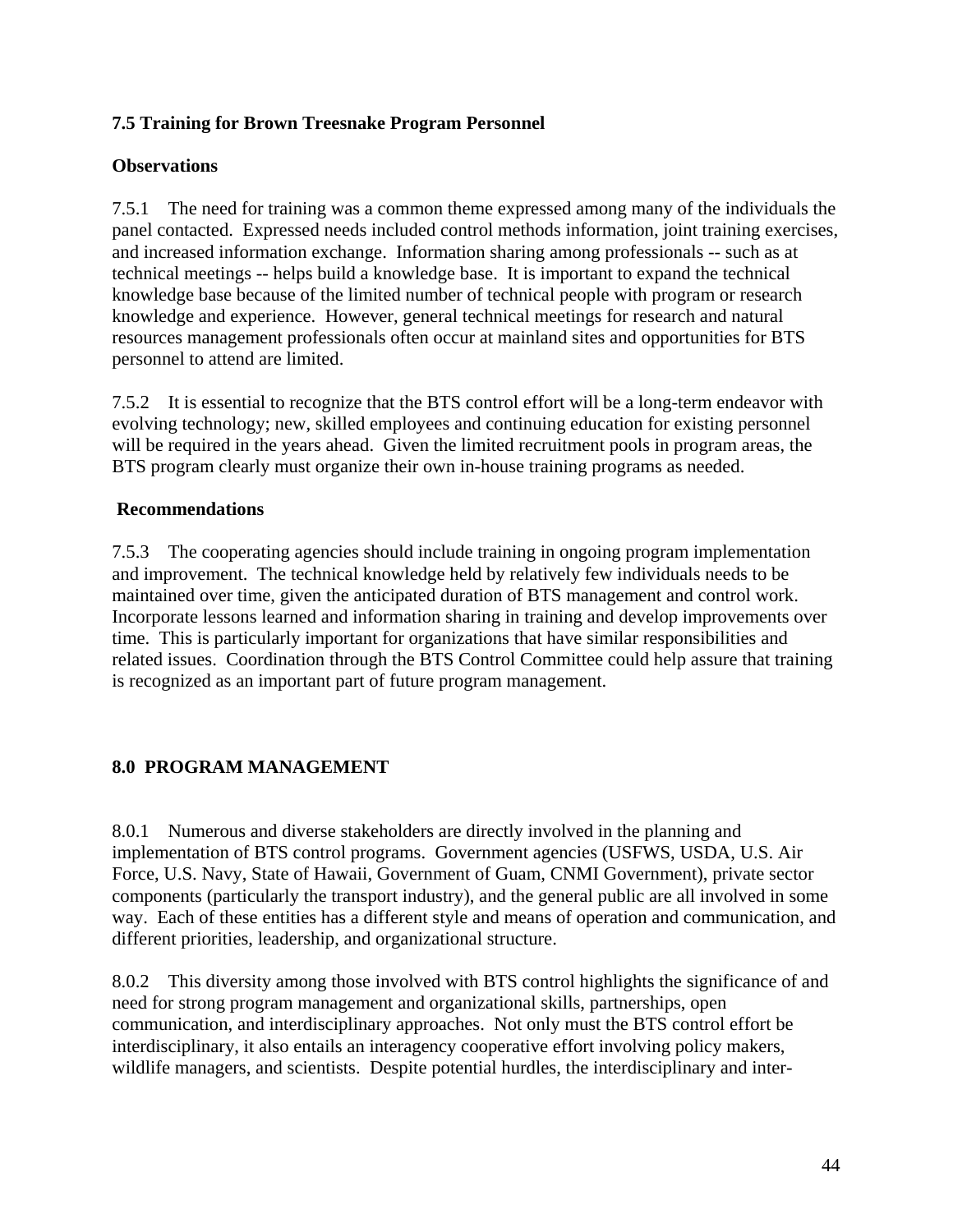### 7.5 Training for Brown Treesnake Program Personnel

**Observations**

7.5.1 The need for training was a common theme expressed among many of the individuals the panel contacted. Expressed needs included control methods information, joint training exercises, and increased information exchange. Information sharing among professionals -- such as at technical meetings -- helps build a knowledge base. It is important to expand the technical knowledge base because of the limited number of technical people with program or research knowledge and experience. However, general technical meetings for research and natural resources management professionals often occur at mainland sites and opportunities for BTS personnel to attend are limited.

7.5.2 It is essential to recognize that the BTS control effort will be a long-term endeavor with evolving technology; new, skilled employees and continuing education for existing personnel will be required in the years ahead. Given the limited recruitment pools in program areas, the BTS program clearly must organize their own in-house training programs as needed.

**Recommendations**

7.5.3 The cooperating agencies should include training in ongoing program implementation and improvement. The technical knowledge held by relatively few individuals needs to be maintained over time, given the anticipated duration of BTS management and control work. Incorporate lessons learned and information sharing in training and develop improvements over time. This is particularly important for organizations that have similar responsibilities and related issues. Coordination through the BTS Control Committee could help assure that training is recognized as an important part of future program management.

## 8.0 PROGRAM MANAGEMENT

8.0.1 Numerous and diverse stakeholders are directly involved in the planning and implementation of BTS control programs. Government agencies (USFWS, USDA, U.S. Air Force, U.S. Navy, State of Hawaii, Government of Guam, CNMI Government), private sector components (particularly the transport industry), and the general public are all involved in some way. Each of these entities has a different style and means of operation and communication, and different priorities, leadership, and organizational structure.

8.0.2 This diversity among those involved with BTS control highlights the significance of and need for strong program management and organizational skills, partnerships, open communication, and interdisciplinary approaches. Not only must the BTS control effort be interdisciplinary, it also entails an interagency cooperative effort involving policy makers, wildlife managers, and scientists. Despite potential hurdles, the interdisciplinary and inter-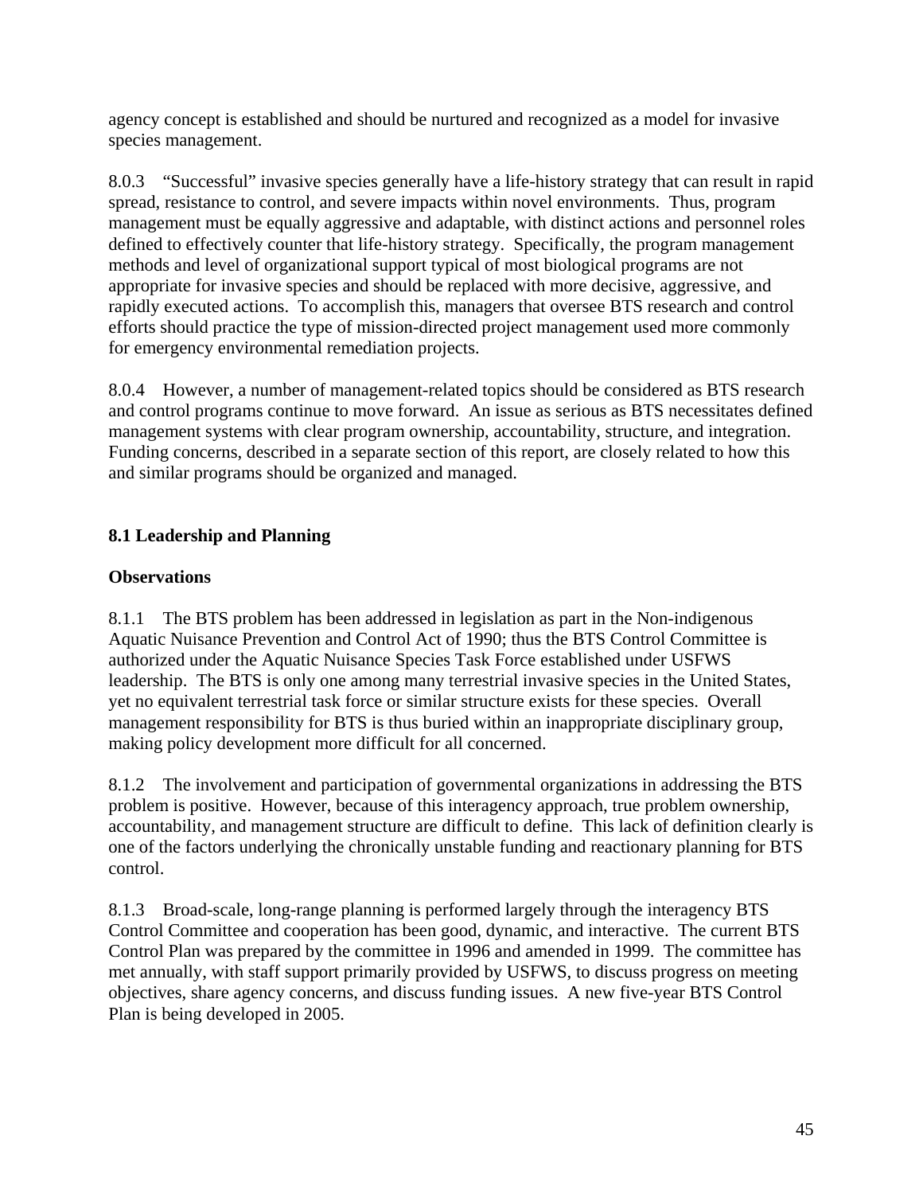agency concept is established and should be nurtured and recognized as a model for invasive species management.

8.0.3 "Successful" invasive species generally have a life-history strategy that can result in rapid spread, resistance to control, and severe impacts within novel environments. Thus, program management must be equally aggressive and adaptable, with distinct actions and personnel roles defined to effectively counter that life-history strategy. Specifically, the program management methods and level of organizational support typical of most biological programs are not appropriate for invasive species and should be replaced with more decisive, aggressive, and rapidly executed actions. To accomplish this, managers that oversee BTS research and control efforts should practice the type of mission-directed project management used more commonly for emergency environmental remediation projects.

8.0.4 However, a number of management-related topics should be considered as BTS research and control programs continue to move forward. An issue as serious as BTS necessitates defined management systems with clear program ownership, accountability, structure, and integration. Funding concerns, described in a separate section of this report, are closely related to how this and similar programs should be organized and managed.

## 8.1 Leadership and Planning

### Observations

8.1.1 The BTS problem has been addressed in legislation as part in the Non-indigenous Aquatic Nuisance Prevention and Control Act of 1990; thus the BTS Control Committee is authorized under the Aquatic Nuisance Species Task Force established under USFWS leadership. The BTS is only one among many terrestrial invasive species in the United States, yet no equivalent terrestrial task force or similar structure exists for these species. Overall management responsibility for BTS is thus buried within an inappropriate disciplinary group, making policy development more difficult for all concerned.

8.1.2 The involvement and participation of governmental organizations in addressing the BTS problem is positive. However, because of this interagency approach, true problem ownership, accountability, and management structure are difficult to define. This lack of definition clearly is one of the factors underlying the chronically unstable funding and reactionary planning for BTS control.

8.1.3 Broad-scale, long-range planning is performed largely through the interagency BTS Control Committee and cooperation has been good, dynamic, and interactive. The current BTS Control Plan was prepared by the committee in 1996 and amended in 1999. The committee has met annually, with staff support primarily provided by USFWS, to discuss progress on meeting objectives, share agency concerns, and discuss funding issues. A new five-year BTS Control Plan is being developed in 2005.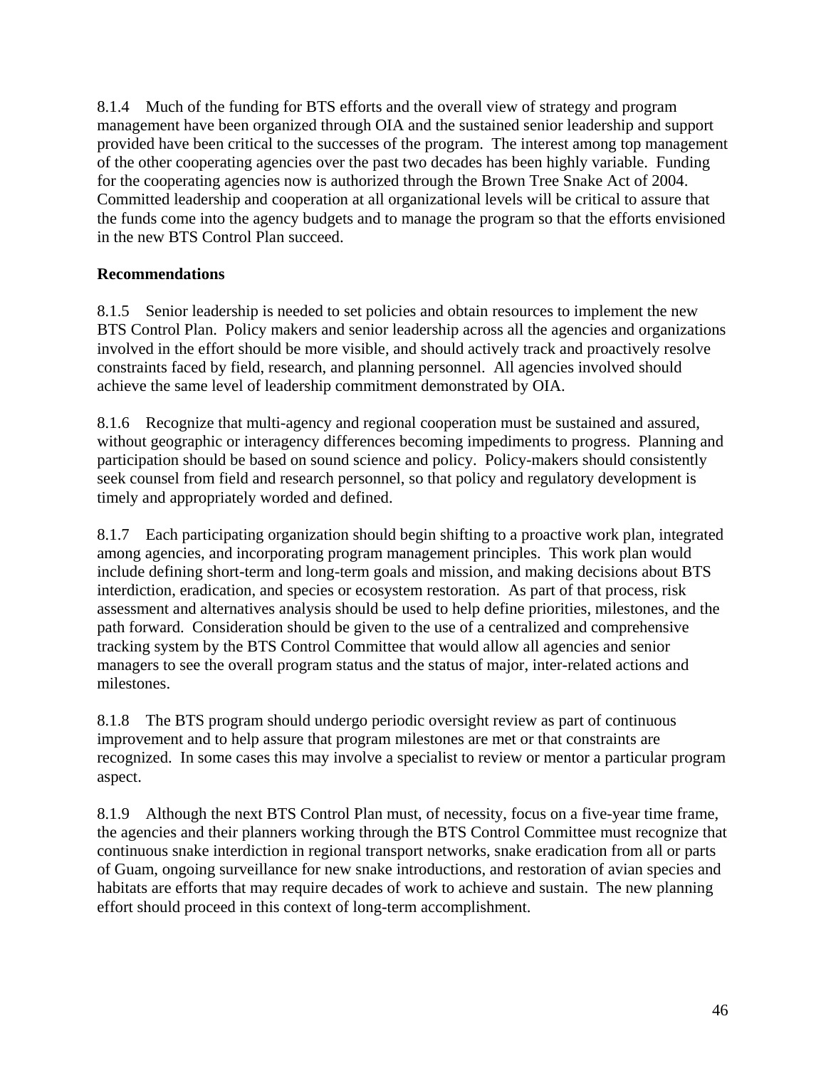8.1.4 Much of the funding for BTS efforts and the overall view of strategy and program management have been organized through OIA and the sustained senior leadership and support provided have been critical to the successes of the program. The interest among top management of the other cooperating agencies over the past two decades has been highly variable. Funding for the cooperating agencies now is authorized through the Brown Tree Snake Act of 2004. Committed leadership and cooperation at all organizational levels will be critical to assure that the funds come into the agency budgets and to manage the program so that the efforts envisioned in the new BTS Control Plan succeed.

**Recommendations**

8.1.5 Senior leadership is needed to set policies and obtain resources to implement the new BTS Control Plan. Policy makers and senior leadership across all the agencies and organizations involved in the effort should be more visible, and should actively track and proactively resolve constraints faced by field, research, and planning personnel. All agencies involved should achieve the same level of leadership commitment demonstrated by OIA.

8.1.6 Recognize that multi-agency and regional cooperation must be sustained and assured, without geographic or interagency differences becoming impediments to progress. Planning and participation should be based on sound science and policy. Policy-makers should consistently seek counsel from field and research personnel, so that policy and regulatory development is timely and appropriately worded and defined.

8.1.7 Each participating organization should begin shifting to a proactive work plan, integrated among agencies, and incorporating program management principles. This work plan would include defining short-term and long-term goals and mission, and making decisions about BTS interdiction, eradication, and species or ecosystem restoration. As part of that process, risk assessment and alternatives analysis should be used to help define priorities, milestones, and the path forward. Consideration should be given to the use of a centralized and comprehensive tracking system by the BTS Control Committee that would allow all agencies and senior managers to see the overall program status and the status of major, inter-related actions and milestones.

8.1.8 The BTS program should undergo periodic oversight review as part of continuous improvement and to help assure that program milestones are met or that constraints are recognized. In some cases this may involve a specialist to review or mentor a particular program aspect.

8.1.9 Although the next BTS Control Plan must, of necessity, focus on a five-year time frame, the agencies and their planners working through the BTS Control Committee must recognize that continuous snake interdiction in regional transport networks, snake eradication from all or parts of Guam, ongoing surveillance for new snake introductions, and restoration of avian species and habitats are efforts that may require decades of work to achieve and sustain. The new planning effort should proceed in this context of long-term accomplishment.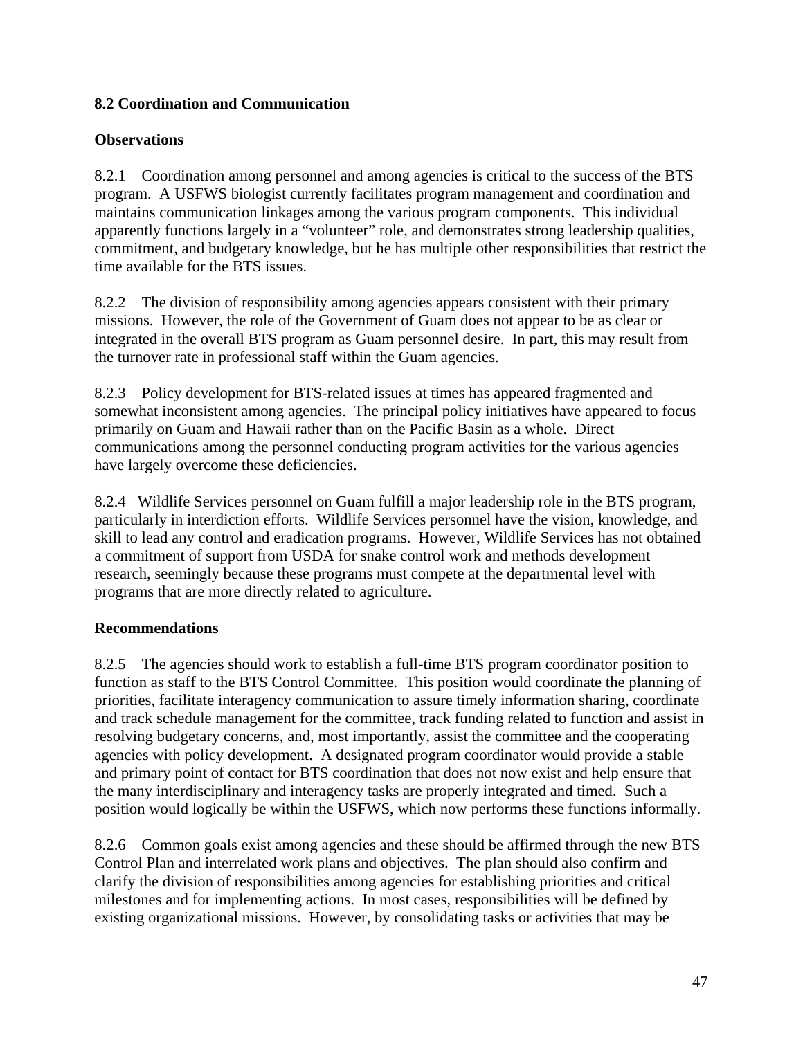### 8.2 Coordination and Communication

#### Observations

8.2.1 Coordination among personnel and among agencies is critical to the success of the BTS program. A USFWS biologist currently facilitates program management and coordination and maintains communication linkages among the various program components. This individual apparently functions largely in a "volunteer" role, and demonstrates strong leadership qualities, commitment, and budgetary knowledge, but he has multiple other responsibilities that restrict the time available for the BTS issues.

8.2.2 The division of responsibility among agencies appears consistent with their primary missions. However, the role of the Government of Guam does not appear to be as clear or integrated in the overall BTS program as Guam personnel desire. In part, this may result from the turnover rate in professional staff within the Guam agencies.

8.2.3 Policy development for BTS-related issues at times has appeared fragmented and somewhat inconsistent among agencies. The principal policy initiatives have appeared to focus primarily on Guam and Hawaii rather than on the Pacific Basin as a whole. Direct communications among the personnel conducting program activities for the various agencies have largely overcome these deficiencies.

8.2.4 Wildlife Services personnel on Guam fulfill a major leadership role in the BTS program, particularly in interdiction efforts. Wildlife Services personnel have the vision, knowledge, and skill to lead any control and eradication programs. However, Wildlife Services has not obtained a commitment of support from USDA for snake control work and methods development research, seemingly because these programs must compete at the departmental level with programs that are more directly related to agriculture.

#### Recommendations

8.2.5 The agencies should work to establish a full-time BTS program coordinator position to function as staff to the BTS Control Committee. This position would coordinate the planning of priorities, facilitate interagency communication to assure timely information sharing, coordinate and track schedule management for the committee, track funding related to function and assist in resolving budgetary concerns, and, most importantly, assist the committee and the cooperating agencies with policy development. A designated program coordinator would provide a stable and primary point of contact for BTS coordination that does not now exist and help ensure that the many interdisciplinary and interagency tasks are properly integrated and timed. Such a position would logically be within the USFWS, which now performs these functions informally.

8.2.6 Common goals exist among agencies and these should be affirmed through the new BTS Control Plan and interrelated work plans and objectives. The plan should also confirm and clarify the division of responsibilities among agencies for establishing priorities and critical milestones and for implementing actions. In most cases, responsibilities will be defined by existing organizational missions. However, by consolidating tasks or activities that may be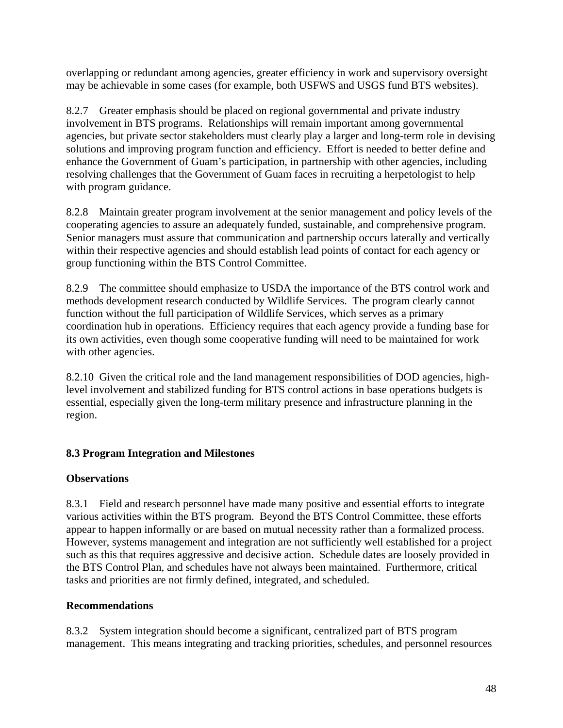overlapping or redundant among agencies, greater efficiency in work and supervisory oversight may be achievable in some cases (for example, both USFWS and USGS fund BTS websites).

8.2.7 Greater emphasis should be placed on regional governmental and private industry involvement in BTS programs. Relationships will remain important among governmental agencies, but private sector stakeholders must clearly play a larger and long-term role in devising solutions and improving program function and efficiency. Effort is needed to better define and enhance the Government of Guam's participation, in partnership with other agencies, including resolving challenges that the Government of Guam faces in recruiting a herpetologist to help with program guidance.

8.2.8 Maintain greater program involvement at the senior management and policy levels of the cooperating agencies to assure an adequately funded, sustainable, and comprehensive program. Senior managers must assure that communication and partnership occurs laterally and vertically within their respective agencies and should establish lead points of contact for each agency or group functioning within the BTS Control Committee.

8.2.9 The committee should emphasize to USDA the importance of the BTS control work and methods development research conducted by Wildlife Services. The program clearly cannot function without the full participation of Wildlife Services, which serves as a primary coordination hub in operations. Efficiency requires that each agency provide a funding base for its own activities, even though some cooperative funding will need to be maintained for work with other agencies.

8.2.10 Given the critical role and the land management responsibilities of DOD agencies, high-level involvement and stabilized funding for BTS control actions in base operations budgets is essential, especially given the long-term military presence and infrastructure planning in the region.

### 8.3 Program Integration and Milestones

#### Observations

8.3.1 Field and research personnel have made many positive and essential efforts to integrate various activities within the BTS program. Beyond the BTS Control Committee, these efforts appear to happen informally or are based on mutual necessity rather than a formalized process. However, systems management and integration are not sufficiently well established for a project such as this that requires aggressive and decisive action. Schedule dates are loosely provided in the BTS Control Plan, and schedules have not always been maintained. Furthermore, critical tasks and priorities are not firmly defined, integrated, and scheduled.

#### Recommendations

8.3.2 System integration should become a significant, centralized part of BTS program management. This means integrating and tracking priorities, schedules, and personnel resources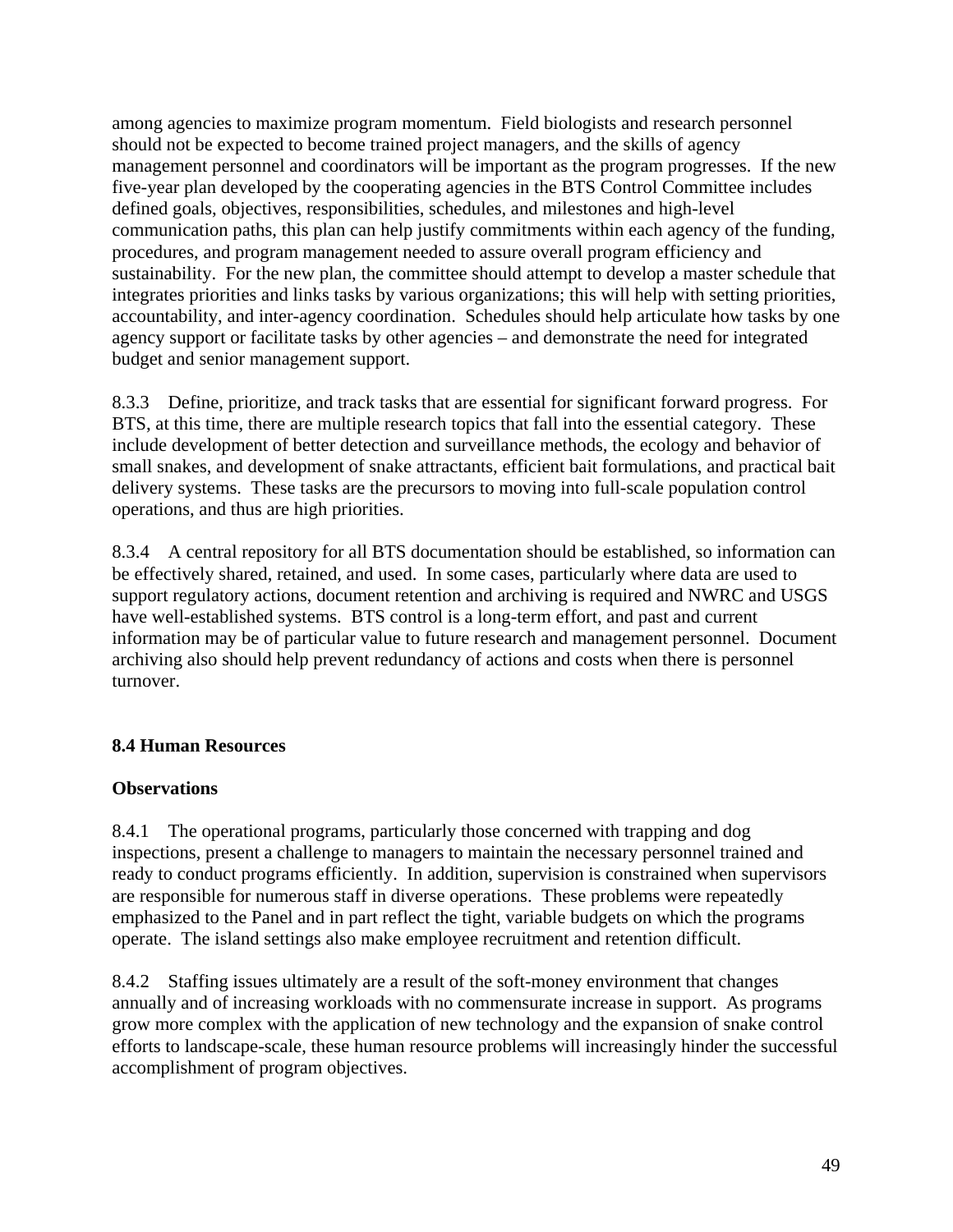among agencies to maximize program momentum. Field biologists and research personnel should not be expected to become trained project managers, and the skills of agency management personnel and coordinators will be important as the program progresses. If the new five-year plan developed by the cooperating agencies in the BTS Control Committee includes defined goals, objectives, responsibilities, schedules, and milestones and high-level communication paths, this plan can help justify commitments within each agency of the funding, procedures, and program management needed to assure overall program efficiency and sustainability. For the new plan, the committee should attempt to develop a master schedule that integrates priorities and links tasks by various organizations; this will help with setting priorities, accountability, and inter-agency coordination. Schedules should help articulate how tasks by one agency support or facilitate tasks by other agencies – and demonstrate the need for integrated budget and senior management support.

8.3.3 Define, prioritize, and track tasks that are essential for significant forward progress. For BTS, at this time, there are multiple research topics that fall into the essential category. These include development of better detection and surveillance methods, the ecology and behavior of small snakes, and development of snake attractants, efficient bait formulations, and practical bait delivery systems. These tasks are the precursors to moving into full-scale population control operations, and thus are high priorities.

8.3.4 A central repository for all BTS documentation should be established, so information can be effectively shared, retained, and used. In some cases, particularly where data are used to support regulatory actions, document retention and archiving is required and NWRC and USGS have well-established systems. BTS control is a long-term effort, and past and current information may be of particular value to future research and management personnel. Document archiving also should help prevent redundancy of actions and costs when there is personnel turnover.

## 8.4 Human Resources

### Observations

8.4.1 The operational programs, particularly those concerned with trapping and dog inspections, present a challenge to managers to maintain the necessary personnel trained and ready to conduct programs efficiently. In addition, supervision is constrained when supervisors are responsible for numerous staff in diverse operations. These problems were repeatedly emphasized to the Panel and in part reflect the tight, variable budgets on which the programs operate. The island settings also make employee recruitment and retention difficult.

8.4.2 Staffing issues ultimately are a result of the soft-money environment that changes annually and of increasing workloads with no commensurate increase in support. As programs grow more complex with the application of new technology and the expansion of snake control efforts to landscape-scale, these human resource problems will increasingly hinder the successful accomplishment of program objectives.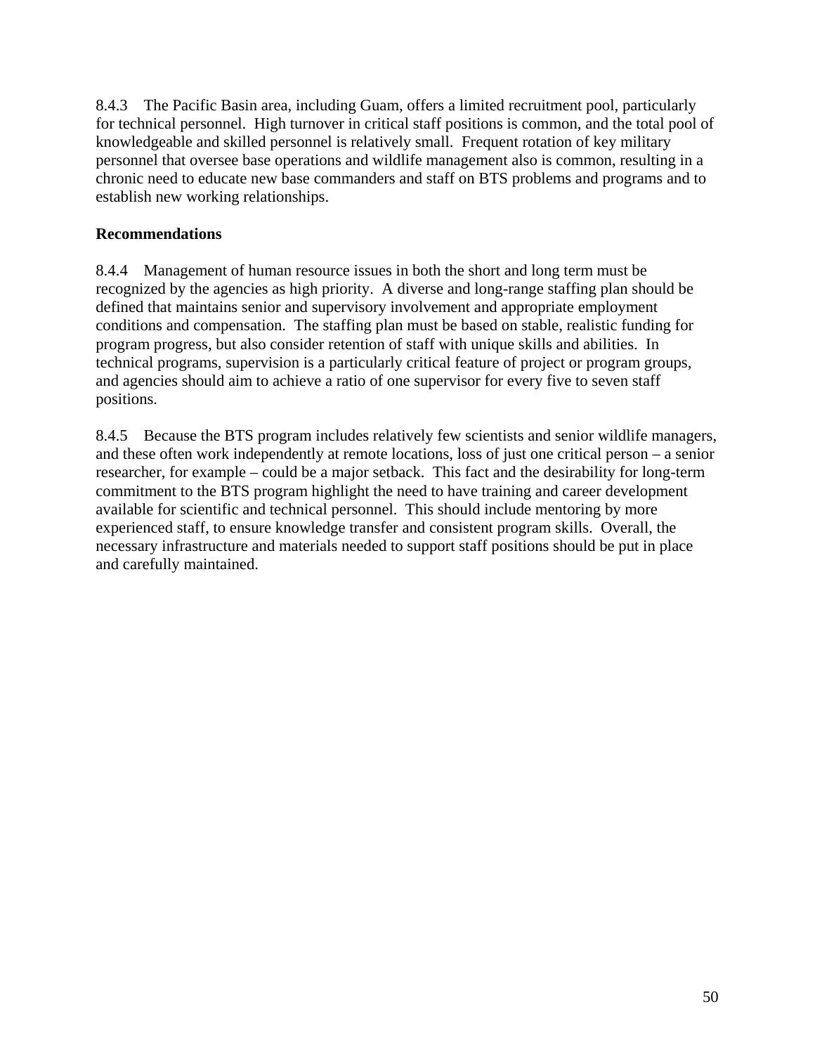8.4.3 The Pacific Basin area, including Guam, offers a limited recruitment pool, particularly for technical personnel. High turnover in critical staff positions is common, and the total pool of knowledgeable and skilled personnel is relatively small. Frequent rotation of key military personnel that oversee base operations and wildlife management also is common, resulting in a chronic need to educate new base commanders and staff on BTS problems and programs and to establish new working relationships.

**Recommendations**

8.4.4 Management of human resource issues in both the short and long term must be recognized by the agencies as high priority. A diverse and long-range staffing plan should be defined that maintains senior and supervisory involvement and appropriate employment conditions and compensation. The staffing plan must be based on stable, realistic funding for program progress, but also consider retention of staff with unique skills and abilities. In technical programs, supervision is a particularly critical feature of project or program groups, and agencies should aim to achieve a ratio of one supervisor for every five to seven staff positions.

8.4.5 Because the BTS program includes relatively few scientists and senior wildlife managers, and these often work independently at remote locations, loss of just one critical person – a senior researcher, for example – could be a major setback. This fact and the desirability for long-term commitment to the BTS program highlight the need to have training and career development available for scientific and technical personnel. This should include mentoring by more experienced staff, to ensure knowledge transfer and consistent program skills. Overall, the necessary infrastructure and materials needed to support staff positions should be put in place and carefully maintained.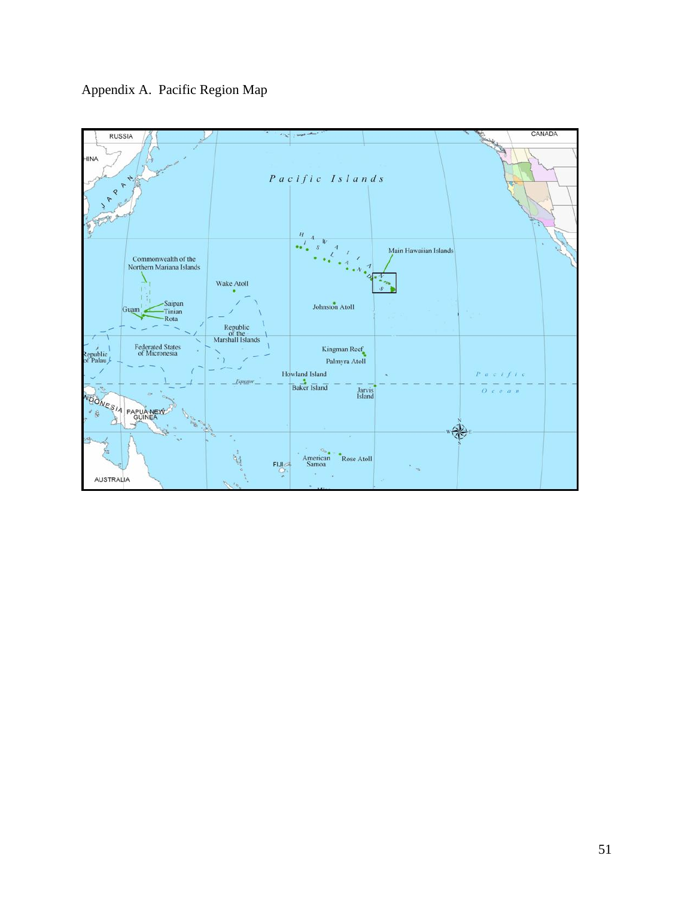Appendix A. Pacific Region Map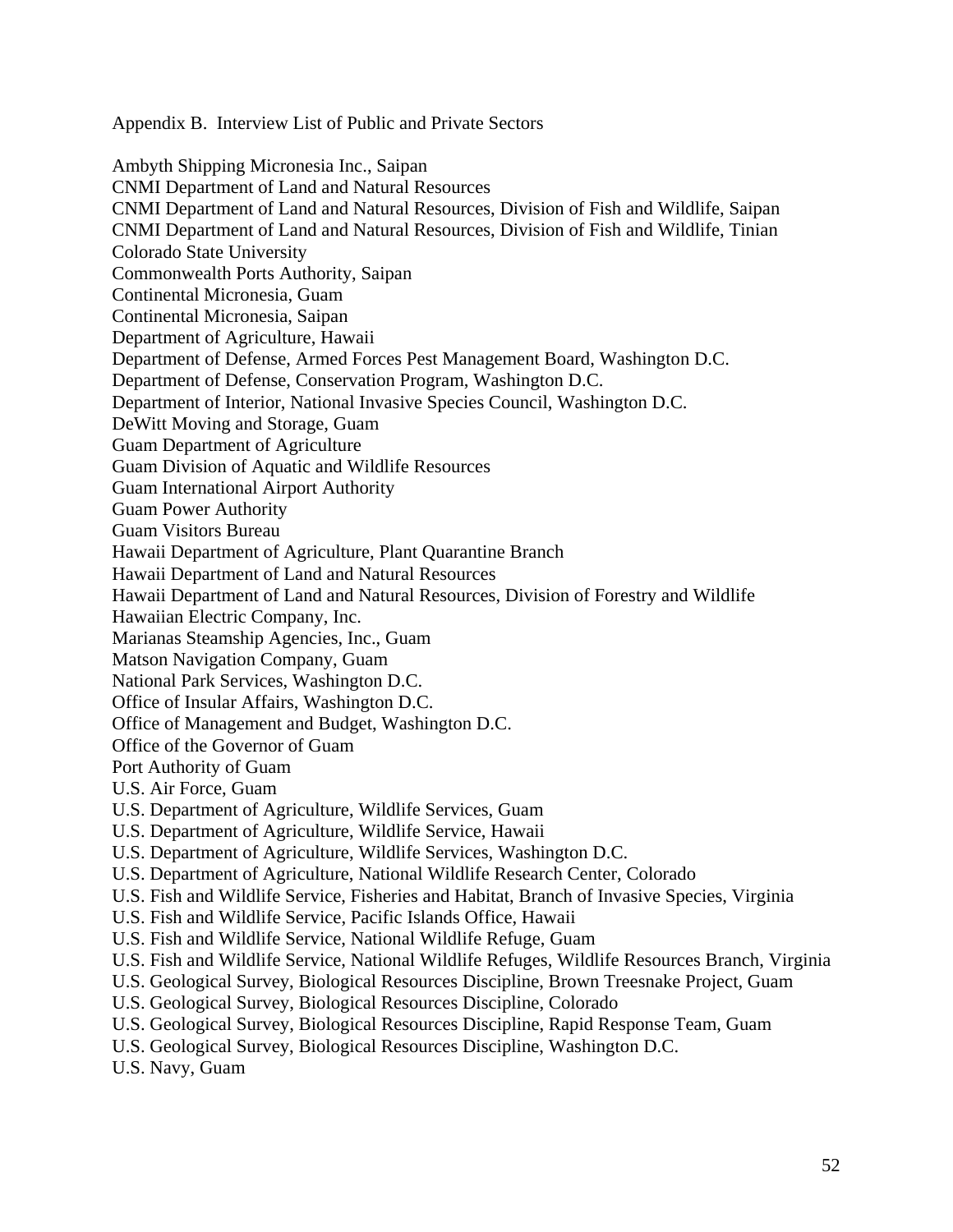Appendix B. Interview List of Public and Private Sectors

Ambyth Shipping Micronesia Inc., Saipan
CNMI Department of Land and Natural Resources
CNMI Department of Land and Natural Resources, Division of Fish and Wildlife, Saipan
CNMI Department of Land and Natural Resources, Division of Fish and Wildlife, Tinian
Colorado State University
Commonwealth Ports Authority, Saipan
Continental Micronesia, Guam
Continental Micronesia, Saipan
Department of Agriculture, Hawaii
Department of Defense, Armed Forces Pest Management Board, Washington D.C.
Department of Defense, Conservation Program, Washington D.C.
Department of Interior, National Invasive Species Council, Washington D.C.
DeWitt Moving and Storage, Guam
Guam Department of Agriculture
Guam Division of Aquatic and Wildlife Resources
Guam International Airport Authority
Guam Power Authority
Guam Visitors Bureau
Hawaii Department of Agriculture, Plant Quarantine Branch
Hawaii Department of Land and Natural Resources
Hawaii Department of Land and Natural Resources, Division of Forestry and Wildlife
Hawaiian Electric Company, Inc.
Marianas Steamship Agencies, Inc., Guam
Matson Navigation Company, Guam
National Park Services, Washington D.C.
Office of Insular Affairs, Washington D.C.
Office of Management and Budget, Washington D.C.
Office of the Governor of Guam
Port Authority of Guam
U.S. Air Force, Guam
U.S. Department of Agriculture, Wildlife Services, Guam
U.S. Department of Agriculture, Wildlife Service, Hawaii
U.S. Department of Agriculture, Wildlife Services, Washington D.C.
U.S. Department of Agriculture, National Wildlife Research Center, Colorado
U.S. Fish and Wildlife Service, Fisheries and Habitat, Branch of Invasive Species, Virginia
U.S. Fish and Wildlife Service, Pacific Islands Office, Hawaii
U.S. Fish and Wildlife Service, National Wildlife Refuge, Guam
U.S. Fish and Wildlife Service, National Wildlife Refuges, Wildlife Resources Branch, Virginia
U.S. Geological Survey, Biological Resources Discipline, Brown Treesnake Project, Guam
U.S. Geological Survey, Biological Resources Discipline, Colorado
U.S. Geological Survey, Biological Resources Discipline, Rapid Response Team, Guam
U.S. Geological Survey, Biological Resources Discipline, Washington D.C.
U.S. Navy, Guam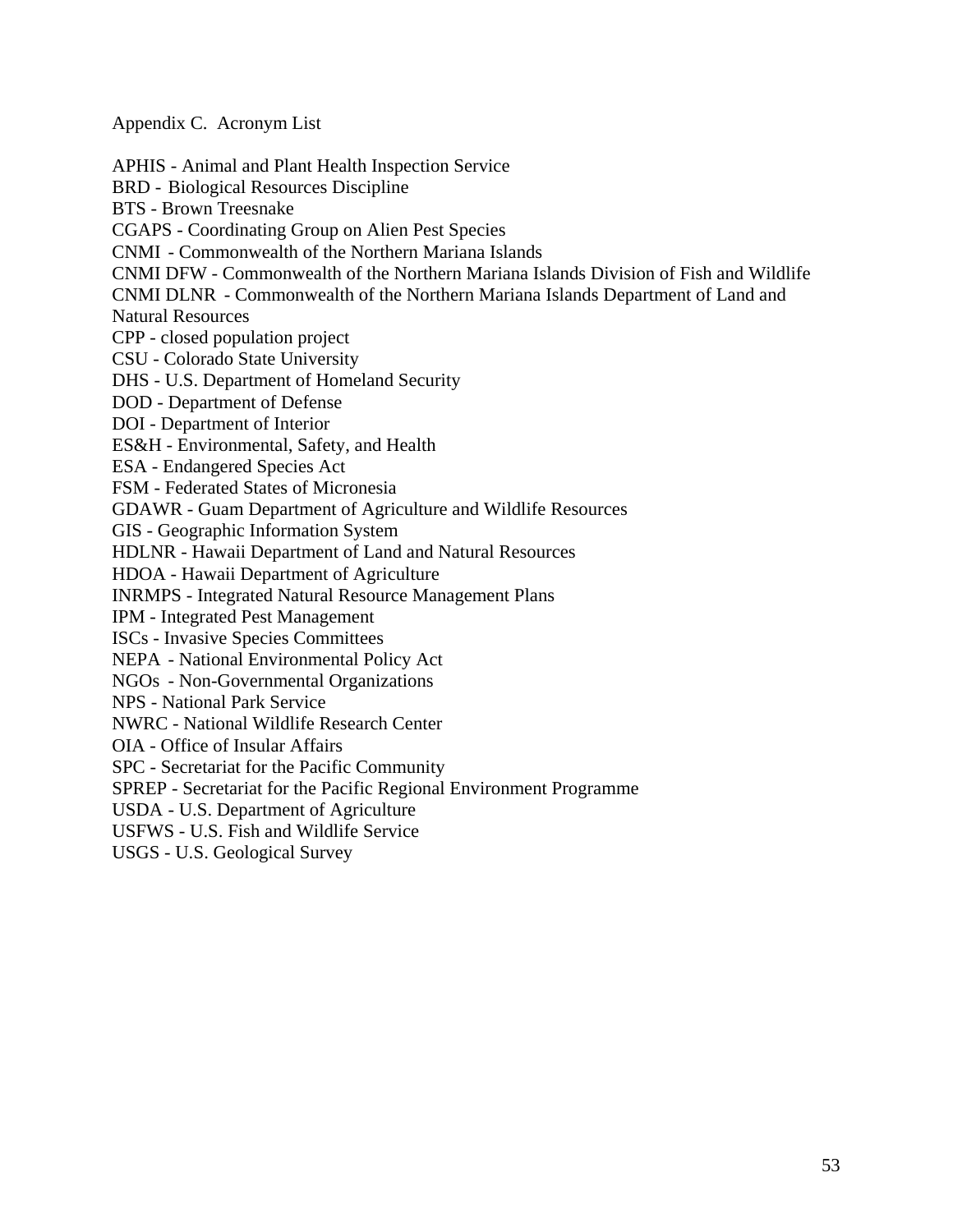## Appendix C. Acronym List

APHIS - Animal and Plant Health Inspection Service
BRD - Biological Resources Discipline
BTS - Brown Treesnake
CGAPS - Coordinating Group on Alien Pest Species
CNMI - Commonwealth of the Northern Mariana Islands
CNMI DFW - Commonwealth of the Northern Mariana Islands Division of Fish and Wildlife
CNMI DLNR - Commonwealth of the Northern Mariana Islands Department of Land and Natural Resources
CPP - closed population project
CSU - Colorado State University
DHS - U.S. Department of Homeland Security
DOD - Department of Defense
DOI - Department of Interior
ES&H - Environmental, Safety, and Health
ESA - Endangered Species Act
FSM - Federated States of Micronesia
GDAWR - Guam Department of Agriculture and Wildlife Resources
GIS - Geographic Information System
HDLNR - Hawaii Department of Land and Natural Resources
HDOA - Hawaii Department of Agriculture
INRMPS - Integrated Natural Resource Management Plans
IPM - Integrated Pest Management
ISCs - Invasive Species Committees
NEPA - National Environmental Policy Act
NGOs - Non-Governmental Organizations
NPS - National Park Service
NWRC - National Wildlife Research Center
OIA - Office of Insular Affairs
SPC - Secretariat for the Pacific Community
SPREP - Secretariat for the Pacific Regional Environment Programme
USDA - U.S. Department of Agriculture
USFWS - U.S. Fish and Wildlife Service
USGS - U.S. Geological Survey